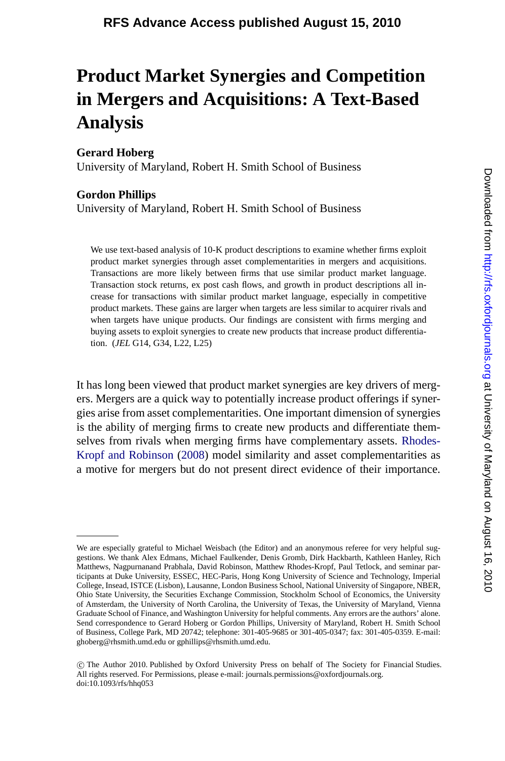# Product Market Synergies and Competition in Mergers and Acquisitions: A Text-Based Analysis

**Gerard Hoberg**
University of Maryland, Robert H. Smith School of Business

**Gordon Phillips**
University of Maryland, Robert H. Smith School of Business

We use text-based analysis of 10-K product descriptions to examine whether firms exploit product market synergies through asset complementarities in mergers and acquisitions. Transactions are more likely between firms that use similar product market language. Transaction stock returns, ex post cash flows, and growth in product descriptions all increase for transactions with similar product market language, especially in competitive product markets. These gains are larger when targets are less similar to acquirer rivals and when targets have unique products. Our findings are consistent with firms merging and buying assets to exploit synergies to create new products that increase product differentiation. (*JEL* G14, G34, L22, L25)

It has long been viewed that product market synergies are key drivers of mergers. Mergers are a quick way to potentially increase product offerings if synergies arise from asset complementarities. One important dimension of synergies is the ability of merging firms to create new products and differentiate themselves from rivals when merging firms have complementary assets. Rhodes-Kropf and Robinson (2008) model similarity and asset complementarities as a motive for mergers but do not present direct evidence of their importance.

---

We are especially grateful to Michael Weisbach (the Editor) and an anonymous referee for very helpful suggestions. We thank Alex Edmans, Michael Faulkender, Denis Gromb, Dirk Hackbarth, Kathleen Hanley, Rich Matthews, Nagpurnanand Prabhala, David Robinson, Matthew Rhodes-Kropf, Paul Tetlock, and seminar participants at Duke University, ESSEC, HEC-Paris, Hong Kong University of Science and Technology, Imperial College, Insead, ISTCE (Lisbon), Lausanne, London Business School, National University of Singapore, NBER, Ohio State University, the Securities Exchange Commission, Stockholm School of Economics, the University of Amsterdam, the University of North Carolina, the University of Texas, the University of Maryland, Vienna Graduate School of Finance, and Washington University for helpful comments. Any errors are the authors' alone. Send correspondence to Gerard Hoberg or Gordon Phillips, University of Maryland, Robert H. Smith School of Business, College Park, MD 20742; telephone: 301-405-9685 or 301-405-0347; fax: 301-405-0359. E-mail: ghoberg@rhsmith.umd.edu or gphillips@rhsmith.umd.edu.

© The Author 2010. Published by Oxford University Press on behalf of The Society for Financial Studies. All rights reserved. For Permissions, please e-mail: journals.permissions@oxfordjournals.org.
doi:10.1093/rfs/hhq053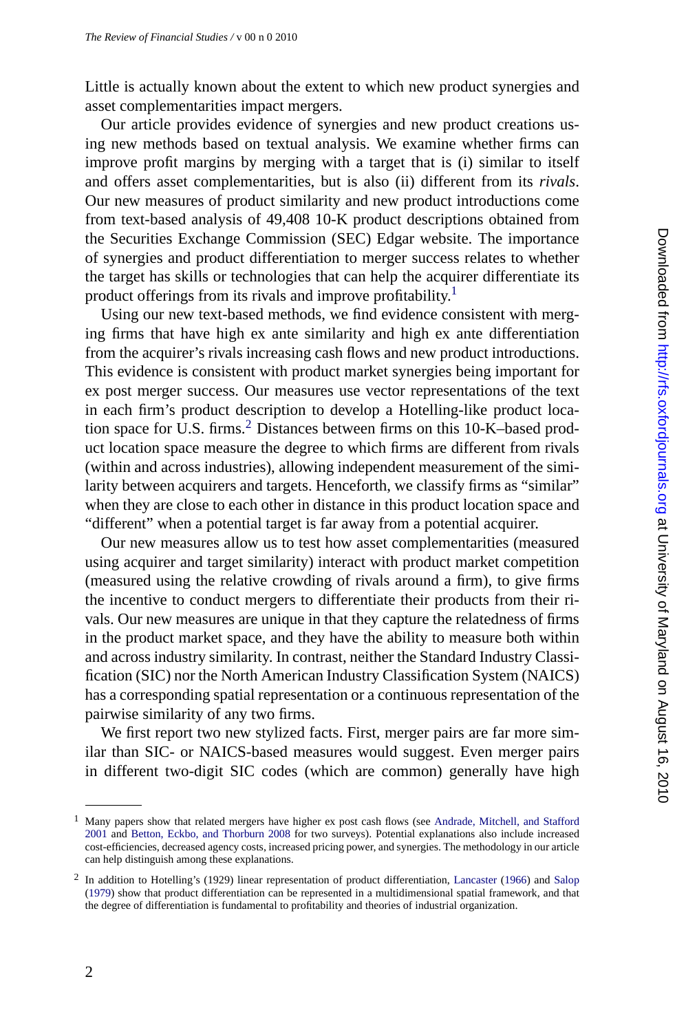Little is actually known about the extent to which new product synergies and asset complementarities impact mergers.

Our article provides evidence of synergies and new product creations using new methods based on textual analysis. We examine whether firms can improve profit margins by merging with a target that is (i) similar to itself and offers asset complementarities, but is also (ii) different from its *rivals*. Our new measures of product similarity and new product introductions come from text-based analysis of 49,408 10-K product descriptions obtained from the Securities Exchange Commission (SEC) Edgar website. The importance of synergies and product differentiation to merger success relates to whether the target has skills or technologies that can help the acquirer differentiate its product offerings from its rivals and improve profitability.[1]

Using our new text-based methods, we find evidence consistent with merging firms that have high ex ante similarity and high ex ante differentiation from the acquirer's rivals increasing cash flows and new product introductions. This evidence is consistent with product market synergies being important for ex post merger success. Our measures use vector representations of the text in each firm's product description to develop a Hotelling-like product location space for U.S. firms.[2] Distances between firms on this 10-K–based product location space measure the degree to which firms are different from rivals (within and across industries), allowing independent measurement of the similarity between acquirers and targets. Henceforth, we classify firms as "similar" when they are close to each other in distance in this product location space and "different" when a potential target is far away from a potential acquirer.

Our new measures allow us to test how asset complementarities (measured using acquirer and target similarity) interact with product market competition (measured using the relative crowding of rivals around a firm), to give firms the incentive to conduct mergers to differentiate their products from their rivals. Our new measures are unique in that they capture the relatedness of firms in the product market space, and they have the ability to measure both within and across industry similarity. In contrast, neither the Standard Industry Classification (SIC) nor the North American Industry Classification System (NAICS) has a corresponding spatial representation or a continuous representation of the pairwise similarity of any two firms.

We first report two new stylized facts. First, merger pairs are far more similar than SIC- or NAICS-based measures would suggest. Even merger pairs in different two-digit SIC codes (which are common) generally have high

---

[1] Many papers show that related mergers have higher ex post cash flows (see Andrade, Mitchell, and Stafford 2001 and Betton, Eckbo, and Thorburn 2008 for two surveys). Potential explanations also include increased cost-efficiencies, decreased agency costs, increased pricing power, and synergies. The methodology in our article can help distinguish among these explanations.

[2] In addition to Hotelling's (1929) linear representation of product differentiation, Lancaster (1966) and Salop (1979) show that product differentiation can be represented in a multidimensional spatial framework, and that the degree of differentiation is fundamental to profitability and theories of industrial organization.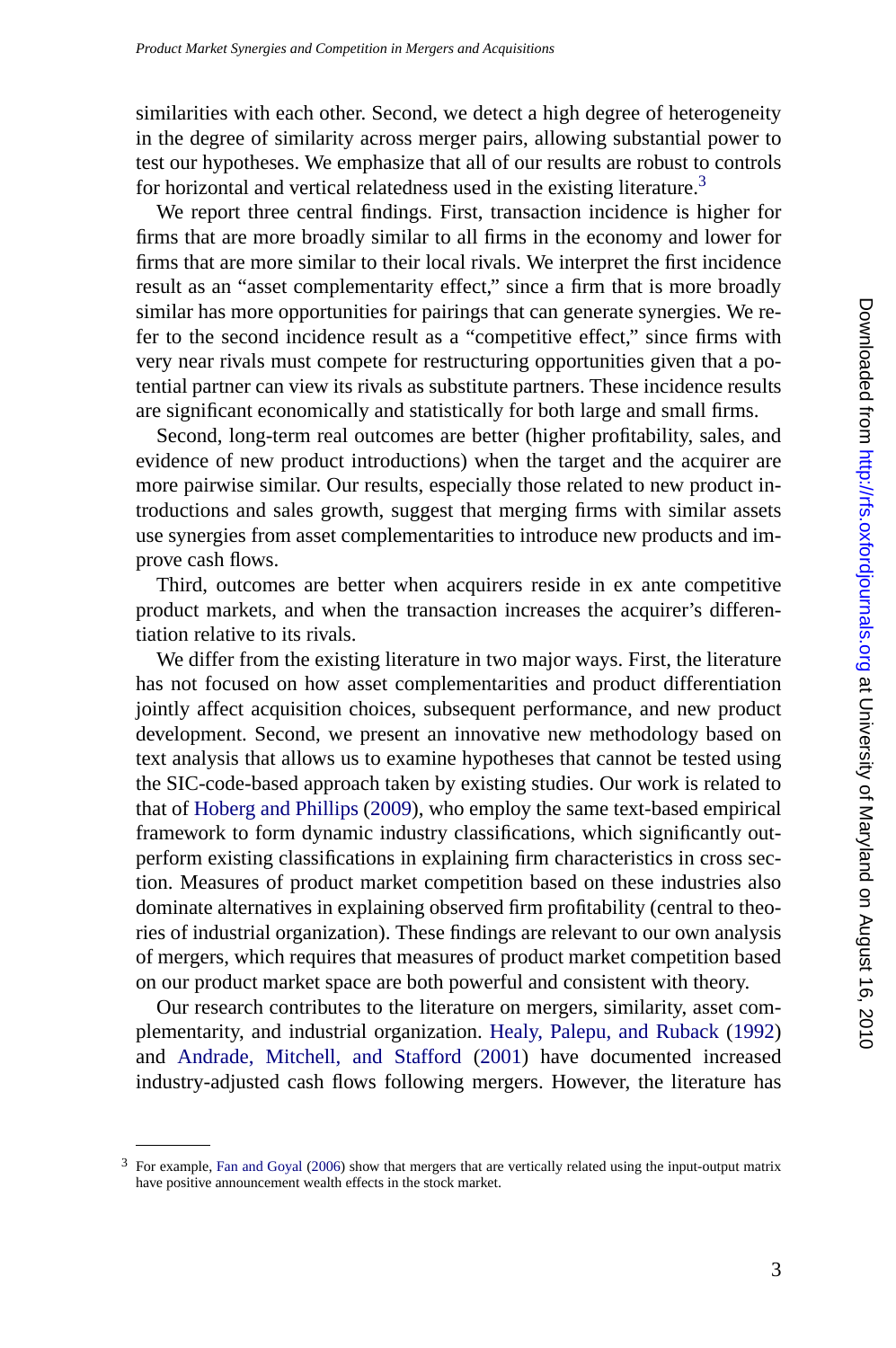similarities with each other. Second, we detect a high degree of heterogeneity in the degree of similarity across merger pairs, allowing substantial power to test our hypotheses. We emphasize that all of our results are robust to controls for horizontal and vertical relatedness used in the existing literature.[3]

We report three central findings. First, transaction incidence is higher for firms that are more broadly similar to all firms in the economy and lower for firms that are more similar to their local rivals. We interpret the first incidence result as an "asset complementarity effect," since a firm that is more broadly similar has more opportunities for pairings that can generate synergies. We refer to the second incidence result as a "competitive effect," since firms with very near rivals must compete for restructuring opportunities given that a potential partner can view its rivals as substitute partners. These incidence results are significant economically and statistically for both large and small firms.

Second, long-term real outcomes are better (higher profitability, sales, and evidence of new product introductions) when the target and the acquirer are more pairwise similar. Our results, especially those related to new product introductions and sales growth, suggest that merging firms with similar assets use synergies from asset complementarities to introduce new products and improve cash flows.

Third, outcomes are better when acquirers reside in ex ante competitive product markets, and when the transaction increases the acquirer's differentiation relative to its rivals.

We differ from the existing literature in two major ways. First, the literature has not focused on how asset complementarities and product differentiation jointly affect acquisition choices, subsequent performance, and new product development. Second, we present an innovative new methodology based on text analysis that allows us to examine hypotheses that cannot be tested using the SIC-code-based approach taken by existing studies. Our work is related to that of Hoberg and Phillips (2009), who employ the same text-based empirical framework to form dynamic industry classifications, which significantly outperform existing classifications in explaining firm characteristics in cross section. Measures of product market competition based on these industries also dominate alternatives in explaining observed firm profitability (central to theories of industrial organization). These findings are relevant to our own analysis of mergers, which requires that measures of product market competition based on our product market space are both powerful and consistent with theory.

Our research contributes to the literature on mergers, similarity, asset complementarity, and industrial organization. Healy, Palepu, and Ruback (1992) and Andrade, Mitchell, and Stafford (2001) have documented increased industry-adjusted cash flows following mergers. However, the literature has

[3] For example, Fan and Goyal (2006) show that mergers that are vertically related using the input-output matrix have positive announcement wealth effects in the stock market.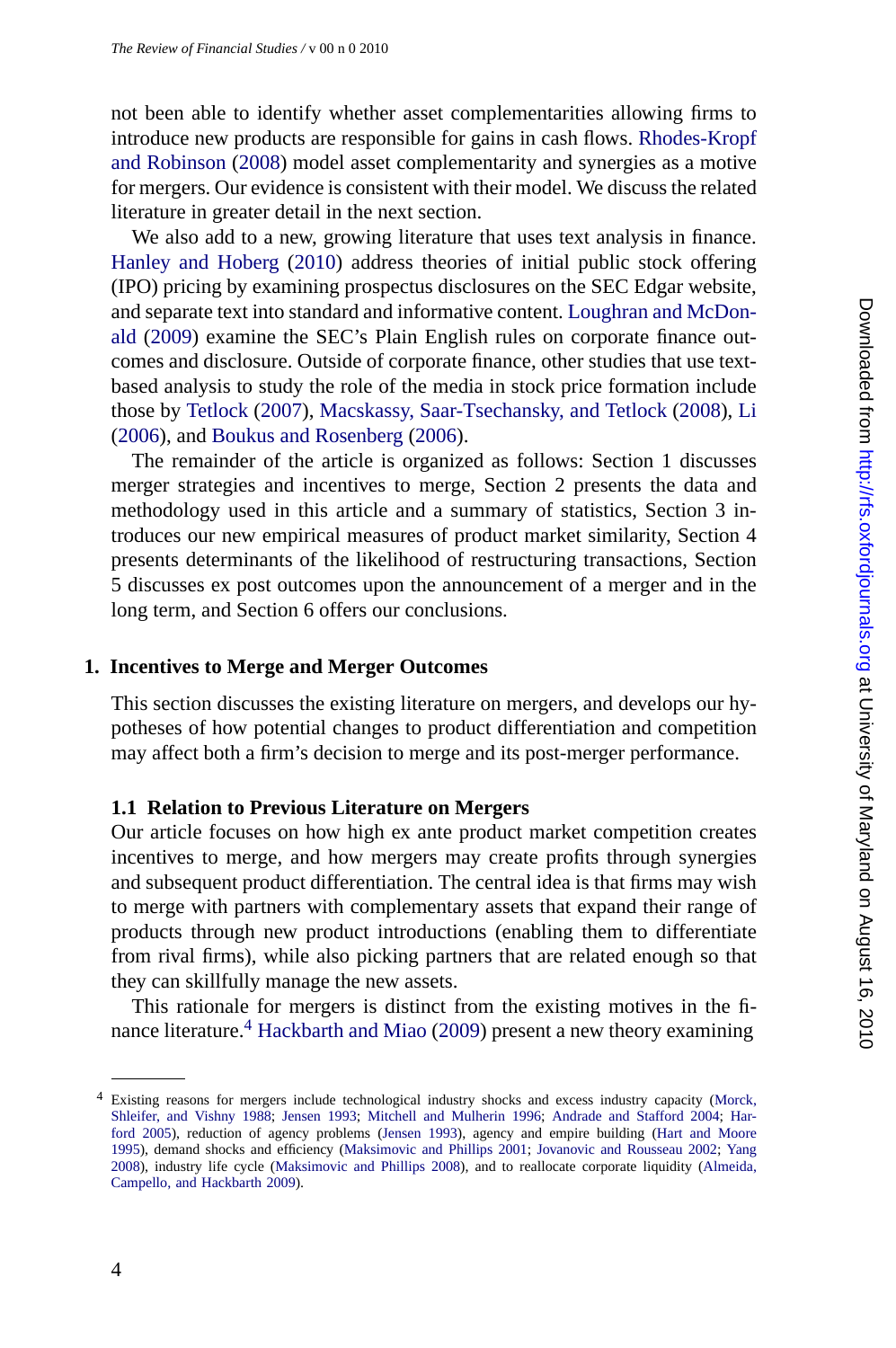not been able to identify whether asset complementarities allowing firms to introduce new products are responsible for gains in cash flows. Rhodes-Kropf and Robinson (2008) model asset complementarity and synergies as a motive for mergers. Our evidence is consistent with their model. We discuss the related literature in greater detail in the next section.

We also add to a new, growing literature that uses text analysis in finance. Hanley and Hoberg (2010) address theories of initial public stock offering (IPO) pricing by examining prospectus disclosures on the SEC Edgar website, and separate text into standard and informative content. Loughran and McDonald (2009) examine the SEC's Plain English rules on corporate finance outcomes and disclosure. Outside of corporate finance, other studies that use text-based analysis to study the role of the media in stock price formation include those by Tetlock (2007), Macskassy, Saar-Tsechansky, and Tetlock (2008), Li (2006), and Boukus and Rosenberg (2006).

The remainder of the article is organized as follows: Section 1 discusses merger strategies and incentives to merge, Section 2 presents the data and methodology used in this article and a summary of statistics, Section 3 introduces our new empirical measures of product market similarity, Section 4 presents determinants of the likelihood of restructuring transactions, Section 5 discusses ex post outcomes upon the announcement of a merger and in the long term, and Section 6 offers our conclusions.

## 1. Incentives to Merge and Merger Outcomes

This section discusses the existing literature on mergers, and develops our hypotheses of how potential changes to product differentiation and competition may affect both a firm's decision to merge and its post-merger performance.

### 1.1 Relation to Previous Literature on Mergers

Our article focuses on how high ex ante product market competition creates incentives to merge, and how mergers may create profits through synergies and subsequent product differentiation. The central idea is that firms may wish to merge with partners with complementary assets that expand their range of products through new product introductions (enabling them to differentiate from rival firms), while also picking partners that are related enough so that they can skillfully manage the new assets.

This rationale for mergers is distinct from the existing motives in the finance literature.[4] Hackbarth and Miao (2009) present a new theory examining

[4] Existing reasons for mergers include technological industry shocks and excess industry capacity (Morck, Shleifer, and Vishny 1988; Jensen 1993; Mitchell and Mulherin 1996; Andrade and Stafford 2004; Harford 2005), reduction of agency problems (Jensen 1993), agency and empire building (Hart and Moore 1995), demand shocks and efficiency (Maksimovic and Phillips 2001; Jovanovic and Rousseau 2002; Yang 2008), industry life cycle (Maksimovic and Phillips 2008), and to reallocate corporate liquidity (Almeida, Campello, and Hackbarth 2009).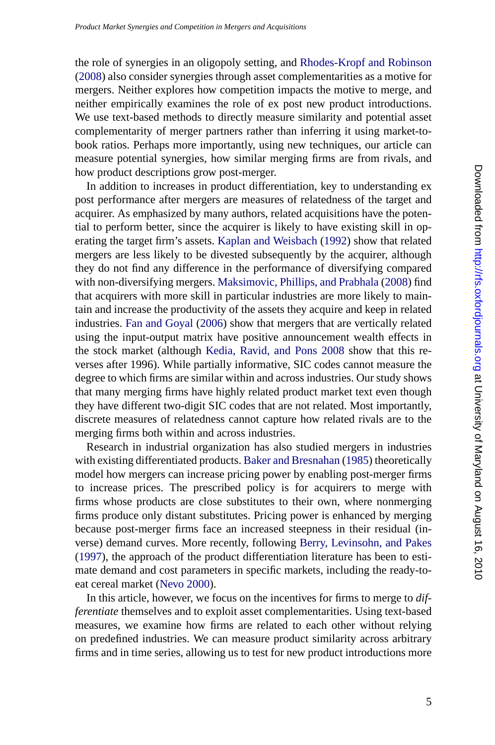the role of synergies in an oligopoly setting, and Rhodes-Kropf and Robinson (2008) also consider synergies through asset complementarities as a motive for mergers. Neither explores how competition impacts the motive to merge, and neither empirically examines the role of ex post new product introductions. We use text-based methods to directly measure similarity and potential asset complementarity of merger partners rather than inferring it using market-to-book ratios. Perhaps more importantly, using new techniques, our article can measure potential synergies, how similar merging firms are from rivals, and how product descriptions grow post-merger.

In addition to increases in product differentiation, key to understanding ex post performance after mergers are measures of relatedness of the target and acquirer. As emphasized by many authors, related acquisitions have the potential to perform better, since the acquirer is likely to have existing skill in operating the target firm's assets. Kaplan and Weisbach (1992) show that related mergers are less likely to be divested subsequently by the acquirer, although they do not find any difference in the performance of diversifying compared with non-diversifying mergers. Maksimovic, Phillips, and Prabhala (2008) find that acquirers with more skill in particular industries are more likely to maintain and increase the productivity of the assets they acquire and keep in related industries. Fan and Goyal (2006) show that mergers that are vertically related using the input-output matrix have positive announcement wealth effects in the stock market (although Kedia, Ravid, and Pons 2008 show that this reverses after 1996). While partially informative, SIC codes cannot measure the degree to which firms are similar within and across industries. Our study shows that many merging firms have highly related product market text even though they have different two-digit SIC codes that are not related. Most importantly, discrete measures of relatedness cannot capture how related rivals are to the merging firms both within and across industries.

Research in industrial organization has also studied mergers in industries with existing differentiated products. Baker and Bresnahan (1985) theoretically model how mergers can increase pricing power by enabling post-merger firms to increase prices. The prescribed policy is for acquirers to merge with firms whose products are close substitutes to their own, where nonmerging firms produce only distant substitutes. Pricing power is enhanced by merging because post-merger firms face an increased steepness in their residual (inverse) demand curves. More recently, following Berry, Levinsohn, and Pakes (1997), the approach of the product differentiation literature has been to estimate demand and cost parameters in specific markets, including the ready-to-eat cereal market (Nevo 2000).

In this article, however, we focus on the incentives for firms to merge to *differentiate* themselves and to exploit asset complementarities. Using text-based measures, we examine how firms are related to each other without relying on predefined industries. We can measure product similarity across arbitrary firms and in time series, allowing us to test for new product introductions more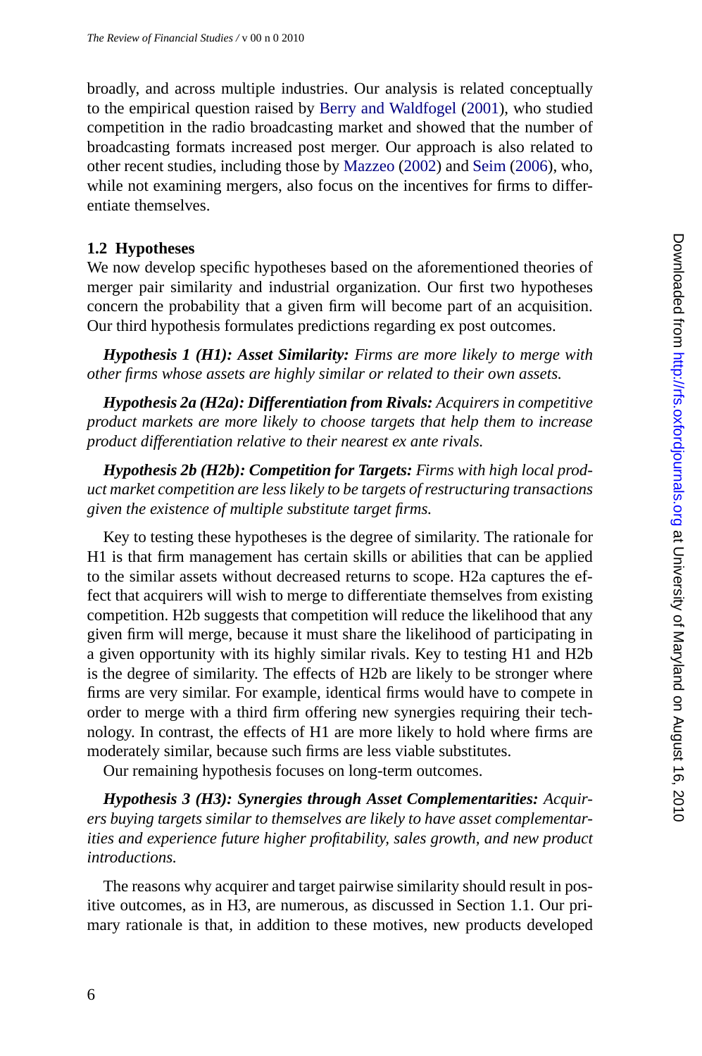broadly, and across multiple industries. Our analysis is related conceptually to the empirical question raised by Berry and Waldfogel (2001), who studied competition in the radio broadcasting market and showed that the number of broadcasting formats increased post merger. Our approach is also related to other recent studies, including those by Mazzeo (2002) and Seim (2006), who, while not examining mergers, also focus on the incentives for firms to differentiate themselves.

### 1.2 Hypotheses

We now develop specific hypotheses based on the aforementioned theories of merger pair similarity and industrial organization. Our first two hypotheses concern the probability that a given firm will become part of an acquisition. Our third hypothesis formulates predictions regarding ex post outcomes.

***Hypothesis 1 (H1): Asset Similarity:*** *Firms are more likely to merge with other firms whose assets are highly similar or related to their own assets.*

***Hypothesis 2a (H2a): Differentiation from Rivals:*** *Acquirers in competitive product markets are more likely to choose targets that help them to increase product differentiation relative to their nearest ex ante rivals.*

***Hypothesis 2b (H2b): Competition for Targets:*** *Firms with high local product market competition are less likely to be targets of restructuring transactions given the existence of multiple substitute target firms.*

Key to testing these hypotheses is the degree of similarity. The rationale for H1 is that firm management has certain skills or abilities that can be applied to the similar assets without decreased returns to scope. H2a captures the effect that acquirers will wish to merge to differentiate themselves from existing competition. H2b suggests that competition will reduce the likelihood that any given firm will merge, because it must share the likelihood of participating in a given opportunity with its highly similar rivals. Key to testing H1 and H2b is the degree of similarity. The effects of H2b are likely to be stronger where firms are very similar. For example, identical firms would have to compete in order to merge with a third firm offering new synergies requiring their technology. In contrast, the effects of H1 are more likely to hold where firms are moderately similar, because such firms are less viable substitutes.

Our remaining hypothesis focuses on long-term outcomes.

***Hypothesis 3 (H3): Synergies through Asset Complementarities:*** *Acquirers buying targets similar to themselves are likely to have asset complementarities and experience future higher profitability, sales growth, and new product introductions.*

The reasons why acquirer and target pairwise similarity should result in positive outcomes, as in H3, are numerous, as discussed in Section 1.1. Our primary rationale is that, in addition to these motives, new products developed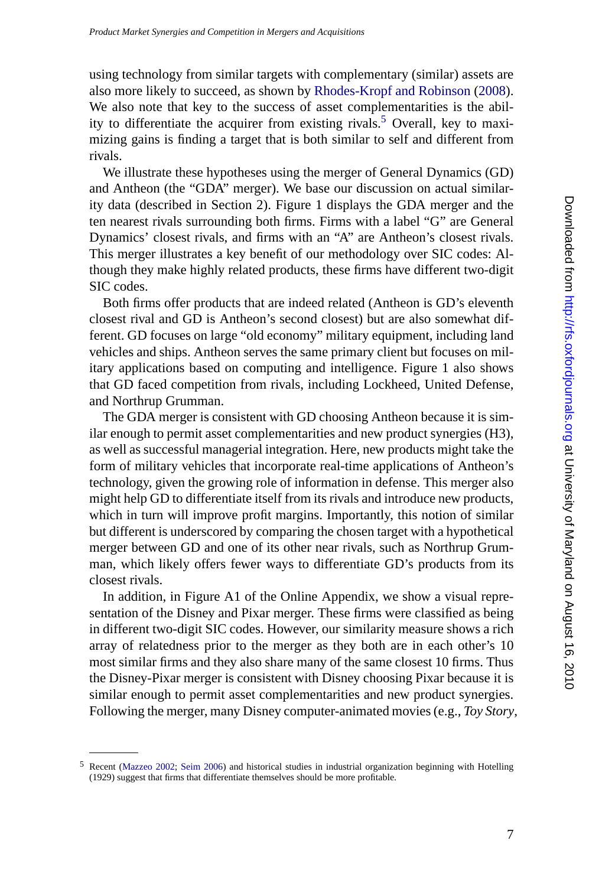using technology from similar targets with complementary (similar) assets are also more likely to succeed, as shown by Rhodes-Kropf and Robinson (2008). We also note that key to the success of asset complementarities is the ability to differentiate the acquirer from existing rivals.[5] Overall, key to maximizing gains is finding a target that is both similar to self and different from rivals.

We illustrate these hypotheses using the merger of General Dynamics (GD) and Antheon (the "GDA" merger). We base our discussion on actual similarity data (described in Section 2). Figure 1 displays the GDA merger and the ten nearest rivals surrounding both firms. Firms with a label "G" are General Dynamics' closest rivals, and firms with an "A" are Antheon's closest rivals. This merger illustrates a key benefit of our methodology over SIC codes: Although they make highly related products, these firms have different two-digit SIC codes.

Both firms offer products that are indeed related (Antheon is GD's eleventh closest rival and GD is Antheon's second closest) but are also somewhat different. GD focuses on large "old economy" military equipment, including land vehicles and ships. Antheon serves the same primary client but focuses on military applications based on computing and intelligence. Figure 1 also shows that GD faced competition from rivals, including Lockheed, United Defense, and Northrup Grumman.

The GDA merger is consistent with GD choosing Antheon because it is similar enough to permit asset complementarities and new product synergies (H3), as well as successful managerial integration. Here, new products might take the form of military vehicles that incorporate real-time applications of Antheon's technology, given the growing role of information in defense. This merger also might help GD to differentiate itself from its rivals and introduce new products, which in turn will improve profit margins. Importantly, this notion of similar but different is underscored by comparing the chosen target with a hypothetical merger between GD and one of its other near rivals, such as Northrup Grumman, which likely offers fewer ways to differentiate GD's products from its closest rivals.

In addition, in Figure A1 of the Online Appendix, we show a visual representation of the Disney and Pixar merger. These firms were classified as being in different two-digit SIC codes. However, our similarity measure shows a rich array of relatedness prior to the merger as they both are in each other's 10 most similar firms and they also share many of the same closest 10 firms. Thus the Disney-Pixar merger is consistent with Disney choosing Pixar because it is similar enough to permit asset complementarities and new product synergies. Following the merger, many Disney computer-animated movies (e.g., *Toy Story*,

---

[5] Recent (Mazzeo 2002; Seim 2006) and historical studies in industrial organization beginning with Hotelling (1929) suggest that firms that differentiate themselves should be more profitable.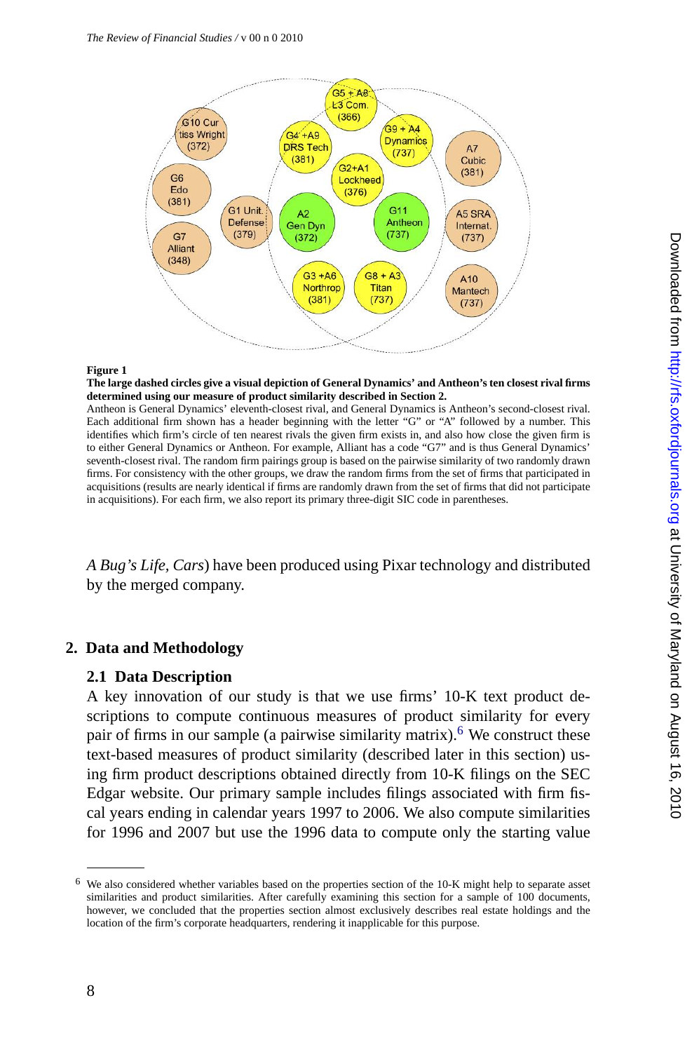**Figure 1**

**The large dashed circles give a visual depiction of General Dynamics' and Antheon's ten closest rival firms determined using our measure of product similarity described in Section 2.**

Antheon is General Dynamics' eleventh-closest rival, and General Dynamics is Antheon's second-closest rival. Each additional firm shown has a header beginning with the letter "G" or "A" followed by a number. This identifies which firm's circle of ten nearest rivals the given firm exists in, and also how close the given firm is to either General Dynamics or Antheon. For example, Alliant has a code "G7" and is thus General Dynamics' seventh-closest rival. The random firm pairings group is based on the pairwise similarity of two randomly drawn firms. For consistency with the other groups, we draw the random firms from the set of firms that participated in acquisitions (results are nearly identical if firms are randomly drawn from the set of firms that did not participate in acquisitions). For each firm, we also report its primary three-digit SIC code in parentheses.

*A Bug's Life*, *Cars*) have been produced using Pixar technology and distributed by the merged company.

## 2. Data and Methodology

### 2.1 Data Description

A key innovation of our study is that we use firms' 10-K text product descriptions to compute continuous measures of product similarity for every pair of firms in our sample (a pairwise similarity matrix).[6] We construct these text-based measures of product similarity (described later in this section) using firm product descriptions obtained directly from 10-K filings on the SEC Edgar website. Our primary sample includes filings associated with firm fiscal years ending in calendar years 1997 to 2006. We also compute similarities for 1996 and 2007 but use the 1996 data to compute only the starting value

[6] We also considered whether variables based on the properties section of the 10-K might help to separate asset similarities and product similarities. After carefully examining this section for a sample of 100 documents, however, we concluded that the properties section almost exclusively describes real estate holdings and the location of the firm's corporate headquarters, rendering it inapplicable for this purpose.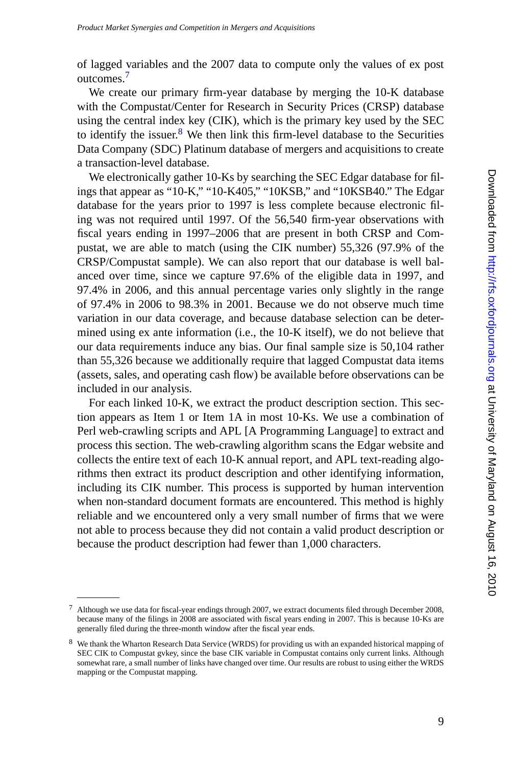of lagged variables and the 2007 data to compute only the values of ex post outcomes.[7]

We create our primary firm-year database by merging the 10-K database with the Compustat/Center for Research in Security Prices (CRSP) database using the central index key (CIK), which is the primary key used by the SEC to identify the issuer.[8] We then link this firm-level database to the Securities Data Company (SDC) Platinum database of mergers and acquisitions to create a transaction-level database.

We electronically gather 10-Ks by searching the SEC Edgar database for filings that appear as "10-K," "10-K405," "10KSB," and "10KSB40." The Edgar database for the years prior to 1997 is less complete because electronic filing was not required until 1997. Of the 56,540 firm-year observations with fiscal years ending in 1997–2006 that are present in both CRSP and Compustat, we are able to match (using the CIK number) 55,326 (97.9% of the CRSP/Compustat sample). We can also report that our database is well balanced over time, since we capture 97.6% of the eligible data in 1997, and 97.4% in 2006, and this annual percentage varies only slightly in the range of 97.4% in 2006 to 98.3% in 2001. Because we do not observe much time variation in our data coverage, and because database selection can be determined using ex ante information (i.e., the 10-K itself), we do not believe that our data requirements induce any bias. Our final sample size is 50,104 rather than 55,326 because we additionally require that lagged Compustat data items (assets, sales, and operating cash flow) be available before observations can be included in our analysis.

For each linked 10-K, we extract the product description section. This section appears as Item 1 or Item 1A in most 10-Ks. We use a combination of Perl web-crawling scripts and APL [A Programming Language] to extract and process this section. The web-crawling algorithm scans the Edgar website and collects the entire text of each 10-K annual report, and APL text-reading algorithms then extract its product description and other identifying information, including its CIK number. This process is supported by human intervention when non-standard document formats are encountered. This method is highly reliable and we encountered only a very small number of firms that we were not able to process because they did not contain a valid product description or because the product description had fewer than 1,000 characters.

---

[7] Although we use data for fiscal-year endings through 2007, we extract documents filed through December 2008, because many of the filings in 2008 are associated with fiscal years ending in 2007. This is because 10-Ks are generally filed during the three-month window after the fiscal year ends.

[8] We thank the Wharton Research Data Service (WRDS) for providing us with an expanded historical mapping of SEC CIK to Compustat gvkey, since the base CIK variable in Compustat contains only current links. Although somewhat rare, a small number of links have changed over time. Our results are robust to using either the WRDS mapping or the Compustat mapping.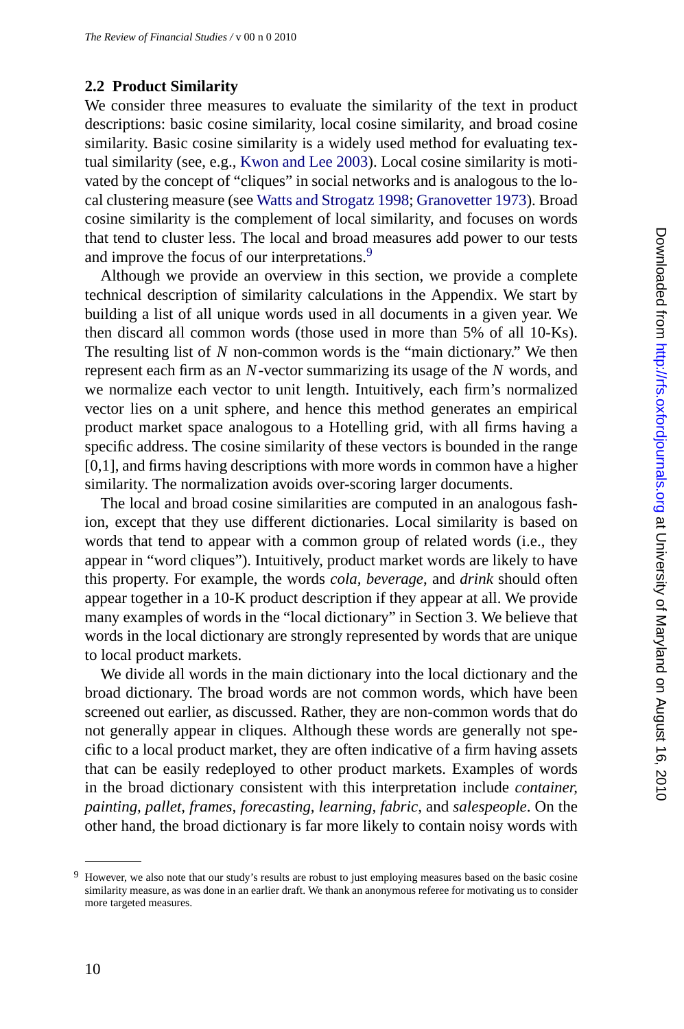### 2.2 Product Similarity

We consider three measures to evaluate the similarity of the text in product descriptions: basic cosine similarity, local cosine similarity, and broad cosine similarity. Basic cosine similarity is a widely used method for evaluating textual similarity (see, e.g., Kwon and Lee 2003). Local cosine similarity is motivated by the concept of "cliques" in social networks and is analogous to the local clustering measure (see Watts and Strogatz 1998; Granovetter 1973). Broad cosine similarity is the complement of local similarity, and focuses on words that tend to cluster less. The local and broad measures add power to our tests and improve the focus of our interpretations.[9]

Although we provide an overview in this section, we provide a complete technical description of similarity calculations in the Appendix. We start by building a list of all unique words used in all documents in a given year. We then discard all common words (those used in more than 5% of all 10-Ks). The resulting list of $N$ non-common words is the "main dictionary." We then represent each firm as an $N$-vector summarizing its usage of the $N$ words, and we normalize each vector to unit length. Intuitively, each firm's normalized vector lies on a unit sphere, and hence this method generates an empirical product market space analogous to a Hotelling grid, with all firms having a specific address. The cosine similarity of these vectors is bounded in the range [0,1], and firms having descriptions with more words in common have a higher similarity. The normalization avoids over-scoring larger documents.

The local and broad cosine similarities are computed in an analogous fashion, except that they use different dictionaries. Local similarity is based on words that tend to appear with a common group of related words (i.e., they appear in "word cliques"). Intuitively, product market words are likely to have this property. For example, the words *cola, beverage*, and *drink* should often appear together in a 10-K product description if they appear at all. We provide many examples of words in the "local dictionary" in Section 3. We believe that words in the local dictionary are strongly represented by words that are unique to local product markets.

We divide all words in the main dictionary into the local dictionary and the broad dictionary. The broad words are not common words, which have been screened out earlier, as discussed. Rather, they are non-common words that do not generally appear in cliques. Although these words are generally not specific to a local product market, they are often indicative of a firm having assets that can be easily redeployed to other product markets. Examples of words in the broad dictionary consistent with this interpretation include *container, painting, pallet, frames, forecasting, learning, fabric,* and *salespeople*. On the other hand, the broad dictionary is far more likely to contain noisy words with

---

[9] However, we also note that our study's results are robust to just employing measures based on the basic cosine similarity measure, as was done in an earlier draft. We thank an anonymous referee for motivating us to consider more targeted measures.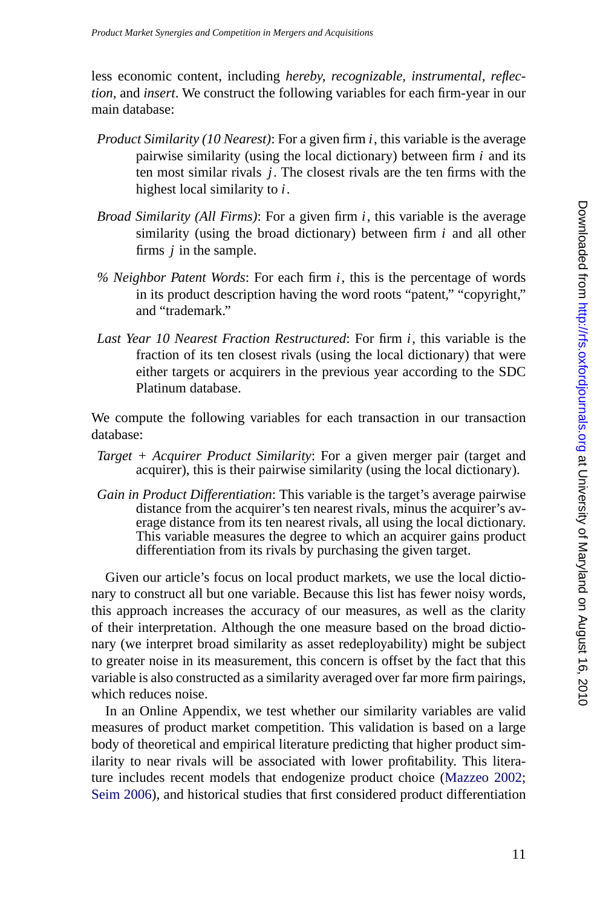less economic content, including *hereby*, *recognizable*, *instrumental*, *reflection*, and *insert*. We construct the following variables for each firm-year in our main database:

*Product Similarity (10 Nearest)*: For a given firm $i$, this variable is the average pairwise similarity (using the local dictionary) between firm $i$ and its ten most similar rivals $j$. The closest rivals are the ten firms with the highest local similarity to $i$.

*Broad Similarity (All Firms)*: For a given firm $i$, this variable is the average similarity (using the broad dictionary) between firm $i$ and all other firms $j$ in the sample.

*% Neighbor Patent Words*: For each firm $i$, this is the percentage of words in its product description having the word roots "patent," "copyright," and "trademark."

*Last Year 10 Nearest Fraction Restructured*: For firm $i$, this variable is the fraction of its ten closest rivals (using the local dictionary) that were either targets or acquirers in the previous year according to the SDC Platinum database.

We compute the following variables for each transaction in our transaction database:

*Target + Acquirer Product Similarity*: For a given merger pair (target and acquirer), this is their pairwise similarity (using the local dictionary).

*Gain in Product Differentiation*: This variable is the target's average pairwise distance from the acquirer's ten nearest rivals, minus the acquirer's average distance from its ten nearest rivals, all using the local dictionary. This variable measures the degree to which an acquirer gains product differentiation from its rivals by purchasing the given target.

Given our article's focus on local product markets, we use the local dictionary to construct all but one variable. Because this list has fewer noisy words, this approach increases the accuracy of our measures, as well as the clarity of their interpretation. Although the one measure based on the broad dictionary (we interpret broad similarity as asset redeployability) might be subject to greater noise in its measurement, this concern is offset by the fact that this variable is also constructed as a similarity averaged over far more firm pairings, which reduces noise.

In an Online Appendix, we test whether our similarity variables are valid measures of product market competition. This validation is based on a large body of theoretical and empirical literature predicting that higher product similarity to near rivals will be associated with lower profitability. This literature includes recent models that endogenize product choice (Mazzeo 2002; Seim 2006), and historical studies that first considered product differentiation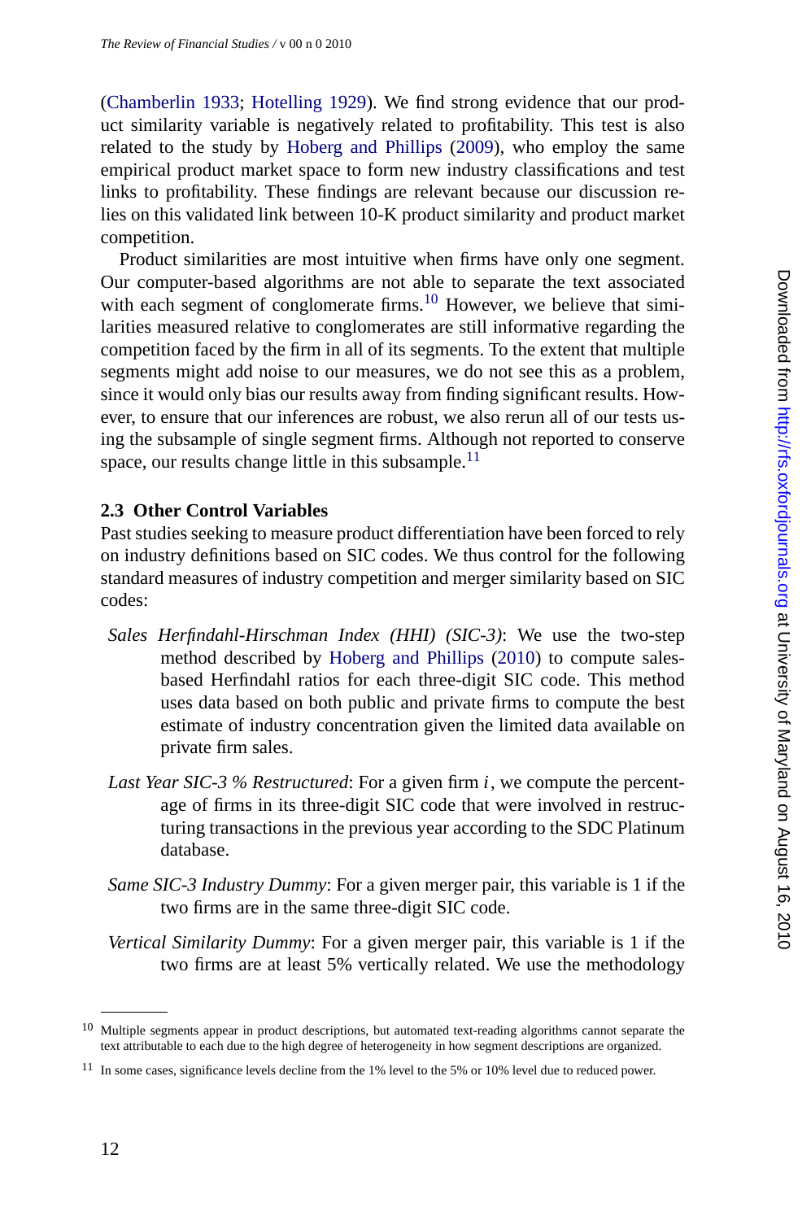(Chamberlin 1933; Hotelling 1929). We find strong evidence that our product similarity variable is negatively related to profitability. This test is also related to the study by Hoberg and Phillips (2009), who employ the same empirical product market space to form new industry classifications and test links to profitability. These findings are relevant because our discussion relies on this validated link between 10-K product similarity and product market competition.

Product similarities are most intuitive when firms have only one segment. Our computer-based algorithms are not able to separate the text associated with each segment of conglomerate firms.[10] However, we believe that similarities measured relative to conglomerates are still informative regarding the competition faced by the firm in all of its segments. To the extent that multiple segments might add noise to our measures, we do not see this as a problem, since it would only bias our results away from finding significant results. However, to ensure that our inferences are robust, we also rerun all of our tests using the subsample of single segment firms. Although not reported to conserve space, our results change little in this subsample.[11]

### 2.3 Other Control Variables

Past studies seeking to measure product differentiation have been forced to rely on industry definitions based on SIC codes. We thus control for the following standard measures of industry competition and merger similarity based on SIC codes:

*Sales Herfindahl-Hirschman Index (HHI) (SIC-3)*: We use the two-step method described by Hoberg and Phillips (2010) to compute sales-based Herfindahl ratios for each three-digit SIC code. This method uses data based on both public and private firms to compute the best estimate of industry concentration given the limited data available on private firm sales.

*Last Year SIC-3 % Restructured*: For a given firm $i$, we compute the percentage of firms in its three-digit SIC code that were involved in restructuring transactions in the previous year according to the SDC Platinum database.

*Same SIC-3 Industry Dummy*: For a given merger pair, this variable is 1 if the two firms are in the same three-digit SIC code.

*Vertical Similarity Dummy*: For a given merger pair, this variable is 1 if the two firms are at least 5% vertically related. We use the methodology

[10] Multiple segments appear in product descriptions, but automated text-reading algorithms cannot separate the text attributable to each due to the high degree of heterogeneity in how segment descriptions are organized.

[11] In some cases, significance levels decline from the 1% level to the 5% or 10% level due to reduced power.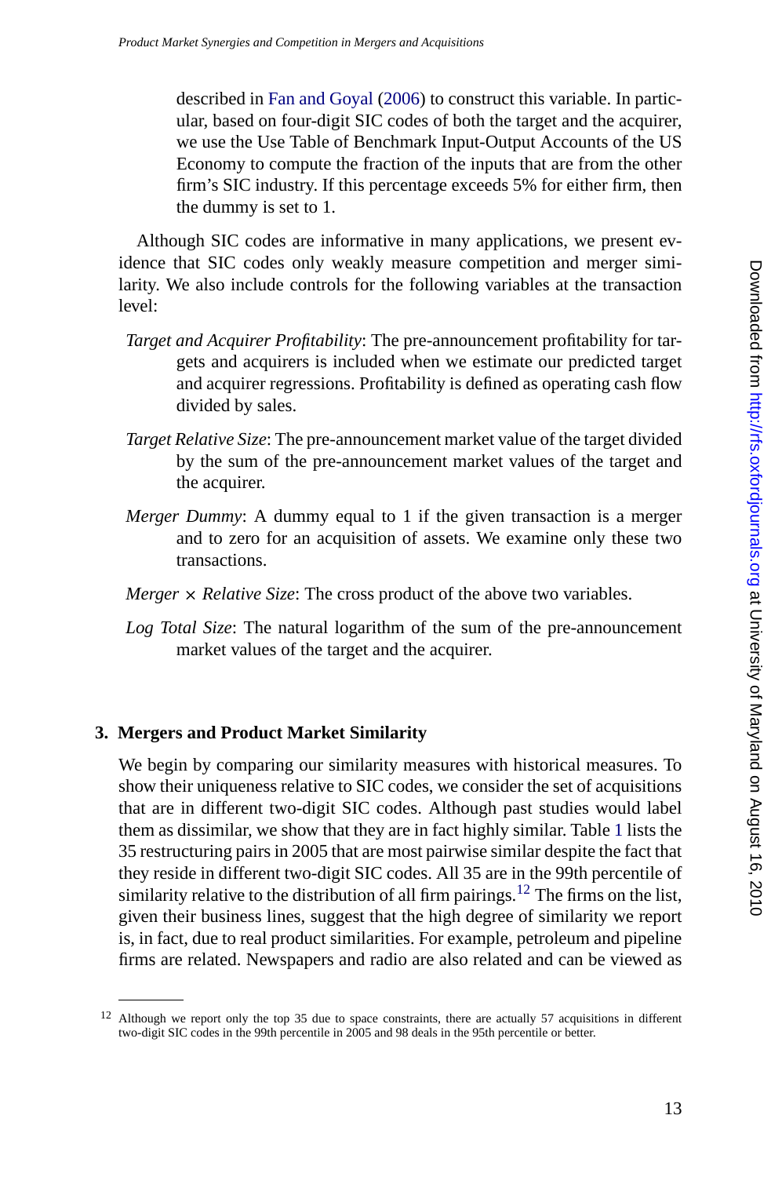described in Fan and Goyal (2006) to construct this variable. In particular, based on four-digit SIC codes of both the target and the acquirer, we use the Use Table of Benchmark Input-Output Accounts of the US Economy to compute the fraction of the inputs that are from the other firm's SIC industry. If this percentage exceeds 5% for either firm, then the dummy is set to 1.

Although SIC codes are informative in many applications, we present evidence that SIC codes only weakly measure competition and merger similarity. We also include controls for the following variables at the transaction level:

*Target and Acquirer Profitability*: The pre-announcement profitability for targets and acquirers is included when we estimate our predicted target and acquirer regressions. Profitability is defined as operating cash flow divided by sales.

*Target Relative Size*: The pre-announcement market value of the target divided by the sum of the pre-announcement market values of the target and the acquirer.

*Merger Dummy*: A dummy equal to 1 if the given transaction is a merger and to zero for an acquisition of assets. We examine only these two transactions.

*Merger × Relative Size*: The cross product of the above two variables.

*Log Total Size*: The natural logarithm of the sum of the pre-announcement market values of the target and the acquirer.

## 3. Mergers and Product Market Similarity

We begin by comparing our similarity measures with historical measures. To show their uniqueness relative to SIC codes, we consider the set of acquisitions that are in different two-digit SIC codes. Although past studies would label them as dissimilar, we show that they are in fact highly similar. Table 1 lists the 35 restructuring pairs in 2005 that are most pairwise similar despite the fact that they reside in different two-digit SIC codes. All 35 are in the 99th percentile of similarity relative to the distribution of all firm pairings.[12] The firms on the list, given their business lines, suggest that the high degree of similarity we report is, in fact, due to real product similarities. For example, petroleum and pipeline firms are related. Newspapers and radio are also related and can be viewed as

[12] Although we report only the top 35 due to space constraints, there are actually 57 acquisitions in different two-digit SIC codes in the 99th percentile in 2005 and 98 deals in the 95th percentile or better.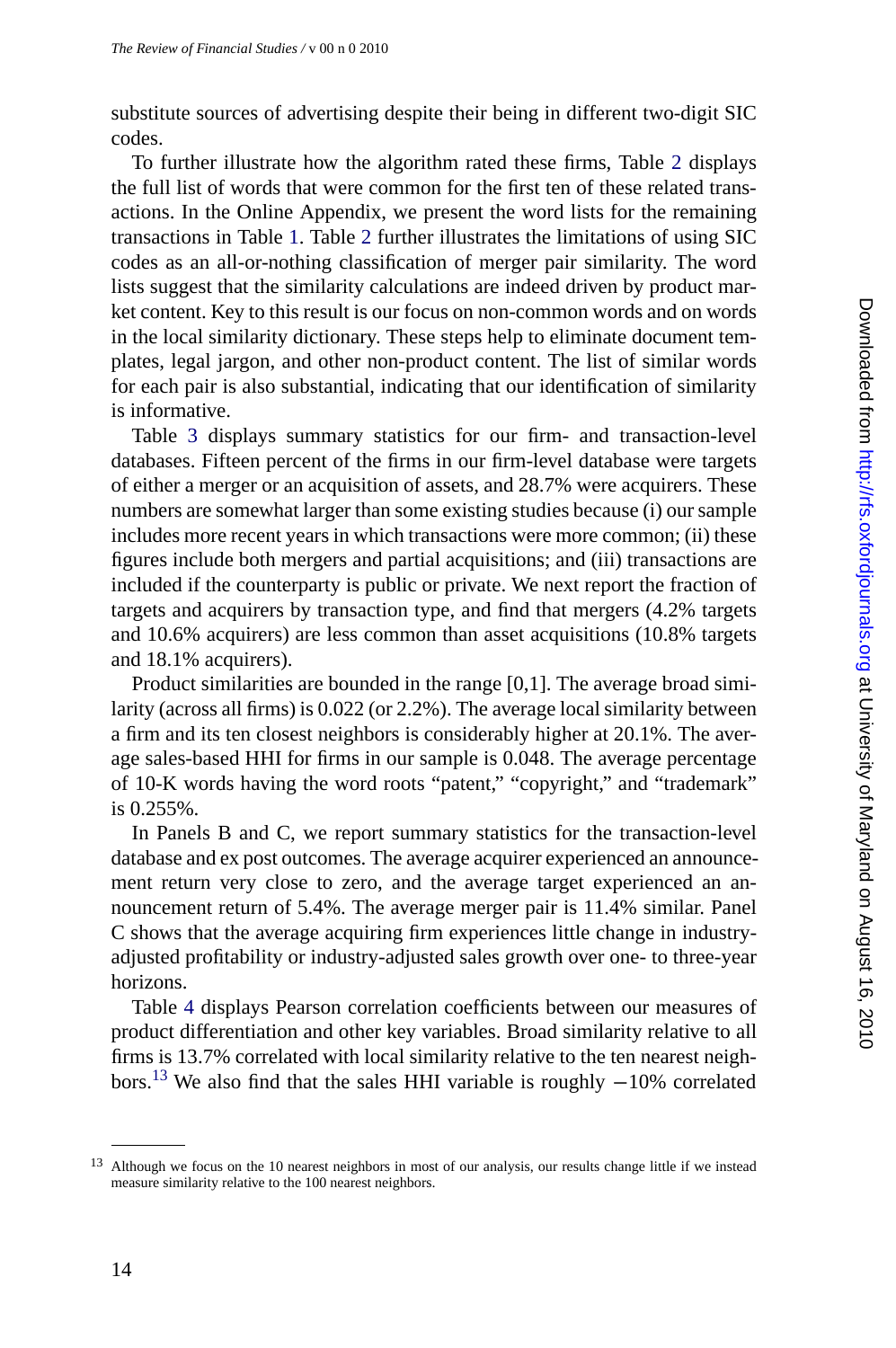substitute sources of advertising despite their being in different two-digit SIC codes.

To further illustrate how the algorithm rated these firms, Table 2 displays the full list of words that were common for the first ten of these related transactions. In the Online Appendix, we present the word lists for the remaining transactions in Table 1. Table 2 further illustrates the limitations of using SIC codes as an all-or-nothing classification of merger pair similarity. The word lists suggest that the similarity calculations are indeed driven by product market content. Key to this result is our focus on non-common words and on words in the local similarity dictionary. These steps help to eliminate document templates, legal jargon, and other non-product content. The list of similar words for each pair is also substantial, indicating that our identification of similarity is informative.

Table 3 displays summary statistics for our firm- and transaction-level databases. Fifteen percent of the firms in our firm-level database were targets of either a merger or an acquisition of assets, and 28.7% were acquirers. These numbers are somewhat larger than some existing studies because (i) our sample includes more recent years in which transactions were more common; (ii) these figures include both mergers and partial acquisitions; and (iii) transactions are included if the counterparty is public or private. We next report the fraction of targets and acquirers by transaction type, and find that mergers (4.2% targets and 10.6% acquirers) are less common than asset acquisitions (10.8% targets and 18.1% acquirers).

Product similarities are bounded in the range [0,1]. The average broad similarity (across all firms) is 0.022 (or 2.2%). The average local similarity between a firm and its ten closest neighbors is considerably higher at 20.1%. The average sales-based HHI for firms in our sample is 0.048. The average percentage of 10-K words having the word roots "patent," "copyright," and "trademark" is 0.255%.

In Panels B and C, we report summary statistics for the transaction-level database and ex post outcomes. The average acquirer experienced an announcement return very close to zero, and the average target experienced an announcement return of 5.4%. The average merger pair is 11.4% similar. Panel C shows that the average acquiring firm experiences little change in industry-adjusted profitability or industry-adjusted sales growth over one- to three-year horizons.

Table 4 displays Pearson correlation coefficients between our measures of product differentiation and other key variables. Broad similarity relative to all firms is 13.7% correlated with local similarity relative to the ten nearest neighbors.[13] We also find that the sales HHI variable is roughly −10% correlated

[13] Although we focus on the 10 nearest neighbors in most of our analysis, our results change little if we instead measure similarity relative to the 100 nearest neighbors.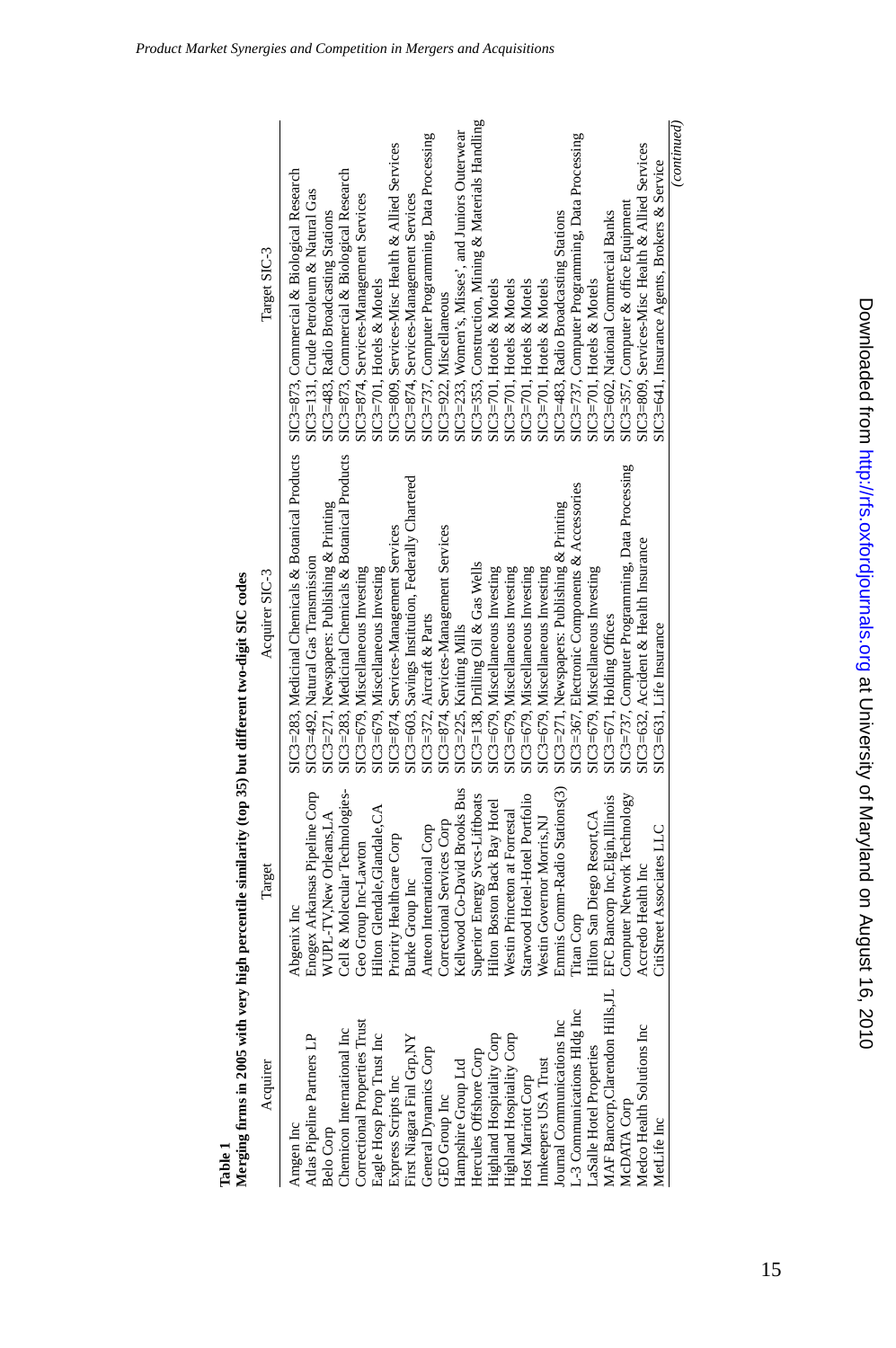**Table 1**
**Merging firms in 2005 with very high percentile similarity (top 35) but different two-digit SIC codes**

| Acquirer | Target | Acquirer SIC-3 | Target SIC-3 |
|---|---|---|---|
| Amgen Inc | Abgenix Inc | SIC3=283, Medicinal Chemicals & Botanical Products | SIC3=873, Commercial & Biological Research |
| Atlas Pipeline Partners LP | Enogex Arkansas Pipeline Corp | SIC3=492, Natural Gas Transmission | SIC3=131, Crude Petroleum & Natural Gas |
| Belo Corp | WUPL-TV,New Orleans,LA | SIC3=271, Newspapers: Publishing & Printing | SIC3=483, Radio Broadcasting Stations |
| Chemicon International Inc | Cell & Molecular Technologies- | SIC3=283, Medicinal Chemicals & Botanical Products | SIC3=873, Commercial & Biological Research |
| Correctional Properties Trust | Geo Group Inc-Lawton | SIC3=679, Miscellaneous Investing | SIC3=874, Services-Management Services |
| Eagle Hosp Prop Trust Inc | Hilton Glendale,Glandale,CA | SIC3=679, Miscellaneous Investing | SIC3=701, Hotels & Motels |
| Express Scripts Inc | Priority Healthcare Corp | SIC3=874, Services-Management Services | SIC3=809, Services-Misc Health & Allied Services |
| First Niagara Finl Grp,NY | Burke Group Inc | SIC3=603, Savings Institution, Federally Chartered | SIC3=874, Services-Management Services |
| General Dynamics Corp | Anteon International Corp | SIC3=372, Aircraft & Parts | SIC3=737, Computer Programming, Data Processing |
| GEO Group Inc | Correctional Services Corp | SIC3=874, Services-Management Services | SIC3=922, Miscellaneous |
| Hampshire Group Ltd | Kellwood Co-David Brooks Bus | SIC3=225, Knitting Mills | SIC3=233, Women's, Misses', and Juniors Outerwear |
| Hercules Offshore Corp | Superior Energy Svcs-Liftboats | SIC3=138, Drilling Oil & Gas Wells | SIC3=353, Construction, Mining & Materials Handling |
| Highland Hospitality Corp | Hilton Boston Back Bay Hotel | SIC3=679, Miscellaneous Investing | SIC3=701, Hotels & Motels |
| Highland Hospitality Corp | Westin Princeton at Forrestal | SIC3=679, Miscellaneous Investing | SIC3=701, Hotels & Motels |
| Host Marriott Corp | Starwood Hotel-Hotel Portfolio | SIC3=679, Miscellaneous Investing | SIC3=701, Hotels & Motels |
| Innkeepers USA Trust | Westin Governor Morris,NJ | SIC3=679, Miscellaneous Investing | SIC3=701, Hotels & Motels |
| Journal Communications Inc | Emmis Comm-Radio Stations(3) | SIC3=271, Newspapers: Publishing & Printing | SIC3=483, Radio Broadcasting Stations |
| L-3 Communications Hldg Inc | Titan Corp | SIC3=367, Electronic Components & Accessories | SIC3=737, Computer Programming, Data Processing |
| LaSalle Hotel Properties | Hilton San Diego Resort,CA | SIC3=679, Miscellaneous Investing | SIC3=701, Hotels & Motels |
| MAF Bancorp,Clarendon Hills,IL | EFC Bancorp Inc,Elgin,Illinois | SIC3=671, Holding Offices | SIC3=602, National Commercial Banks |
| McDATA Corp | Computer Network Technology | SIC3=737, Computer Programming, Data Processing | SIC3=357, Computer & office Equipment |
| Medco Health Solutions Inc | Accredo Health Inc | SIC3=632, Accident & Health Insurance | SIC3=809, Services-Misc Health & Allied Services |
| MetLife Inc | CitiStreet Associates LLC | SIC3=631, Life Insurance | SIC3=641, Insurance Agents, Brokers & Service |

*(continued)*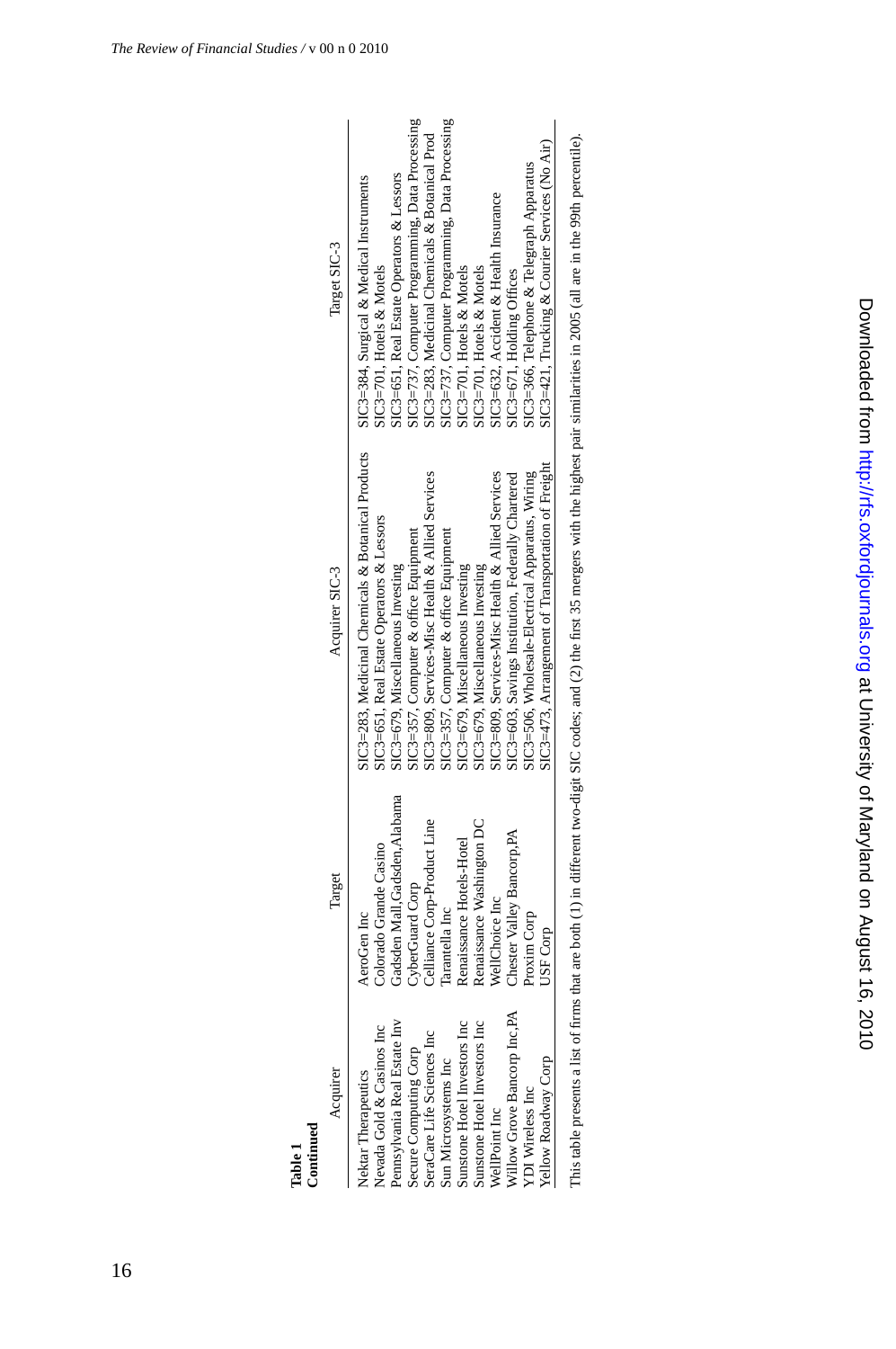**Table 1**
**Continued**

| Acquirer | Target | Acquirer SIC-3 | Target SIC-3 |
|---|---|---|---|
| Nektar Therapeutics | AeroGen Inc | SIC3=283, Medicinal Chemicals & Botanical Products | SIC3=384, Surgical & Medical Instruments |
| Nevada Gold & Casinos Inc | Colorado Grande Casino | SIC3=651, Real Estate Operators & Lessors | SIC3=701, Hotels & Motels |
| Pennsylvania Real Estate Inv | Gadsden Mall,Gadsden,Alabama | SIC3=679, Miscellaneous Investing | SIC3=651, Real Estate Operators & Lessors |
| Secure Computing Corp | CyberGuard Corp | SIC3=357, Computer & office Equipment | SIC3=737, Computer Programming, Data Processing |
| SeraCare Life Sciences Inc | Celliance Corp-Product Line | SIC3=809, Services-Misc Health & Allied Services | SIC3=283, Medicinal Chemicals & Botanical Prod |
| Sun Microsystems Inc | Tarantella Inc | SIC3=357, Computer & office Equipment | SIC3=737, Computer Programming, Data Processing |
| Sunstone Hotel Investors Inc | Renaissance Hotels-Hotel | SIC3=679, Miscellaneous Investing | SIC3=701, Hotels & Motels |
| Sunstone Hotel Investors Inc | Renaissance Washington DC | SIC3=679, Miscellaneous Investing | SIC3=701, Hotels & Motels |
| WellPoint Inc | WellChoice Inc | SIC3=809, Services-Misc Health & Allied Services | SIC3=632, Accident & Health Insurance |
| Willow Grove Bancorp Inc,PA | Chester Valley Bancorp,PA | SIC3=603, Savings Institution, Federally Chartered | SIC3=671, Holding Offices |
| YDI Wireless Inc | Proxim Corp | SIC3=506, Wholesale-Electrical Apparatus, Wiring | SIC3=366, Telephone & Telegraph Apparatus |
| Yellow Roadway Corp | USF Corp | SIC3=473, Arrangement of Transportation of Freight | SIC3=421, Trucking & Courier Services (No Air) |

This table presents a list of firms that are both (1) in different two-digit SIC codes; and (2) the first 35 mergers with the highest pair similarities in 2005 (all are in the 99th percentile).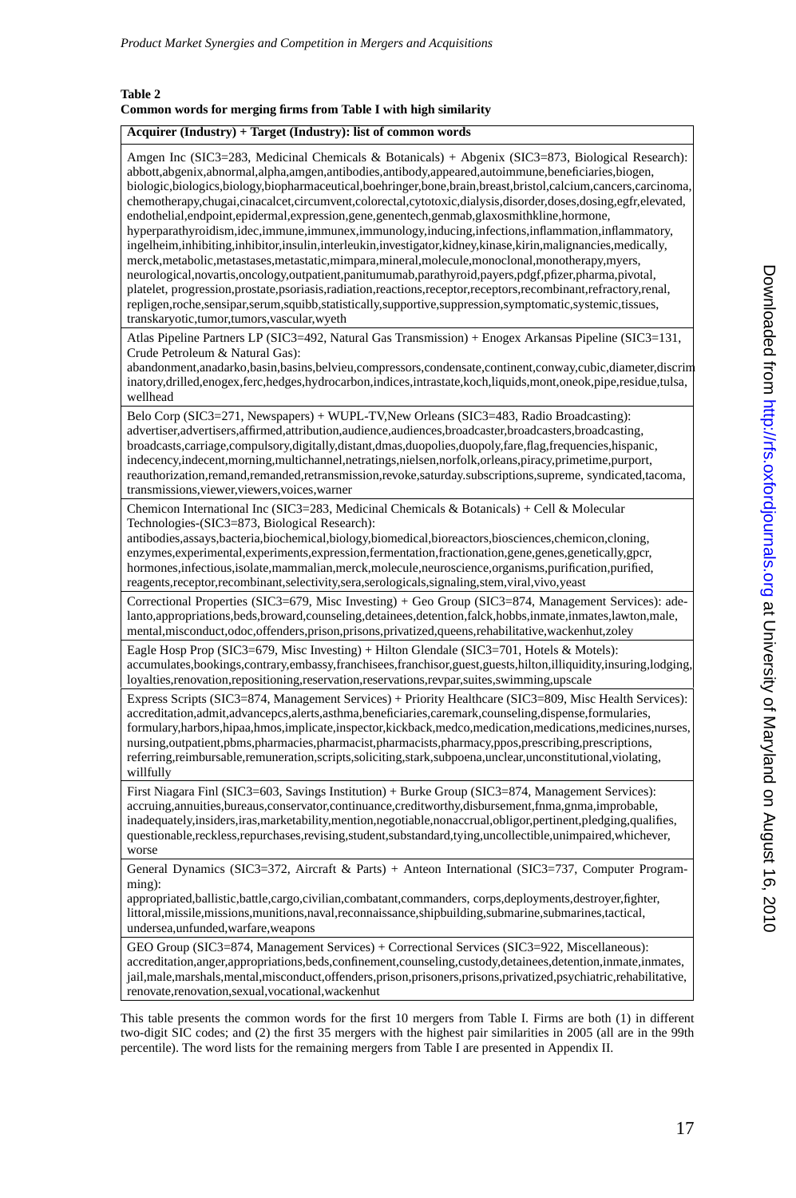**Table 2**
**Common words for merging firms from Table I with high similarity**

| Acquirer (Industry) + Target (Industry): list of common words |
|---|
| Amgen Inc (SIC3=283, Medicinal Chemicals & Botanicals) + Abgenix (SIC3=873, Biological Research): abbott,abgenix,abnormal,alpha,amgen,antibodies,antibody,appeared,autoimmune,beneficiaries,biogen, biologic,biologics,biology,biopharmaceutical,boehringer,bone,brain,breast,bristol,calcium,cancers,carcinoma, chemotherapy,chugai,cinacalcet,circumvent,colorectal,cytotoxic,dialysis,disorder,doses,dosing,egfr,elevated, endothelial,endpoint,epidermal,expression,gene,genentech,genmab,glaxosmithkline,hormone, hyperparathyroidism,idec,immune,immunex,immunology,inducing,infections,inflammation,inflammatory, ingelheim,inhibiting,inhibitor,insulin,interleukin,investigator,kidney,kinase,kirin,malignancies,medically, merck,metabolic,metastases,metastatic,mimpara,mineral,molecule,monoclonal,monotherapy,myers, neurological,novartis,oncology,outpatient,panitumumab,parathyroid,payers,pdgf,pfizer,pharma,pivotal, platelet, progression,prostate,psoriasis,radiation,reactions,receptor,receptors,recombinant,refractory,renal, repligen,roche,sensipar,serum,squibb,statistically,supportive,suppression,symptomatic,systemic,tissues, transkaryotic,tumor,tumors,vascular,wyeth |
| Atlas Pipeline Partners LP (SIC3=492, Natural Gas Transmission) + Enogex Arkansas Pipeline (SIC3=131, Crude Petroleum & Natural Gas): abandonment,anadarko,basin,basins,belvieu,compressors,condensate,continent,conway,cubic,diameter,discriminatory,drilled,enogex,ferc,hedges,hydrocarbon,indices,intrastate,koch,liquids,mont,oneok,pipe,residue,tulsa, wellhead |
| Belo Corp (SIC3=271, Newspapers) + WUPL-TV,New Orleans (SIC3=483, Radio Broadcasting): advertiser,advertisers,affirmed,attribution,audience,audiences,broadcaster,broadcasters,broadcasting, broadcasts,carriage,compulsory,digitally,distant,dmas,duopolies,duopoly,fare,flag,frequencies,hispanic, indecency,indecent,morning,multichannel,netratings,nielsen,norfolk,orleans,piracy,primetime,purport, reauthorization,remand,remanded,retransmission,revoke,saturday.subscriptions,supreme, syndicated,tacoma, transmissions,viewer,viewers,voices,warner |
| Chemicon International Inc (SIC3=283, Medicinal Chemicals & Botanicals) + Cell & Molecular Technologies-(SIC3=873, Biological Research): antibodies,assays,bacteria,biochemical,biology,biomedical,bioreactors,biosciences,chemicon,cloning, enzymes,experimental,experiments,expression,fermentation,fractionation,gene,genes,genetically,gpcr, hormones,infectious,isolate,mammalian,merck,molecule,neuroscience,organisms,purification,purified, reagents,receptor,recombinant,selectivity,sera,serologicals,signaling,stem,viral,vivo,yeast |
| Correctional Properties (SIC3=679, Misc Investing) + Geo Group (SIC3=874, Management Services): adelanto,appropriations,beds,broward,counseling,detainees,detention,falck,hobbs,inmate,inmates,lawton,male, mental,misconduct,odoc,offenders,prison,prisons,privatized,queens,rehabilitative,wackenhut,zoley |
| Eagle Hosp Prop (SIC3=679, Misc Investing) + Hilton Glendale (SIC3=701, Hotels & Motels): accumulates,bookings,contrary,embassy,franchisees,franchisor,guest,guests,hilton,illiquidity,insuring,lodging, loyalties,renovation,repositioning,reservation,reservations,revpar,suites,swimming,upscale |
| Express Scripts (SIC3=874, Management Services) + Priority Healthcare (SIC3=809, Misc Health Services): accreditation,admit,advancepcs,alerts,asthma,beneficiaries,caremark,counseling,dispense,formularies, formulary,harbors,hipaa,hmos,implicate,inspector,kickback,medco,medication,medications,medicines,nurses, nursing,outpatient,pbms,pharmacies,pharmacist,pharmacists,pharmacy,ppos,prescribing,prescriptions, referring,reimbursable,remuneration,scripts,soliciting,stark,subpoena,unclear,unconstitutional,violating, willfully |
| First Niagara Finl (SIC3=603, Savings Institution) + Burke Group (SIC3=874, Management Services): accruing,annuities,bureaus,conservator,continuance,creditworthy,disbursement,fnma,gnma,improbable, inadequately,insiders,iras,marketability,mention,negotiable,nonaccrual,obligor,pertinent,pledging,qualifies, questionable,reckless,repurchases,revising,student,substandard,tying,uncollectible,unimpaired,whichever, worse |
| General Dynamics (SIC3=372, Aircraft & Parts) + Anteon International (SIC3=737, Computer Programming): appropriated,ballistic,battle,cargo,civilian,combatant,commanders, corps,deployments,destroyer,fighter, littoral,missile,missions,munitions,naval,reconnaissance,shipbuilding,submarine,submarines,tactical, undersea,unfunded,warfare,weapons |
| GEO Group (SIC3=874, Management Services) + Correctional Services (SIC3=922, Miscellaneous): accreditation,anger,appropriations,beds,confinement,counseling,custody,detainees,detention,inmate,inmates, jail,male,marshals,mental,misconduct,offenders,prison,prisoners,prisons,privatized,psychiatric,rehabilitative, renovate,renovation,sexual,vocational,wackenhut |

This table presents the common words for the first 10 mergers from Table I. Firms are both (1) in different two-digit SIC codes; and (2) the first 35 mergers with the highest pair similarities in 2005 (all are in the 99th percentile). The word lists for the remaining mergers from Table I are presented in Appendix II.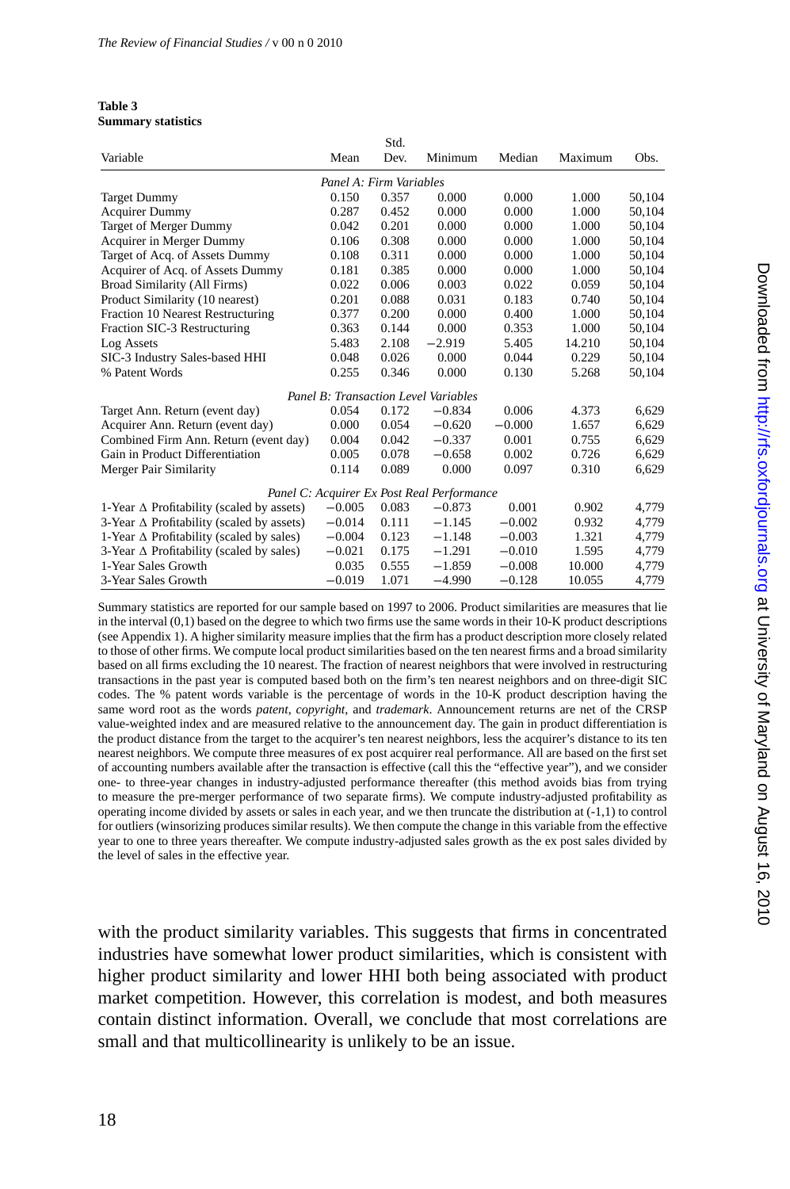**Table 3**
**Summary statistics**

| Variable | Mean | Std. Dev. | Minimum | Median | Maximum | Obs. |
|---|---|---|---|---|---|---|
| *Panel A: Firm Variables* | | | | | | |
| Target Dummy | 0.150 | 0.357 | 0.000 | 0.000 | 1.000 | 50,104 |
| Acquirer Dummy | 0.287 | 0.452 | 0.000 | 0.000 | 1.000 | 50,104 |
| Target of Merger Dummy | 0.042 | 0.201 | 0.000 | 0.000 | 1.000 | 50,104 |
| Acquirer in Merger Dummy | 0.106 | 0.308 | 0.000 | 0.000 | 1.000 | 50,104 |
| Target of Acq. of Assets Dummy | 0.108 | 0.311 | 0.000 | 0.000 | 1.000 | 50,104 |
| Acquirer of Acq. of Assets Dummy | 0.181 | 0.385 | 0.000 | 0.000 | 1.000 | 50,104 |
| Broad Similarity (All Firms) | 0.022 | 0.006 | 0.003 | 0.022 | 0.059 | 50,104 |
| Product Similarity (10 nearest) | 0.201 | 0.088 | 0.031 | 0.183 | 0.740 | 50,104 |
| Fraction 10 Nearest Restructuring | 0.377 | 0.200 | 0.000 | 0.400 | 1.000 | 50,104 |
| Fraction SIC-3 Restructuring | 0.363 | 0.144 | 0.000 | 0.353 | 1.000 | 50,104 |
| Log Assets | 5.483 | 2.108 | −2.919 | 5.405 | 14.210 | 50,104 |
| SIC-3 Industry Sales-based HHI | 0.048 | 0.026 | 0.000 | 0.044 | 0.229 | 50,104 |
| % Patent Words | 0.255 | 0.346 | 0.000 | 0.130 | 5.268 | 50,104 |
| *Panel B: Transaction Level Variables* | | | | | | |
| Target Ann. Return (event day) | 0.054 | 0.172 | −0.834 | 0.006 | 4.373 | 6,629 |
| Acquirer Ann. Return (event day) | 0.000 | 0.054 | −0.620 | −0.000 | 1.657 | 6,629 |
| Combined Firm Ann. Return (event day) | 0.004 | 0.042 | −0.337 | 0.001 | 0.755 | 6,629 |
| Gain in Product Differentiation | 0.005 | 0.078 | −0.658 | 0.002 | 0.726 | 6,629 |
| Merger Pair Similarity | 0.114 | 0.089 | 0.000 | 0.097 | 0.310 | 6,629 |
| *Panel C: Acquirer Ex Post Real Performance* | | | | | | |
| 1-Year Δ Profitability (scaled by assets) | −0.005 | 0.083 | −0.873 | 0.001 | 0.902 | 4,779 |
| 3-Year Δ Profitability (scaled by assets) | −0.014 | 0.111 | −1.145 | −0.002 | 0.932 | 4,779 |
| 1-Year Δ Profitability (scaled by sales) | −0.004 | 0.123 | −1.148 | −0.003 | 1.321 | 4,779 |
| 3-Year Δ Profitability (scaled by sales) | −0.021 | 0.175 | −1.291 | −0.010 | 1.595 | 4,779 |
| 1-Year Sales Growth | 0.035 | 0.555 | −1.859 | −0.008 | 10.000 | 4,779 |
| 3-Year Sales Growth | −0.019 | 1.071 | −4.990 | −0.128 | 10.055 | 4,779 |

Summary statistics are reported for our sample based on 1997 to 2006. Product similarities are measures that lie in the interval (0,1) based on the degree to which two firms use the same words in their 10-K product descriptions (see Appendix 1). A higher similarity measure implies that the firm has a product description more closely related to those of other firms. We compute local product similarities based on the ten nearest firms and a broad similarity based on all firms excluding the 10 nearest. The fraction of nearest neighbors that were involved in restructuring transactions in the past year is computed based both on the firm's ten nearest neighbors and on three-digit SIC codes. The % patent words variable is the percentage of words in the 10-K product description having the same word root as the words *patent*, *copyright*, and *trademark*. Announcement returns are net of the CRSP value-weighted index and are measured relative to the announcement day. The gain in product differentiation is the product distance from the target to the acquirer's ten nearest neighbors, less the acquirer's distance to its ten nearest neighbors. We compute three measures of ex post acquirer real performance. All are based on the first set of accounting numbers available after the transaction is effective (call this the "effective year"), and we consider one- to three-year changes in industry-adjusted performance thereafter (this method avoids bias from trying to measure the pre-merger performance of two separate firms). We compute industry-adjusted profitability as operating income divided by assets or sales in each year, and we then truncate the distribution at (-1,1) to control for outliers (winsorizing produces similar results). We then compute the change in this variable from the effective year to one to three years thereafter. We compute industry-adjusted sales growth as the ex post sales divided by the level of sales in the effective year.

with the product similarity variables. This suggests that firms in concentrated industries have somewhat lower product similarities, which is consistent with higher product similarity and lower HHI both being associated with product market competition. However, this correlation is modest, and both measures contain distinct information. Overall, we conclude that most correlations are small and that multicollinearity is unlikely to be an issue.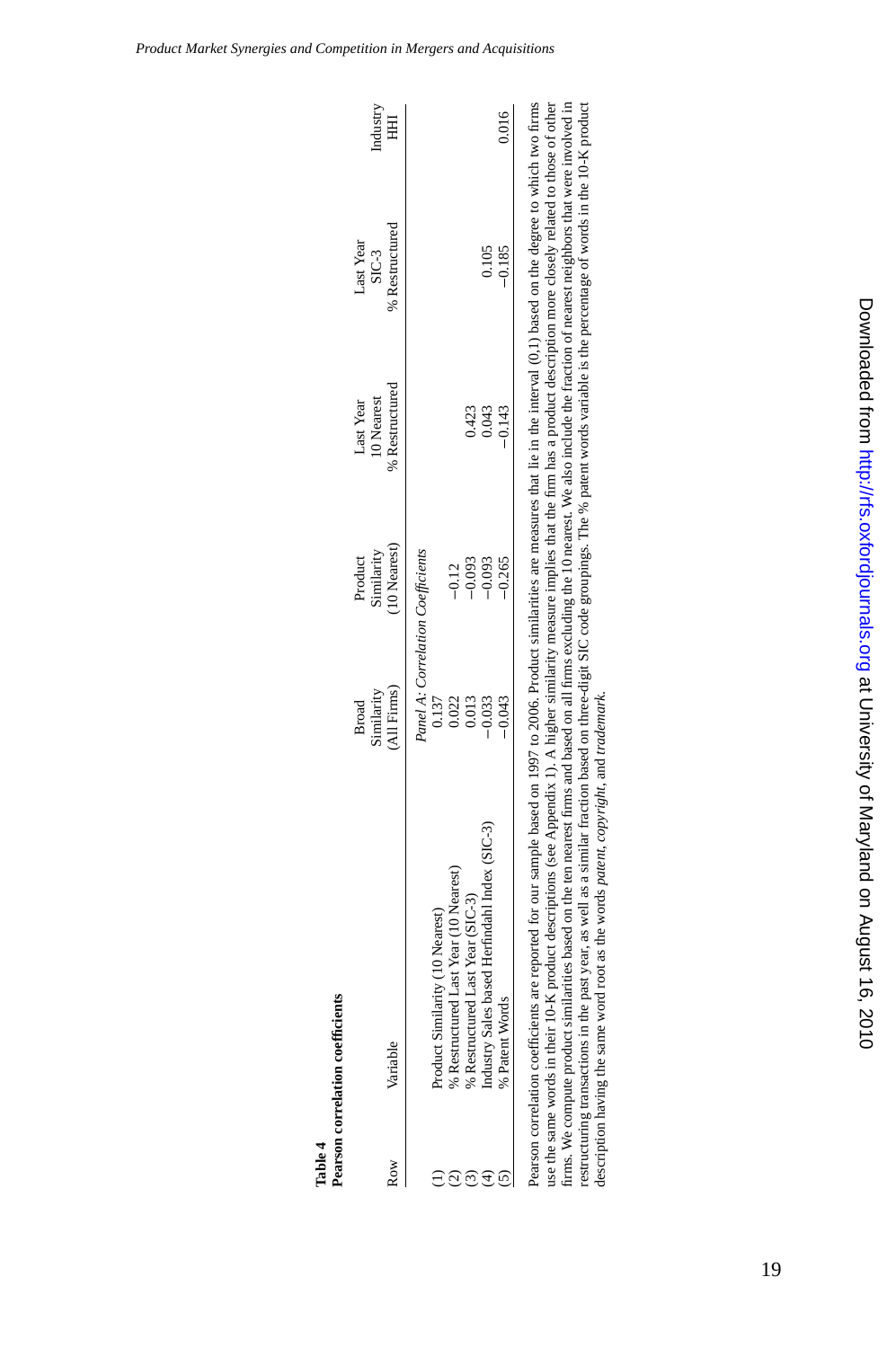**Table 4**
**Pearson correlation coefficients**

| Row | Variable | Broad Similarity (All Firms) | Product Similarity (10 Nearest) | Last Year 10 Nearest % Restructured | Last Year SIC-3 % Restructured | Industry HHI |
|---|---|---|---|---|---|---|
| | | *Panel A: Correlation Coefficients* | | | | |
| (1) | Product Similarity (10 Nearest) | 0.137 | | | | |
| (2) | % Restructured Last Year (10 Nearest) | 0.022 | −0.12 | | | |
| (3) | % Restructured Last Year (SIC-3) | 0.013 | −0.093 | 0.423 | | |
| (4) | Industry Sales based Herfindahl Index (SIC-3) | −0.033 | −0.093 | 0.043 | 0.105 | |
| (5) | % Patent Words | −0.043 | −0.265 | −0.143 | −0.185 | 0.016 |

Pearson correlation coefficients are reported for our sample based on 1997 to 2006. Product similarities are measures that lie in the interval (0,1) based on the degree to which two firms use the same words in their 10-K product descriptions (see Appendix 1). A higher similarity measure implies that the firm has a product description more closely related to those of other firms. We compute product similarities based on the ten nearest firms and based on all firms excluding the 10 nearest. We also include the fraction of nearest neighbors that were involved in restructuring transactions in the past year, as well as a similar fraction based on three-digit SIC code groupings. The % patent words variable is the percentage of words in the 10-K product description having the same word root as the words *patent*, *copyright*, and *trademark*.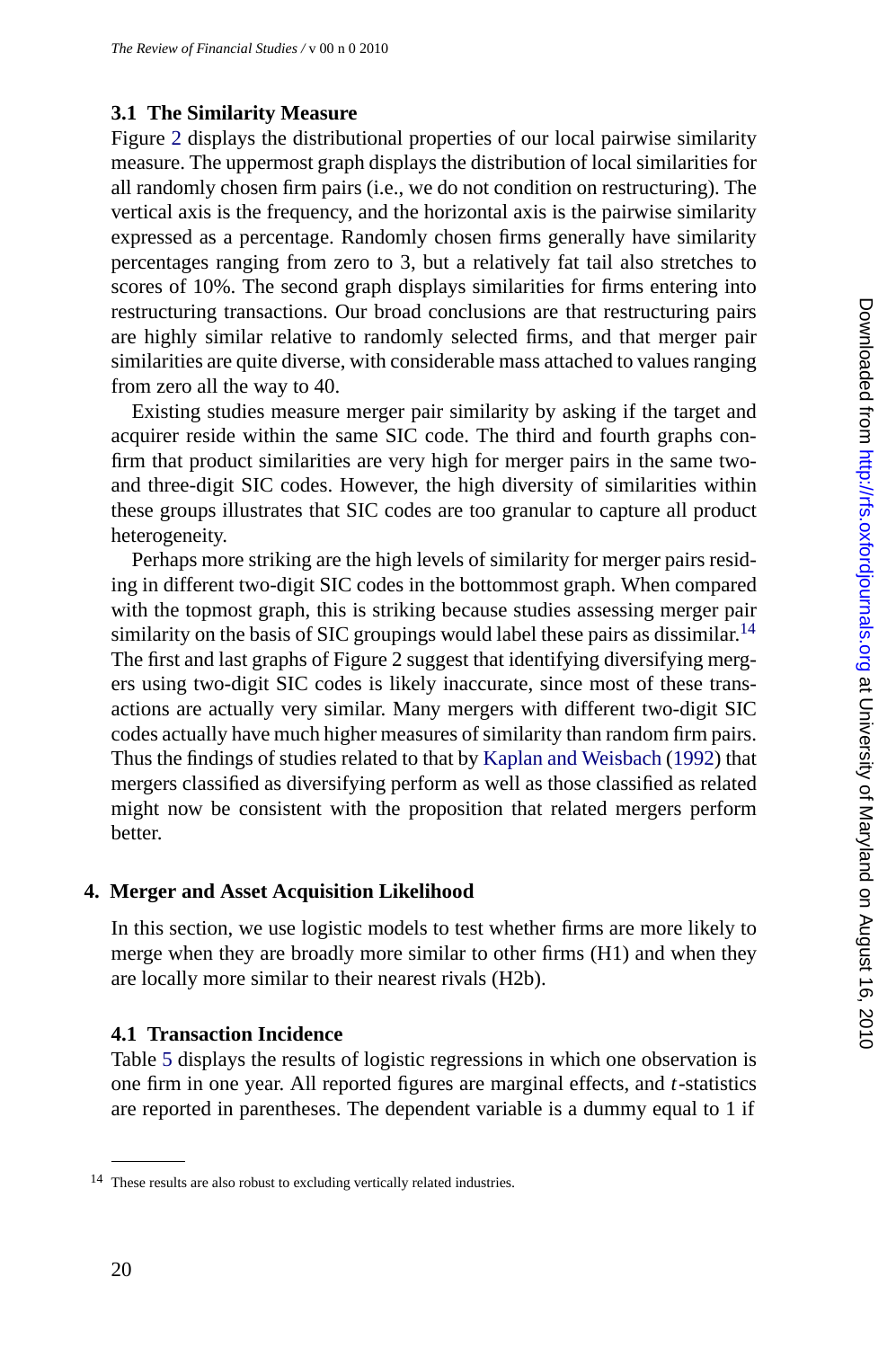### 3.1 The Similarity Measure

Figure 2 displays the distributional properties of our local pairwise similarity measure. The uppermost graph displays the distribution of local similarities for all randomly chosen firm pairs (i.e., we do not condition on restructuring). The vertical axis is the frequency, and the horizontal axis is the pairwise similarity expressed as a percentage. Randomly chosen firms generally have similarity percentages ranging from zero to 3, but a relatively fat tail also stretches to scores of 10%. The second graph displays similarities for firms entering into restructuring transactions. Our broad conclusions are that restructuring pairs are highly similar relative to randomly selected firms, and that merger pair similarities are quite diverse, with considerable mass attached to values ranging from zero all the way to 40.

Existing studies measure merger pair similarity by asking if the target and acquirer reside within the same SIC code. The third and fourth graphs confirm that product similarities are very high for merger pairs in the same two- and three-digit SIC codes. However, the high diversity of similarities within these groups illustrates that SIC codes are too granular to capture all product heterogeneity.

Perhaps more striking are the high levels of similarity for merger pairs residing in different two-digit SIC codes in the bottommost graph. When compared with the topmost graph, this is striking because studies assessing merger pair similarity on the basis of SIC groupings would label these pairs as dissimilar.[14] The first and last graphs of Figure 2 suggest that identifying diversifying mergers using two-digit SIC codes is likely inaccurate, since most of these transactions are actually very similar. Many mergers with different two-digit SIC codes actually have much higher measures of similarity than random firm pairs. Thus the findings of studies related to that by Kaplan and Weisbach (1992) that mergers classified as diversifying perform as well as those classified as related might now be consistent with the proposition that related mergers perform better.

## 4. Merger and Asset Acquisition Likelihood

In this section, we use logistic models to test whether firms are more likely to merge when they are broadly more similar to other firms (H1) and when they are locally more similar to their nearest rivals (H2b).

### 4.1 Transaction Incidence

Table 5 displays the results of logistic regressions in which one observation is one firm in one year. All reported figures are marginal effects, and $t$-statistics are reported in parentheses. The dependent variable is a dummy equal to 1 if

---

[14] These results are also robust to excluding vertically related industries.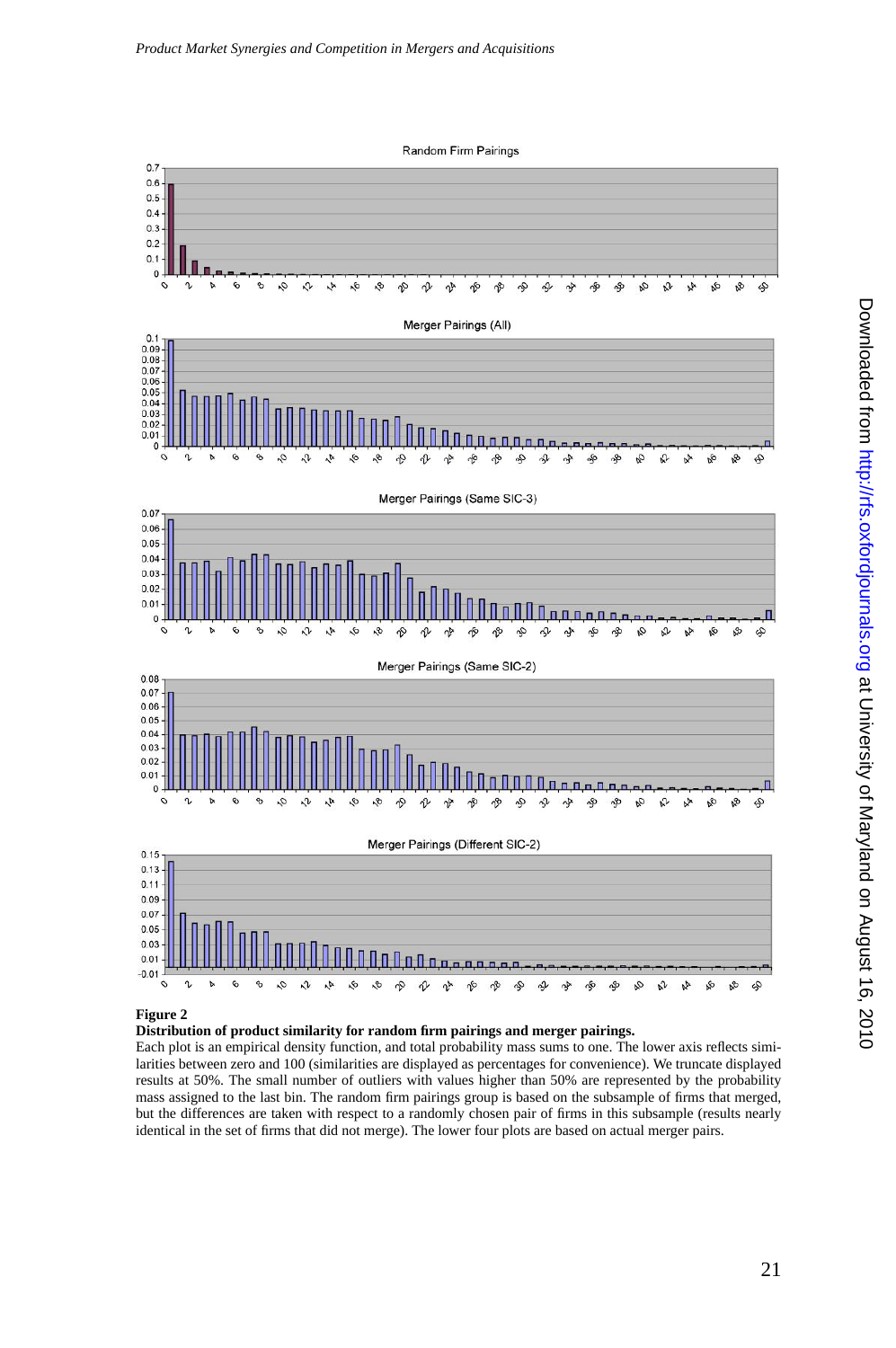**Figure 2**

**Distribution of product similarity for random firm pairings and merger pairings.**

Each plot is an empirical density function, and total probability mass sums to one. The lower axis reflects similarities between zero and 100 (similarities are displayed as percentages for convenience). We truncate displayed results at 50%. The small number of outliers with values higher than 50% are represented by the probability mass assigned to the last bin. The random firm pairings group is based on the subsample of firms that merged, but the differences are taken with respect to a randomly chosen pair of firms in this subsample (results nearly identical in the set of firms that did not merge). The lower four plots are based on actual merger pairs.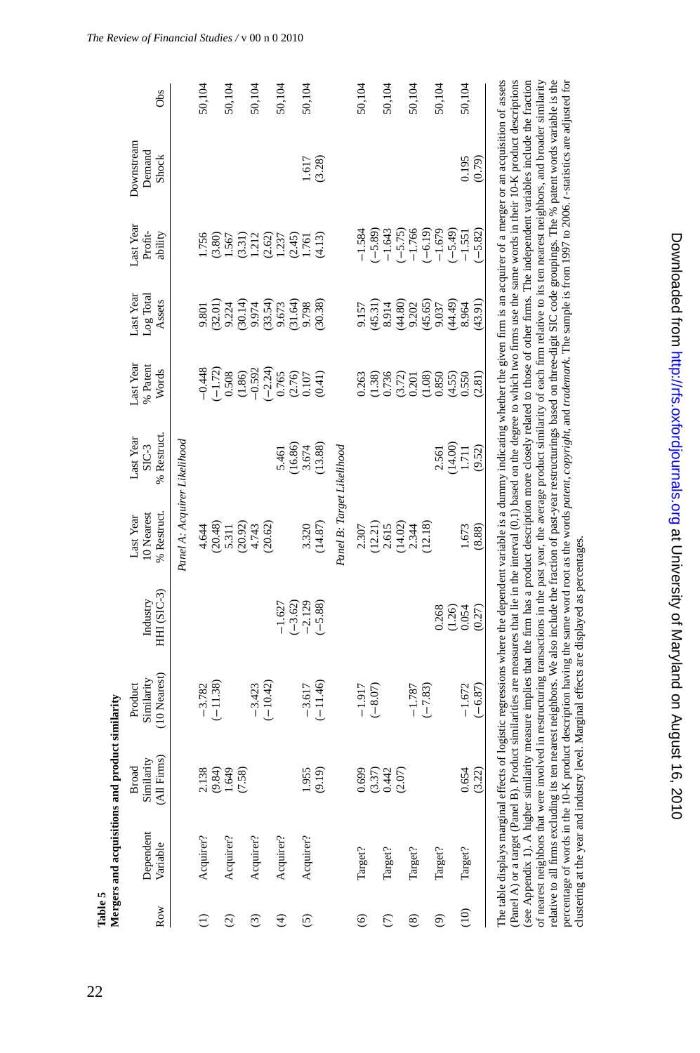**Table 5**
**Mergers and acquisitions and product similarity**

| Row | Dependent Variable | Broad Similarity (All Firms) | Product Similarity (10 Nearest) | Industry HHI (SIC-3) | Last Year 10 Nearest % Restruct. | Last Year SIC-3 % Restruct. | Last Year % Patent Words | Last Year Log Total Assets | Last Year Profit-ability | Downstream Demand Shock | Obs |
|---|---|---|---|---|---|---|---|---|---|---|---|
| | | | | | *Panel A: Acquirer Likelihood* | | | | | | |
| (1) | Acquirer? | 2.138 | −3.782 | | 4.644 | | −0.448 | 9.801 | 1.756 | | 50,104 |
| | | (9.84) | (−11.38) | | (20.48) | | (−1.72) | (32.01) | (3.80) | | |
| (2) | Acquirer? | 1.649 | | | 5.311 | | 0.508 | 9.224 | 1.567 | | 50,104 |
| | | (7.58) | | | (20.92) | | (1.86) | (30.14) | (3.31) | | |
| (3) | Acquirer? | | −3.423 | | 4.743 | | −0.592 | 9.974 | 1.212 | | 50,104 |
| | | | (−10.42) | | (20.62) | | (−2.24) | (33.54) | (2.62) | | |
| (4) | Acquirer? | | | −1.627 | | 5.461 | 0.765 | 9.673 | 1.237 | | 50,104 |
| | | | | (−3.62) | | (16.86) | (2.76) | (31.64) | (2.45) | | |
| (5) | Acquirer? | 1.955 | −3.617 | −2.129 | 3.320 | 3.674 | 0.107 | 9.798 | 1.761 | 1.617 | 50,104 |
| | | (9.19) | (−11.46) | (−5.88) | (14.87) | (13.88) | (0.41) | (30.38) | (4.13) | (3.28) | |
| | | | | | *Panel B: Target Likelihood* | | | | | | |
| (6) | Target? | 0.699 | −1.917 | | 2.307 | | 0.263 | 9.157 | −1.584 | | 50,104 |
| | | (3.37) | (−8.07) | | (12.21) | | (1.38) | (45.31) | (−5.89) | | |
| (7) | Target? | 0.442 | | | 2.615 | | 0.736 | 8.914 | −1.643 | | 50,104 |
| | | (2.07) | | | (14.02) | | (3.72) | (44.80) | (−5.75) | | |
| (8) | Target? | | −1.787 | | 2.344 | | 0.201 | 9.202 | −1.766 | | 50,104 |
| | | | (−7.83) | | (12.18) | | (1.08) | (45.65) | (−6.19) | | |
| (9) | Target? | | | 0.268 | | 2.561 | 0.850 | 9.037 | −1.679 | | 50,104 |
| | | | | (1.26) | | (14.00) | (4.55) | (44.49) | (−5.49) | | |
| (10) | Target? | 0.654 | −1.672 | 0.054 | 1.673 | 1.711 | 0.550 | 8.964 | −1.551 | 0.195 | 50,104 |
| | | (3.22) | (−6.87) | (0.27) | (8.88) | (9.52) | (2.81) | (43.91) | (−5.82) | (0.79) | |

The table displays marginal effects of logistic regressions where the dependent variable is a dummy indicating whether the given firm is an acquirer of a merger or an acquisition of assets (Panel A) or a target (Panel B). Product similarities are measures that lie in the interval (0,1) based on the degree to which two firms use the same words in their 10-K product descriptions (see Appendix 1). A higher similarity measure implies that the firm has a product description more closely related to those of other firms. The independent variables include the fraction of nearest neighbors that were involved in restructuring transactions in the past year, the average product similarity of each firm relative to its ten nearest neighbors, and broader similarity relative to all firms excluding its ten nearest neighbors. We also include the fraction of past-year restructurings based on three-digit SIC code groupings. The % patent words variable is the percentage of words in the 10-K product description having the same word root as the words *patent*, *copyright*, and *trademark*. The sample is from 1997 to 2006. *t*-statistics are adjusted for clustering at the year and industry level. Marginal effects are displayed as percentages.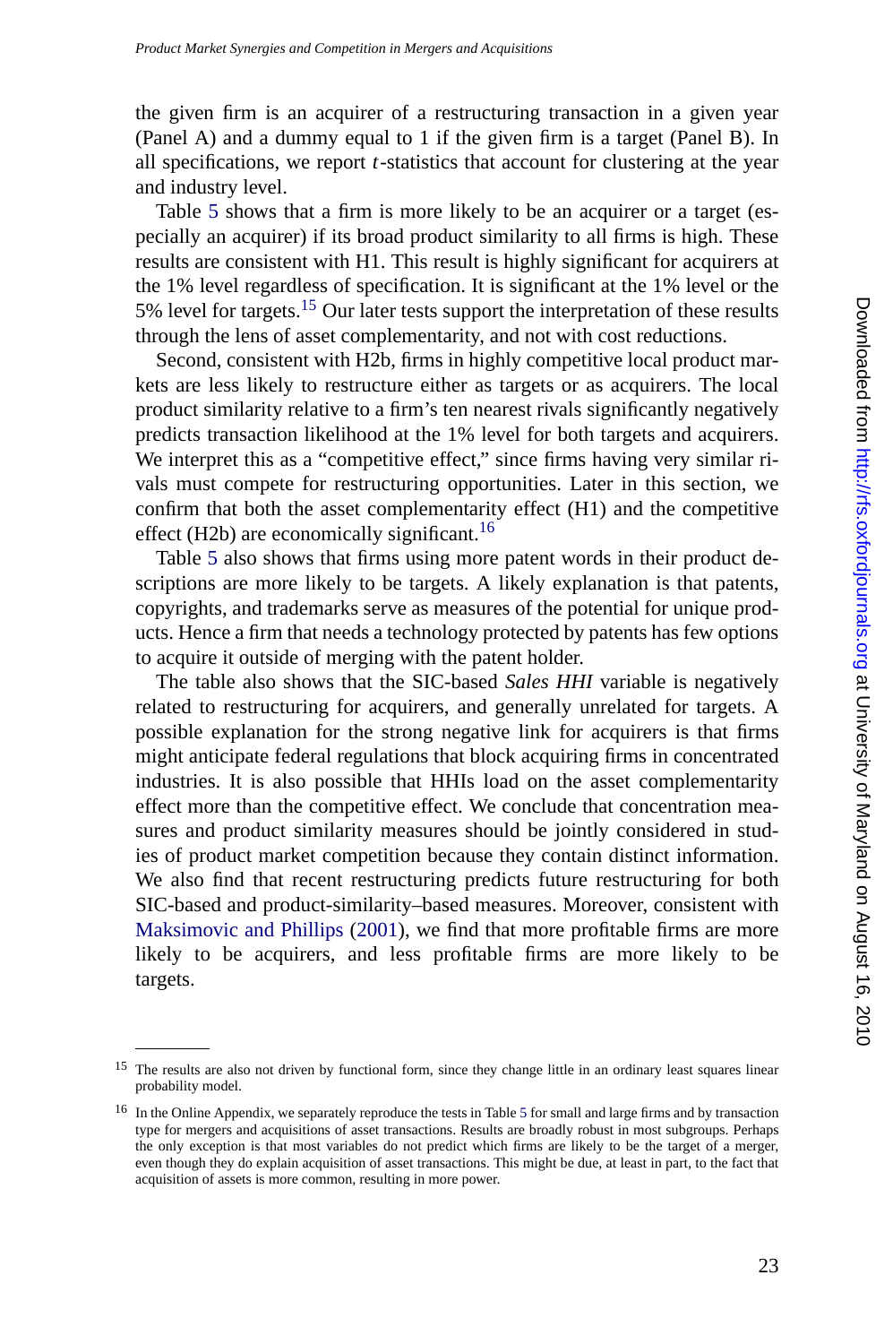the given firm is an acquirer of a restructuring transaction in a given year (Panel A) and a dummy equal to 1 if the given firm is a target (Panel B). In all specifications, we report $t$-statistics that account for clustering at the year and industry level.

Table 5 shows that a firm is more likely to be an acquirer or a target (especially an acquirer) if its broad product similarity to all firms is high. These results are consistent with H1. This result is highly significant for acquirers at the 1% level regardless of specification. It is significant at the 1% level or the 5% level for targets.[15] Our later tests support the interpretation of these results through the lens of asset complementarity, and not with cost reductions.

Second, consistent with H2b, firms in highly competitive local product markets are less likely to restructure either as targets or as acquirers. The local product similarity relative to a firm's ten nearest rivals significantly negatively predicts transaction likelihood at the 1% level for both targets and acquirers. We interpret this as a "competitive effect," since firms having very similar rivals must compete for restructuring opportunities. Later in this section, we confirm that both the asset complementarity effect (H1) and the competitive effect (H2b) are economically significant.[16]

Table 5 also shows that firms using more patent words in their product descriptions are more likely to be targets. A likely explanation is that patents, copyrights, and trademarks serve as measures of the potential for unique products. Hence a firm that needs a technology protected by patents has few options to acquire it outside of merging with the patent holder.

The table also shows that the SIC-based *Sales HHI* variable is negatively related to restructuring for acquirers, and generally unrelated for targets. A possible explanation for the strong negative link for acquirers is that firms might anticipate federal regulations that block acquiring firms in concentrated industries. It is also possible that HHIs load on the asset complementarity effect more than the competitive effect. We conclude that concentration measures and product similarity measures should be jointly considered in studies of product market competition because they contain distinct information. We also find that recent restructuring predicts future restructuring for both SIC-based and product-similarity–based measures. Moreover, consistent with Maksimovic and Phillips (2001), we find that more profitable firms are more likely to be acquirers, and less profitable firms are more likely to be targets.

---

[15] The results are also not driven by functional form, since they change little in an ordinary least squares linear probability model.

[16] In the Online Appendix, we separately reproduce the tests in Table 5 for small and large firms and by transaction type for mergers and acquisitions of asset transactions. Results are broadly robust in most subgroups. Perhaps the only exception is that most variables do not predict which firms are likely to be the target of a merger, even though they do explain acquisition of asset transactions. This might be due, at least in part, to the fact that acquisition of assets is more common, resulting in more power.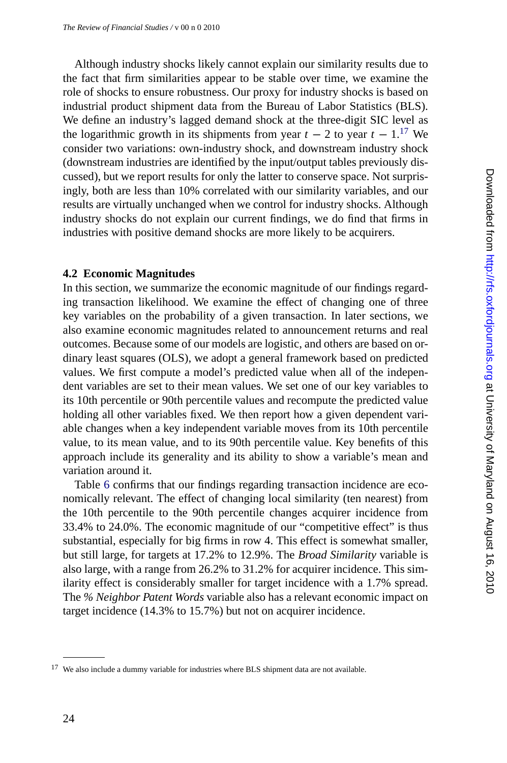Although industry shocks likely cannot explain our similarity results due to the fact that firm similarities appear to be stable over time, we examine the role of shocks to ensure robustness. Our proxy for industry shocks is based on industrial product shipment data from the Bureau of Labor Statistics (BLS). We define an industry's lagged demand shock at the three-digit SIC level as the logarithmic growth in its shipments from year $t-2$ to year $t-1$.[17] We consider two variations: own-industry shock, and downstream industry shock (downstream industries are identified by the input/output tables previously discussed), but we report results for only the latter to conserve space. Not surprisingly, both are less than 10% correlated with our similarity variables, and our results are virtually unchanged when we control for industry shocks. Although industry shocks do not explain our current findings, we do find that firms in industries with positive demand shocks are more likely to be acquirers.

### 4.2 Economic Magnitudes

In this section, we summarize the economic magnitude of our findings regarding transaction likelihood. We examine the effect of changing one of three key variables on the probability of a given transaction. In later sections, we also examine economic magnitudes related to announcement returns and real outcomes. Because some of our models are logistic, and others are based on ordinary least squares (OLS), we adopt a general framework based on predicted values. We first compute a model's predicted value when all of the independent variables are set to their mean values. We set one of our key variables to its 10th percentile or 90th percentile values and recompute the predicted value holding all other variables fixed. We then report how a given dependent variable changes when a key independent variable moves from its 10th percentile value, to its mean value, and to its 90th percentile value. Key benefits of this approach include its generality and its ability to show a variable's mean and variation around it.

Table 6 confirms that our findings regarding transaction incidence are economically relevant. The effect of changing local similarity (ten nearest) from the 10th percentile to the 90th percentile changes acquirer incidence from 33.4% to 24.0%. The economic magnitude of our "competitive effect" is thus substantial, especially for big firms in row 4. This effect is somewhat smaller, but still large, for targets at 17.2% to 12.9%. The *Broad Similarity* variable is also large, with a range from 26.2% to 31.2% for acquirer incidence. This similarity effect is considerably smaller for target incidence with a 1.7% spread. The *% Neighbor Patent Words* variable also has a relevant economic impact on target incidence (14.3% to 15.7%) but not on acquirer incidence.

---

[17] We also include a dummy variable for industries where BLS shipment data are not available.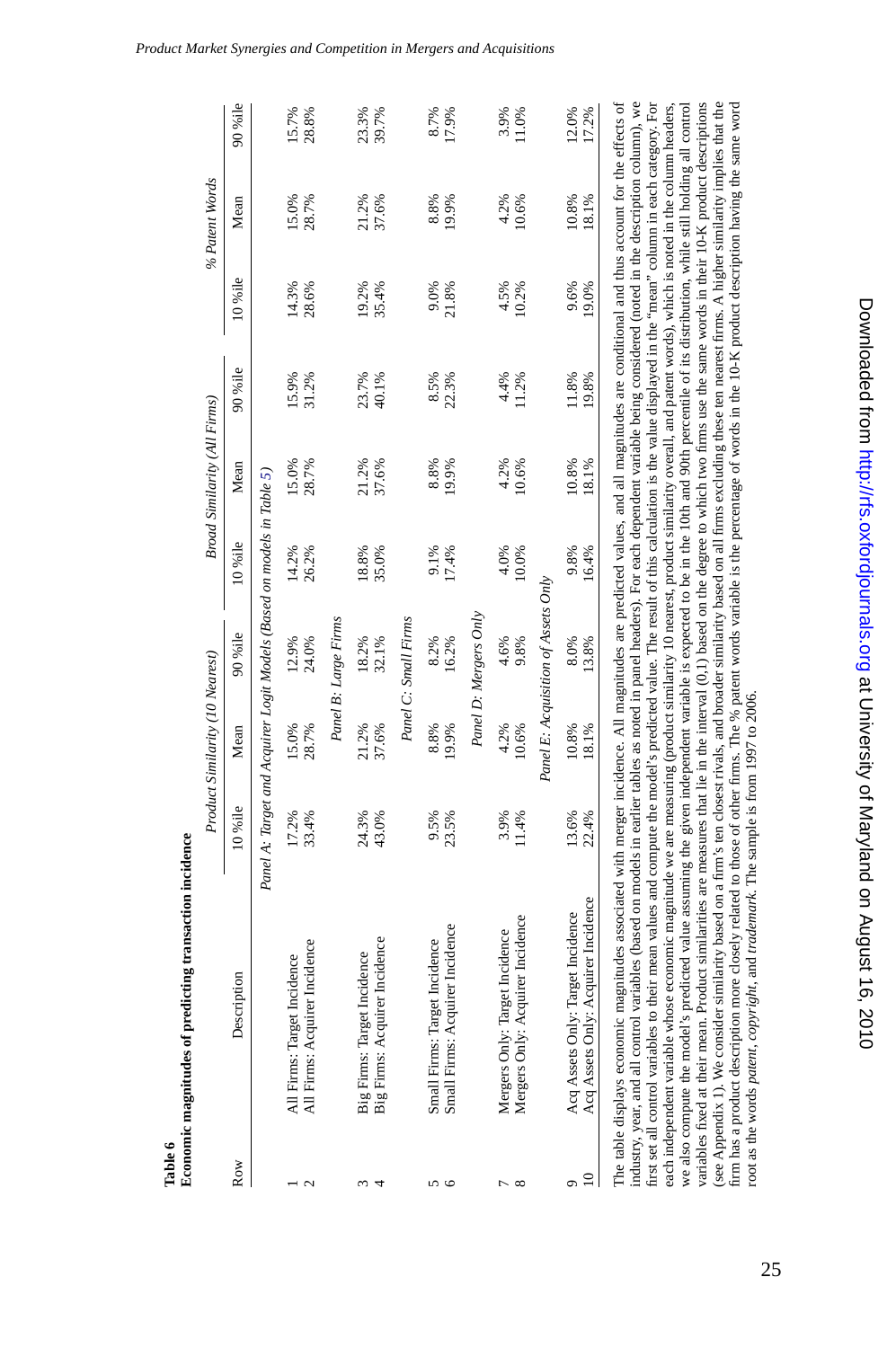**Table 6**
**Economic magnitudes of predicting transaction incidence**

| Row | Description | Product Similarity (10 Nearest) | | | Broad Similarity (All Firms) | | | % Patent Words | | |
|---|---|---|---|---|---|---|---|---|---|---|
| | | 10 %ile | Mean | 90 %ile | 10 %ile | Mean | 90 %ile | 10 %ile | Mean | 90 %ile |
| | *Panel A: Target and Acquirer Logit Models (Based on models in Table 5)* | | | | | | | | | |
| 1 | All Firms: Target Incidence | 17.2% | 15.0% | 12.9% | 14.2% | 15.0% | 15.9% | 14.3% | 15.0% | 15.7% |
| 2 | All Firms: Acquirer Incidence | 33.4% | 28.7% | 24.0% | 26.2% | 28.7% | 31.2% | 28.6% | 28.7% | 28.8% |
| | *Panel B: Large Firms* | | | | | | | | | |
| 3 | Big Firms: Target Incidence | 24.3% | 21.2% | 18.2% | 18.8% | 21.2% | 23.7% | 19.2% | 21.2% | 23.3% |
| 4 | Big Firms: Acquirer Incidence | 43.0% | 37.6% | 32.1% | 35.0% | 37.6% | 40.1% | 35.4% | 37.6% | 39.7% |
| | *Panel C: Small Firms* | | | | | | | | | |
| 5 | Small Firms: Target Incidence | 9.5% | 8.8% | 8.2% | 9.1% | 8.8% | 8.5% | 9.0% | 8.8% | 8.7% |
| 6 | Small Firms: Acquirer Incidence | 23.5% | 19.9% | 16.2% | 17.4% | 19.9% | 22.3% | 21.8% | 19.9% | 17.9% |
| | *Panel D: Mergers Only* | | | | | | | | | |
| 7 | Mergers Only: Target Incidence | 3.9% | 4.2% | 4.6% | 4.0% | 4.2% | 4.4% | 4.5% | 4.2% | 3.9% |
| 8 | Mergers Only: Acquirer Incidence | 11.4% | 10.6% | 9.8% | 10.0% | 10.6% | 11.2% | 10.2% | 10.6% | 11.0% |
| | *Panel E: Acquisition of Assets Only* | | | | | | | | | |
| 9 | Acq Assets Only: Target Incidence | 13.6% | 10.8% | 8.0% | 9.8% | 10.8% | 11.8% | 9.6% | 10.8% | 12.0% |
| 10 | Acq Assets Only: Acquirer Incidence | 22.4% | 18.1% | 13.8% | 16.4% | 18.1% | 19.8% | 19.0% | 18.1% | 17.2% |

The table displays economic magnitudes associated with merger incidence. All magnitudes are predicted values, and all magnitudes are conditional and thus account for the effects of industry, year, and all control variables (based on models in earlier tables as noted in panel headers). For each dependent variable being considered (noted in the description column), we first set all control variables to their mean values and compute the model's predicted value. The result of this calculation is the value displayed in the "mean" column in each category. For each independent variable whose economic magnitude we are measuring (product similarity 10 nearest, product similarity overall, and patent words), which is noted in the column headers, we also compute the model's predicted value assuming the given independent variable is expected to be in the 10th and 90th percentile of its distribution, while still holding all control variables fixed at their mean. Product similarities are measures that lie in the interval (0,1) based on the degree to which two firms use the same words in their 10-K product descriptions (see Appendix 1). We consider similarity based on a firm's ten closest rivals, and broader similarity based on all firms excluding these ten nearest firms. A higher similarity implies that the firm has a product description more closely related to those of other firms. The % patent words variable is the percentage of words in the 10-K product description having the same word root as the words *patent*, *copyright*, and *trademark*. The sample is from 1997 to 2006.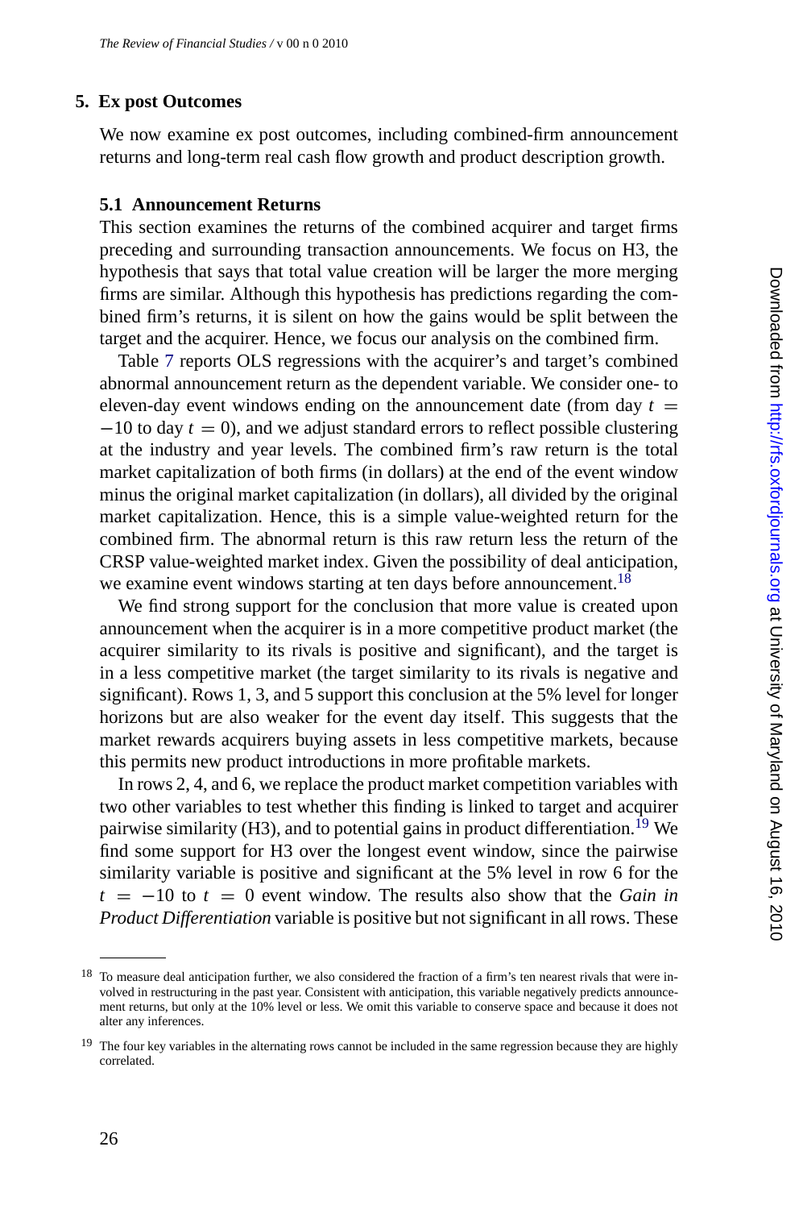## 5. Ex post Outcomes

We now examine ex post outcomes, including combined-firm announcement returns and long-term real cash flow growth and product description growth.

### 5.1 Announcement Returns

This section examines the returns of the combined acquirer and target firms preceding and surrounding transaction announcements. We focus on H3, the hypothesis that says that total value creation will be larger the more merging firms are similar. Although this hypothesis has predictions regarding the combined firm's returns, it is silent on how the gains would be split between the target and the acquirer. Hence, we focus our analysis on the combined firm.

Table 7 reports OLS regressions with the acquirer's and target's combined abnormal announcement return as the dependent variable. We consider one- to eleven-day event windows ending on the announcement date (from day $t = -10$ to day $t = 0$), and we adjust standard errors to reflect possible clustering at the industry and year levels. The combined firm's raw return is the total market capitalization of both firms (in dollars) at the end of the event window minus the original market capitalization (in dollars), all divided by the original market capitalization. Hence, this is a simple value-weighted return for the combined firm. The abnormal return is this raw return less the return of the CRSP value-weighted market index. Given the possibility of deal anticipation, we examine event windows starting at ten days before announcement.[18]

We find strong support for the conclusion that more value is created upon announcement when the acquirer is in a more competitive product market (the acquirer similarity to its rivals is positive and significant), and the target is in a less competitive market (the target similarity to its rivals is negative and significant). Rows 1, 3, and 5 support this conclusion at the 5% level for longer horizons but are also weaker for the event day itself. This suggests that the market rewards acquirers buying assets in less competitive markets, because this permits new product introductions in more profitable markets.

In rows 2, 4, and 6, we replace the product market competition variables with two other variables to test whether this finding is linked to target and acquirer pairwise similarity (H3), and to potential gains in product differentiation.[19] We find some support for H3 over the longest event window, since the pairwise similarity variable is positive and significant at the 5% level in row 6 for the $t = -10$ to $t = 0$ event window. The results also show that the *Gain in Product Differentiation* variable is positive but not significant in all rows. These

---

[18] To measure deal anticipation further, we also considered the fraction of a firm's ten nearest rivals that were involved in restructuring in the past year. Consistent with anticipation, this variable negatively predicts announcement returns, but only at the 10% level or less. We omit this variable to conserve space and because it does not alter any inferences.

[19] The four key variables in the alternating rows cannot be included in the same regression because they are highly correlated.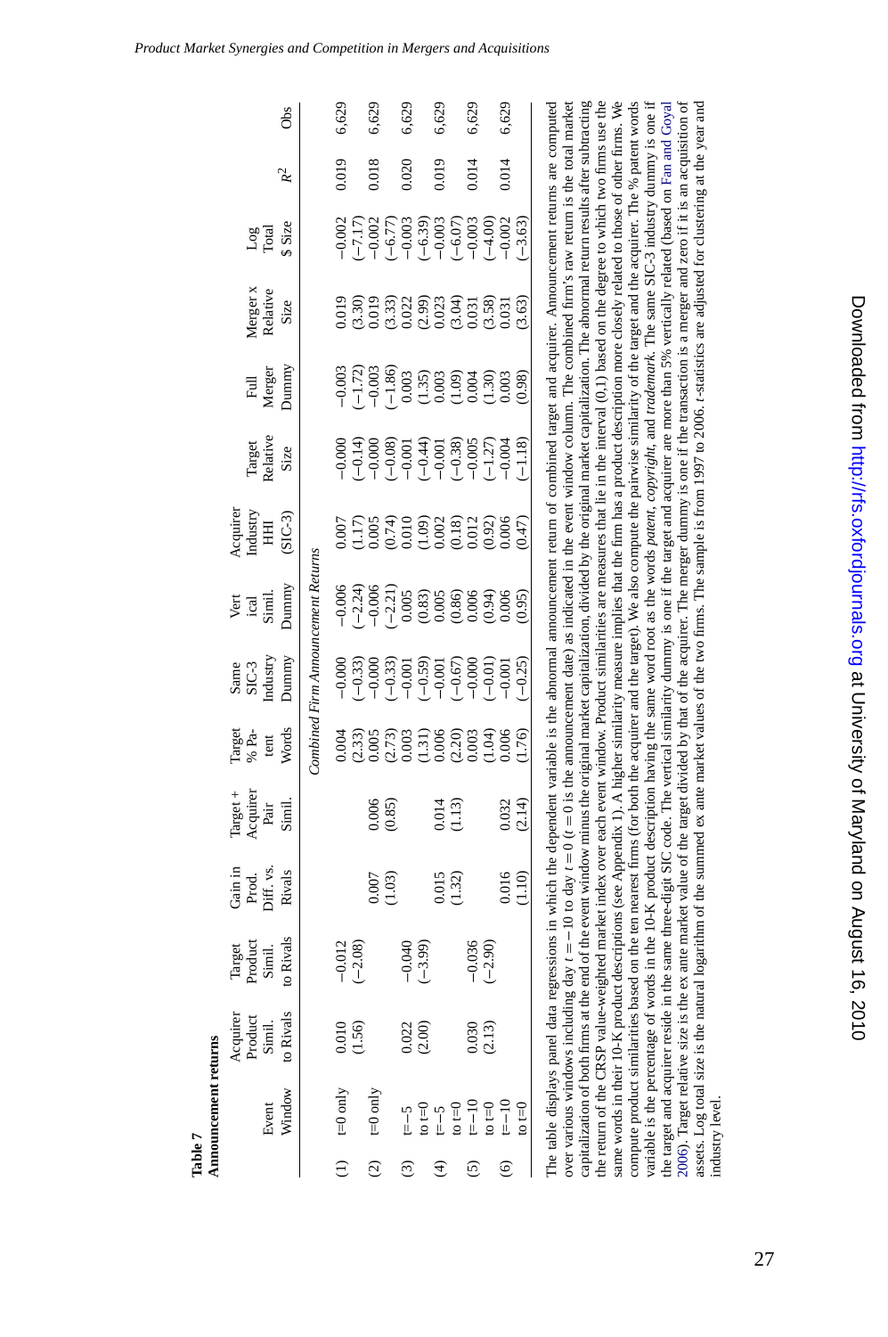**Table 7**
**Announcement returns**

| | Event Window | Acquirer Product Simil. to Rivals | Target Product Simil. to Rivals | Gain in Prod. Diff. vs. Rivals | Target + Acquirer Pair Simil. | Target % Patent Words | Same SIC-3 Industry Dummy | Vertical Simil. Dummy | Acquirer Industry HHI (SIC-3) | Target Relative Size | Full Merger Dummy | Merger x Relative Size | Log Total $ Size | $R^2$ | Obs |
|---|---|---|---|---|---|---|---|---|---|---|---|---|---|---|---|
| | | *Combined Firm Announcement Returns* | | | | | | | | | | | | | |
| (1) | t=0 only | 0.010 | −0.012 | | | 0.004 | −0.000 | −0.006 | 0.007 | −0.000 | −0.003 | 0.019 | −0.002 | 0.019 | 6,629 |
| | | (1.56) | (−2.08) | | | (2.33) | (−0.33) | (−2.24) | (1.17) | (−0.14) | (−1.72) | (3.30) | (−7.17) | | |
| (2) | t=0 only | | | 0.007 | 0.006 | 0.005 | −0.000 | −0.006 | 0.005 | −0.000 | −0.003 | 0.019 | −0.002 | 0.018 | 6,629 |
| | | | | (1.03) | (0.85) | (2.73) | (−0.33) | (−2.21) | (0.74) | (−0.08) | (−1.86) | (3.33) | (−6.77) | | |
| (3) | t=−5 to t=0 | 0.022 | −0.040 | | | 0.003 | −0.001 | 0.005 | 0.010 | −0.001 | 0.003 | 0.022 | −0.003 | 0.020 | 6,629 |
| | | (2.00) | (−3.99) | | | (1.31) | (−0.59) | (0.83) | (1.09) | (−0.44) | (1.35) | (2.99) | (−6.39) | | |
| (4) | t=−5 to t=0 | | | 0.015 | 0.014 | 0.006 | −0.001 | 0.005 | 0.002 | −0.001 | 0.003 | 0.023 | −0.003 | 0.019 | 6,629 |
| | | | | (1.32) | (1.13) | (2.20) | (−0.67) | (0.86) | (0.18) | (−0.38) | (1.09) | (3.04) | (−6.07) | | |
| (5) | t=−10 to t=0 | 0.030 | −0.036 | | | 0.003 | −0.000 | 0.006 | 0.012 | −0.005 | 0.004 | 0.031 | −0.003 | 0.014 | 6,629 |
| | | (2.13) | (−2.90) | | | (1.04) | (−0.01) | (0.94) | (0.92) | (−1.27) | (1.30) | (3.58) | (−4.00) | | |
| (6) | t=−10 to t=0 | | | 0.016 | 0.032 | 0.006 | −0.001 | 0.006 | 0.006 | −0.004 | 0.003 | 0.031 | −0.002 | 0.014 | 6,629 |
| | | | | (1.10) | (2.14) | (1.76) | (−0.25) | (0.95) | (0.47) | (−1.18) | (0.98) | (3.63) | (−3.63) | | |

The table displays panel data regressions in which the dependent variable is the abnormal announcement return of combined target and acquirer. Announcement returns are computed over various windows including day $t = -10$ to day $t = 0$ ($t = 0$ is the announcement date) as indicated in the event window column. The combined firm's raw return is the total market capitalization of both firms at the end of the event window minus the original market capitalization, divided by the original market capitalization. The abnormal return results after subtracting the return of the CRSP value-weighted market index over each event window. Product similarities are measures that lie in the interval (0,1) based on the degree to which two firms use the same words in their 10-K product descriptions (see Appendix 1). A higher similarity measure implies that the firm has a product description more closely related to those of other firms. We compute product similarities based on the ten nearest firms (for both the acquirer and the target). We also compute the pairwise similarity of the target and the acquirer. The % patent words variable is the percentage of words in the 10-K product description having the same word root as the words *patent*, *copyright*, and *trademark*. The same SIC-3 industry dummy is one if the target and acquirer reside in the same three-digit SIC code. The vertical similarity dummy is one if the target and acquirer are more than 5% vertically related (based on Fan and Goyal 2006). Target relative size is the ex ante market value of the target divided by that of the acquirer. The merger dummy is one if the transaction is a merger and zero if it is an acquisition of assets. Log total size is the natural logarithm of the summed ex ante market values of the two firms. The sample is from 1997 to 2006. $t$-statistics are adjusted for clustering at the year and industry level.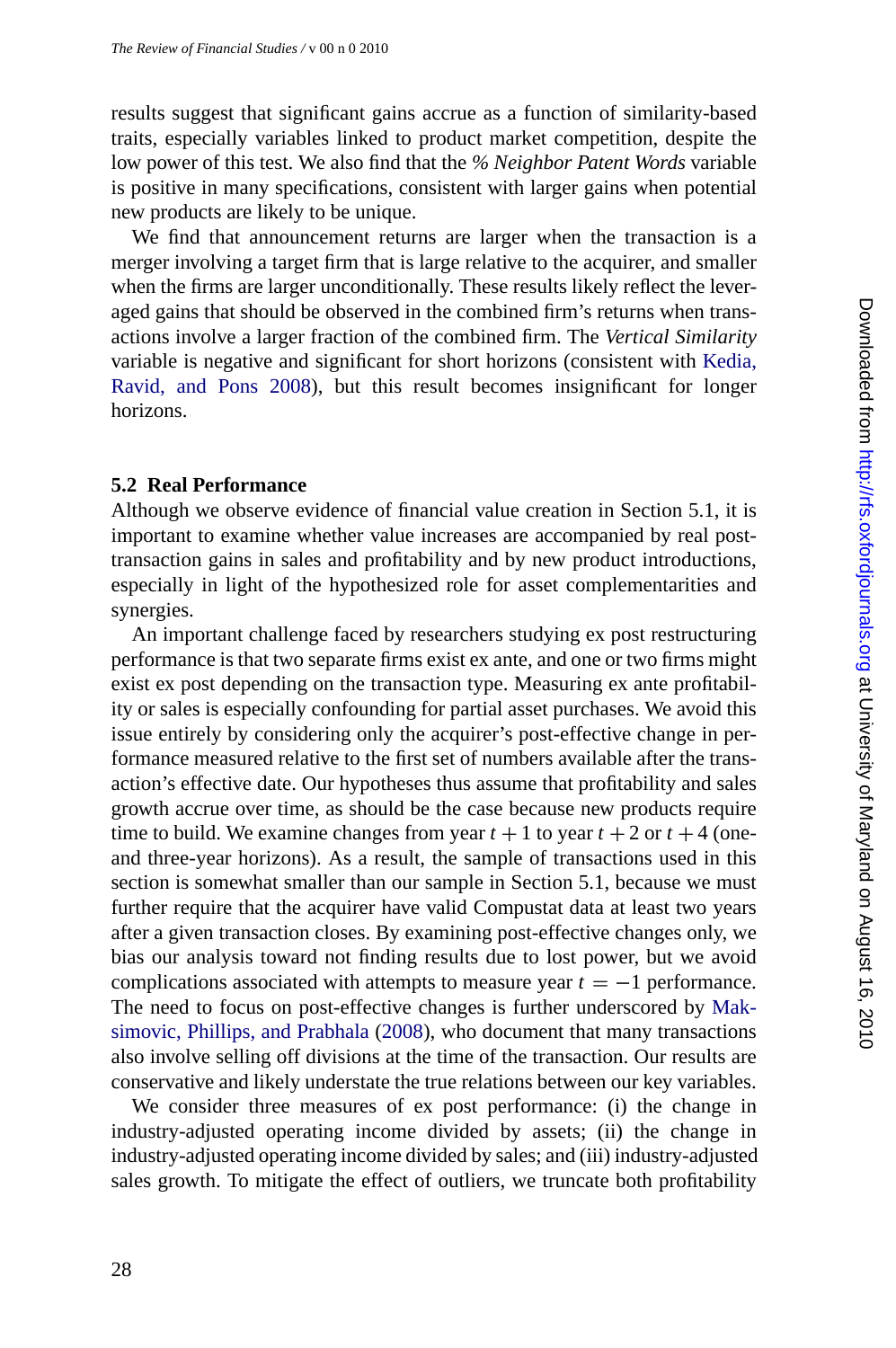results suggest that significant gains accrue as a function of similarity-based traits, especially variables linked to product market competition, despite the low power of this test. We also find that the *% Neighbor Patent Words* variable is positive in many specifications, consistent with larger gains when potential new products are likely to be unique.

We find that announcement returns are larger when the transaction is a merger involving a target firm that is large relative to the acquirer, and smaller when the firms are larger unconditionally. These results likely reflect the leveraged gains that should be observed in the combined firm's returns when transactions involve a larger fraction of the combined firm. The *Vertical Similarity* variable is negative and significant for short horizons (consistent with Kedia, Ravid, and Pons 2008), but this result becomes insignificant for longer horizons.

### 5.2 Real Performance

Although we observe evidence of financial value creation in Section 5.1, it is important to examine whether value increases are accompanied by real post-transaction gains in sales and profitability and by new product introductions, especially in light of the hypothesized role for asset complementarities and synergies.

An important challenge faced by researchers studying ex post restructuring performance is that two separate firms exist ex ante, and one or two firms might exist ex post depending on the transaction type. Measuring ex ante profitability or sales is especially confounding for partial asset purchases. We avoid this issue entirely by considering only the acquirer's post-effective change in performance measured relative to the first set of numbers available after the transaction's effective date. Our hypotheses thus assume that profitability and sales growth accrue over time, as should be the case because new products require time to build. We examine changes from year $t + 1$ to year $t + 2$ or $t + 4$ (one- and three-year horizons). As a result, the sample of transactions used in this section is somewhat smaller than our sample in Section 5.1, because we must further require that the acquirer have valid Compustat data at least two years after a given transaction closes. By examining post-effective changes only, we bias our analysis toward not finding results due to lost power, but we avoid complications associated with attempts to measure year $t = -1$ performance. The need to focus on post-effective changes is further underscored by Maksimovic, Phillips, and Prabhala (2008), who document that many transactions also involve selling off divisions at the time of the transaction. Our results are conservative and likely understate the true relations between our key variables.

We consider three measures of ex post performance: (i) the change in industry-adjusted operating income divided by assets; (ii) the change in industry-adjusted operating income divided by sales; and (iii) industry-adjusted sales growth. To mitigate the effect of outliers, we truncate both profitability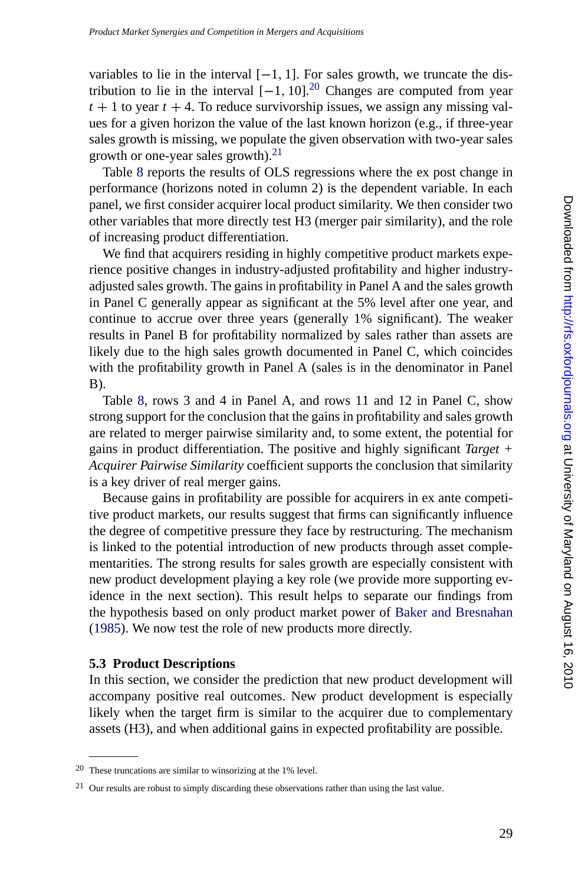variables to lie in the interval $[-1, 1]$. For sales growth, we truncate the distribution to lie in the interval $[-1, 10]$.[20] Changes are computed from year $t + 1$ to year $t + 4$. To reduce survivorship issues, we assign any missing values for a given horizon the value of the last known horizon (e.g., if three-year sales growth is missing, we populate the given observation with two-year sales growth or one-year sales growth).[21]

Table 8 reports the results of OLS regressions where the ex post change in performance (horizons noted in column 2) is the dependent variable. In each panel, we first consider acquirer local product similarity. We then consider two other variables that more directly test H3 (merger pair similarity), and the role of increasing product differentiation.

We find that acquirers residing in highly competitive product markets experience positive changes in industry-adjusted profitability and higher industry-adjusted sales growth. The gains in profitability in Panel A and the sales growth in Panel C generally appear as significant at the 5% level after one year, and continue to accrue over three years (generally 1% significant). The weaker results in Panel B for profitability normalized by sales rather than assets are likely due to the high sales growth documented in Panel C, which coincides with the profitability growth in Panel A (sales is in the denominator in Panel B).

Table 8, rows 3 and 4 in Panel A, and rows 11 and 12 in Panel C, show strong support for the conclusion that the gains in profitability and sales growth are related to merger pairwise similarity and, to some extent, the potential for gains in product differentiation. The positive and highly significant *Target + Acquirer Pairwise Similarity* coefficient supports the conclusion that similarity is a key driver of real merger gains.

Because gains in profitability are possible for acquirers in ex ante competitive product markets, our results suggest that firms can significantly influence the degree of competitive pressure they face by restructuring. The mechanism is linked to the potential introduction of new products through asset complementarities. The strong results for sales growth are especially consistent with new product development playing a key role (we provide more supporting evidence in the next section). This result helps to separate our findings from the hypothesis based on only product market power of Baker and Bresnahan (1985). We now test the role of new products more directly.

### 5.3 Product Descriptions

In this section, we consider the prediction that new product development will accompany positive real outcomes. New product development is especially likely when the target firm is similar to the acquirer due to complementary assets (H3), and when additional gains in expected profitability are possible.

---

[20] These truncations are similar to winsorizing at the 1% level.

[21] Our results are robust to simply discarding these observations rather than using the last value.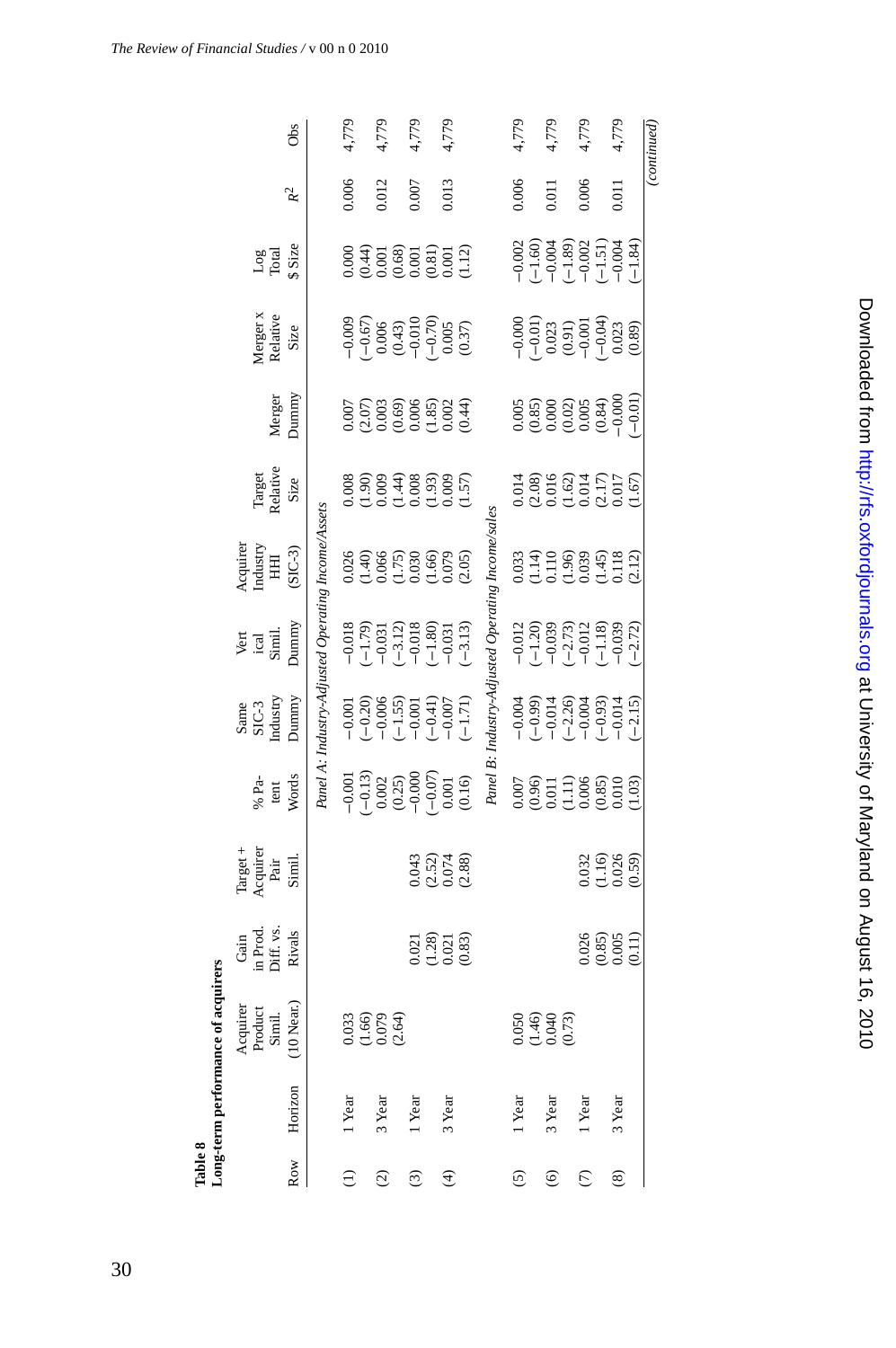**Table 8**
**Long-term performance of acquirers**

| Row | Horizon | Acquirer Product Simil. (10 Near.) | Gain in Prod. Diff. vs. Rivals | Target + Acquirer Pair Simil. | % Patent Words | Same SIC-3 Industry Dummy | Vertical Simil. Dummy | Acquirer Industry HHI (SIC-3) | Target Relative Size | Merger Dummy | Merger x Relative Size | Log Total \$ Size | $R^2$ | Obs |
|---|---|---|---|---|---|---|---|---|---|---|---|---|---|---|
| | | | | | *Panel A: Industry-Adjusted Operating Income/Assets* | | | | | | | | | |
| (1) | 1 Year | 0.033 | | | −0.001 | −0.001 | −0.018 | 0.026 | 0.008 | 0.007 | −0.009 | 0.000 | 0.006 | 4,779 |
| | | (1.66) | | | (−0.13) | (−0.20) | (−1.79) | (1.40) | (1.90) | (2.07) | (−0.67) | (0.44) | | |
| (2) | 3 Year | 0.079 | | | 0.002 | −0.006 | −0.031 | 0.066 | 0.009 | 0.003 | 0.006 | 0.001 | 0.012 | 4,779 |
| | | (2.64) | | | (0.25) | (−1.55) | (−3.12) | (1.75) | (1.44) | (0.69) | (0.43) | (0.68) | | |
| (3) | 1 Year | | 0.021 | 0.043 | −0.000 | −0.001 | −0.018 | 0.030 | 0.008 | 0.006 | −0.010 | 0.001 | 0.007 | 4,779 |
| | | | (1.28) | (2.52) | (−0.07) | (−0.41) | (−1.80) | (1.66) | (1.93) | (1.85) | (−0.70) | (0.81) | | |
| (4) | 3 Year | | 0.021 | 0.074 | 0.001 | −0.007 | −0.031 | 0.079 | 0.009 | 0.002 | 0.005 | 0.001 | 0.013 | 4,779 |
| | | | (0.83) | (2.88) | (0.16) | (−1.71) | (−3.13) | (2.05) | (1.57) | (0.44) | (0.37) | (1.12) | | |
| | | | | | *Panel B: Industry-Adjusted Operating Income/sales* | | | | | | | | | |
| (5) | 1 Year | 0.050 | | | 0.007 | −0.004 | −0.012 | 0.033 | 0.014 | 0.005 | −0.000 | −0.002 | 0.006 | 4,779 |
| | | (1.46) | | | (0.96) | (−0.99) | (−1.20) | (1.14) | (2.08) | (0.85) | (−0.01) | (−1.60) | | |
| (6) | 3 Year | 0.040 | | | 0.011 | −0.014 | −0.039 | 0.110 | 0.016 | 0.000 | 0.023 | −0.004 | 0.011 | 4,779 |
| | | (0.73) | | | (1.11) | (−2.26) | (−2.73) | (1.96) | (1.62) | (0.02) | (0.91) | (−1.89) | | |
| (7) | 1 Year | | 0.026 | 0.032 | 0.006 | −0.004 | −0.012 | 0.039 | 0.014 | 0.005 | −0.001 | −0.002 | 0.006 | 4,779 |
| | | | (0.85) | (1.16) | (0.85) | (−0.93) | (−1.18) | (1.45) | (2.17) | (0.84) | (−0.04) | (−1.51) | | |
| (8) | 3 Year | | 0.005 | 0.026 | 0.010 | −0.014 | −0.039 | 0.118 | 0.017 | −0.000 | 0.023 | −0.004 | 0.011 | 4,779 |
| | | | (0.11) | (0.59) | (1.03) | (−2.15) | (−2.72) | (2.12) | (1.67) | (−0.01) | (0.89) | (−1.84) | | |

*(continued)*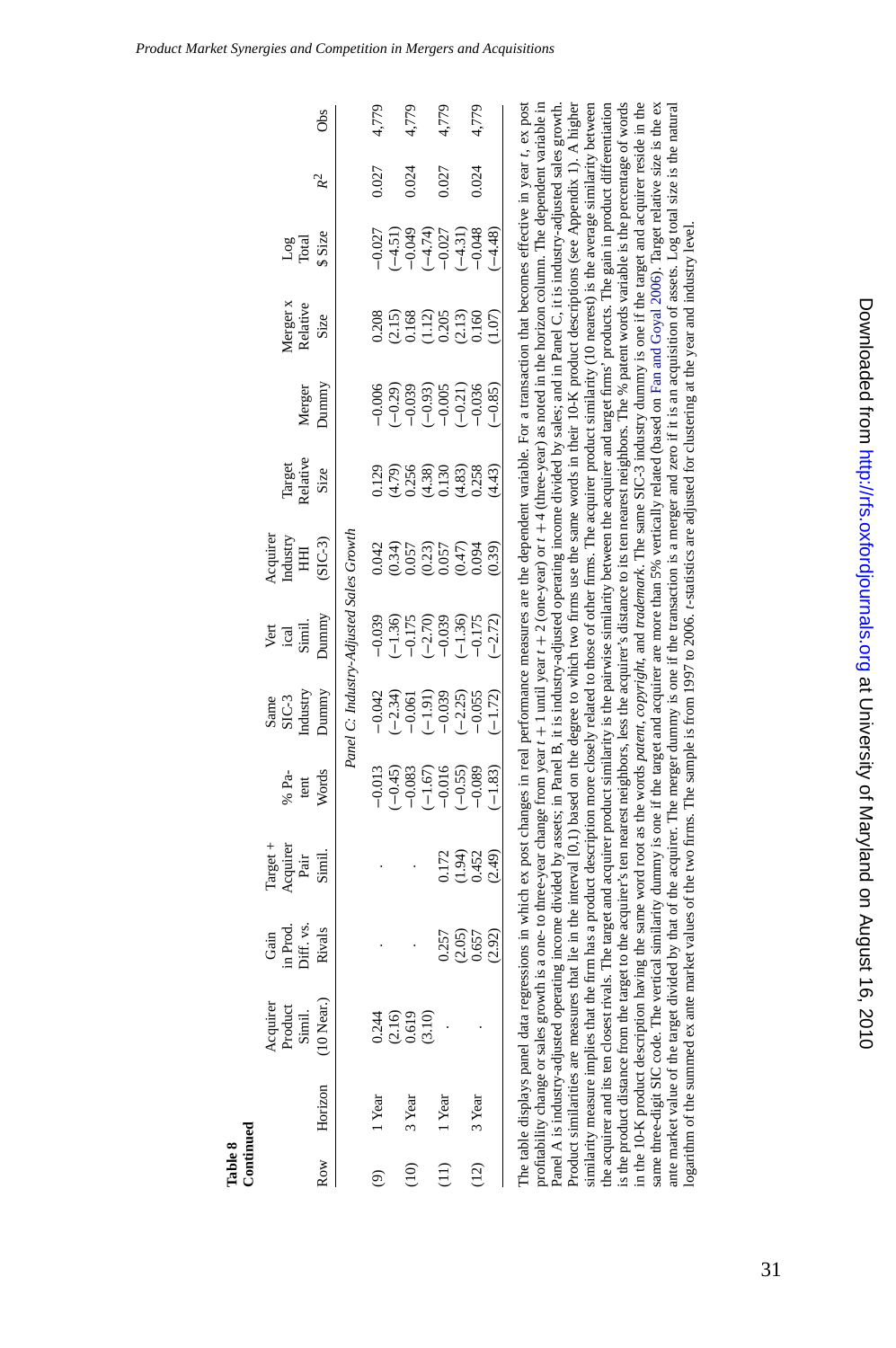**Table 8**
**Continued**

| Row | Horizon | Acquirer Product Simil. (10 Near.) | Gain in Prod. Diff. vs. Rivals | Target + Acquirer Pair Simil. | % Patent Words | Same SIC-3 Industry Dummy | Vertical Simil. Dummy | Acquirer Industry HHI (SIC-3) | Target Relative Size | Merger Dummy | Merger x Relative Size | Log Total $ Size | $R^2$ | Obs |
|---|---|---|---|---|---|---|---|---|---|---|---|---|---|---|
| | | | | | *Panel C: Industry-Adjusted Sales Growth* | | | | | | | | | |
| (9) | 1 Year | 0.244 | . | . | −0.013 | −0.042 | −0.039 | 0.042 | 0.129 | −0.006 | 0.208 | −0.027 | 0.027 | 4,779 |
| | | (2.16) | | | (−0.45) | (−2.34) | (−1.36) | (0.34) | (4.79) | (−0.29) | (2.15) | (−4.51) | | |
| (10) | 3 Year | 0.619 | . | . | −0.083 | −0.061 | −0.175 | 0.057 | 0.256 | −0.039 | 0.168 | −0.049 | 0.024 | 4,779 |
| | | (3.10) | | | (−1.67) | (−1.91) | (−2.70) | (0.23) | (4.38) | (−0.93) | (1.12) | (−4.74) | | |
| (11) | 1 Year | . | 0.257 | 0.172 | −0.016 | −0.039 | −0.039 | 0.057 | 0.130 | −0.005 | 0.205 | −0.027 | 0.027 | 4,779 |
| | | | (2.05) | (1.94) | (−0.55) | (−2.25) | (−1.36) | (0.47) | (4.83) | (−0.21) | (2.13) | (−4.31) | | |
| (12) | 3 Year | . | 0.657 | 0.452 | −0.089 | −0.055 | −0.175 | 0.094 | 0.258 | −0.036 | 0.160 | −0.048 | 0.024 | 4,779 |
| | | | (2.92) | (2.49) | (−1.83) | (−1.72) | (−2.72) | (0.39) | (4.43) | (−0.85) | (1.07) | (−4.48) | | |

The table displays panel data regressions in which ex post changes in real performance measures are the dependent variable. For a transaction that becomes effective in year $t$, ex post profitability change or sales growth is a one- to three-year change from year $t+1$ until year $t+2$ (one-year) or $t+4$ (three-year) as noted in the horizon column. The dependent variable in Panel A is industry-adjusted operating income divided by assets; in Panel B, it is industry-adjusted operating income divided by sales; and in Panel C, it is industry-adjusted sales growth. Product similarities are measures that lie in the interval [0,1] based on the degree to which two firms use the same words in their 10-K product descriptions (see Appendix 1). A higher similarity measure implies that the firm has a product description more closely related to those of other firms. The acquirer product similarity (10 nearest) is the average similarity between the acquirer and its ten closest rivals. The target and acquirer product similarity is the pairwise similarity between the acquirer and target firms' products. The gain in product differentiation is the product distance from the target to the acquirer's ten nearest neighbors, less the acquirer's distance to its ten nearest neighbors. The % patent words variable is the percentage of words in the 10-K product description having the same word root as the words *patent*, *copyright*, and *trademark*. The same SIC-3 industry dummy is one if the target and acquirer reside in the same three-digit SIC code. The vertical similarity dummy is one if the target and acquirer are more than 5% vertically related (based on Fan and Goyal 2006). Target relative size is the ex ante market value of the target divided by that of the acquirer. The merger dummy is one if the transaction is a merger and zero if it is an acquisition of assets. Log total size is the natural logarithm of the summed ex ante market values of the two firms. The sample is from 1997 to 2006. $t$-statistics are adjusted for clustering at the year and industry level.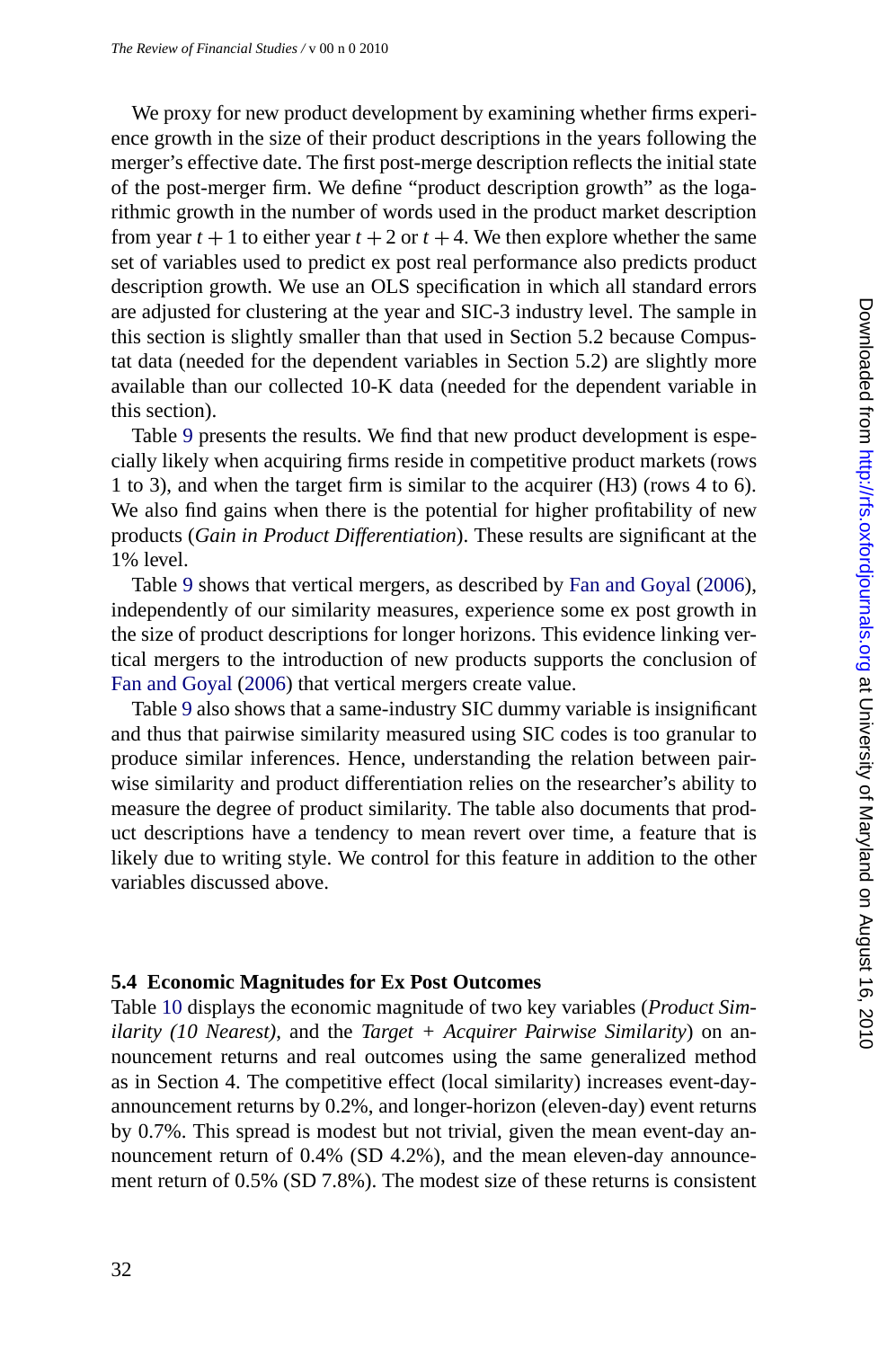We proxy for new product development by examining whether firms experience growth in the size of their product descriptions in the years following the merger's effective date. The first post-merge description reflects the initial state of the post-merger firm. We define "product description growth" as the logarithmic growth in the number of words used in the product market description from year $t+1$ to either year $t+2$ or $t+4$. We then explore whether the same set of variables used to predict ex post real performance also predicts product description growth. We use an OLS specification in which all standard errors are adjusted for clustering at the year and SIC-3 industry level. The sample in this section is slightly smaller than that used in Section 5.2 because Compustat data (needed for the dependent variables in Section 5.2) are slightly more available than our collected 10-K data (needed for the dependent variable in this section).

Table 9 presents the results. We find that new product development is especially likely when acquiring firms reside in competitive product markets (rows 1 to 3), and when the target firm is similar to the acquirer (H3) (rows 4 to 6). We also find gains when there is the potential for higher profitability of new products (*Gain in Product Differentiation*). These results are significant at the 1% level.

Table 9 shows that vertical mergers, as described by Fan and Goyal (2006), independently of our similarity measures, experience some ex post growth in the size of product descriptions for longer horizons. This evidence linking vertical mergers to the introduction of new products supports the conclusion of Fan and Goyal (2006) that vertical mergers create value.

Table 9 also shows that a same-industry SIC dummy variable is insignificant and thus that pairwise similarity measured using SIC codes is too granular to produce similar inferences. Hence, understanding the relation between pairwise similarity and product differentiation relies on the researcher's ability to measure the degree of product similarity. The table also documents that product descriptions have a tendency to mean revert over time, a feature that is likely due to writing style. We control for this feature in addition to the other variables discussed above.

### 5.4 Economic Magnitudes for Ex Post Outcomes

Table 10 displays the economic magnitude of two key variables (*Product Similarity (10 Nearest)*, and the *Target + Acquirer Pairwise Similarity*) on announcement returns and real outcomes using the same generalized method as in Section 4. The competitive effect (local similarity) increases event-day-announcement returns by 0.2%, and longer-horizon (eleven-day) event returns by 0.7%. This spread is modest but not trivial, given the mean event-day announcement return of 0.4% (SD 4.2%), and the mean eleven-day announcement return of 0.5% (SD 7.8%). The modest size of these returns is consistent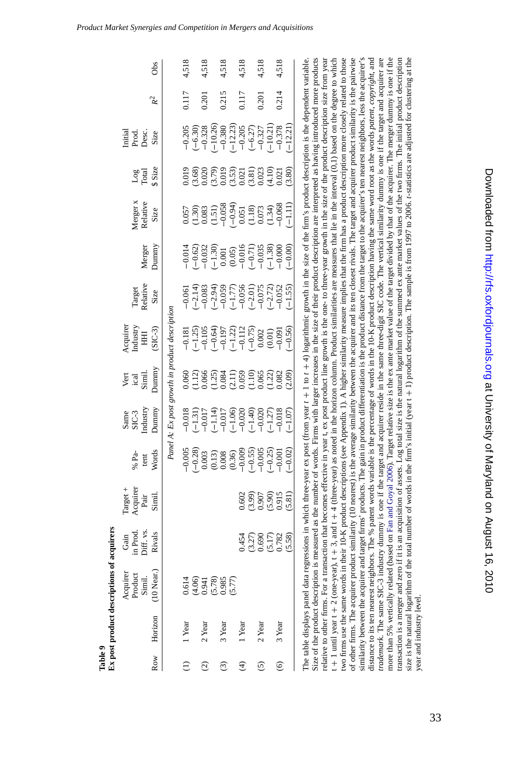**Table 9**
**Ex post product descriptions of acquirers**

| Row | Horizon | Acquirer Product Simil. (10 Near.) | Gain in Prod. Diff. vs. Rivals | Target + Acquirer Pair Simil. | % Patent Words | Same SIC-3 Industry Dummy | Vertical Simil. Dummy | Acquirer Industry HHI (SIC-3) | Target Relative Size | Merger Dummy | Merger x Relative Size | Log Total $ Size | Initial Prod. Desc. Size | $R^2$ | Obs |
|---|---|---|---|---|---|---|---|---|---|---|---|---|---|---|---|
| | | *Panel A: Ex post growth in product description* | | | | | | | | | | | | | |
| (1) | 1 Year | 0.614 | | | −0.005 | −0.018 | 0.060 | −0.181 | −0.061 | −0.014 | 0.057 | 0.019 | −0.205 | 0.117 | 4,518 |
| | | (4.06) | | | (−0.28) | (−1.31) | (1.12) | (−1.25) | (−2.14) | (−0.62) | (1.30) | (3.68) | (−6.30) | | |
| (2) | 2 Year | 0.941 | | | 0.003 | −0.017 | 0.066 | −0.105 | −0.083 | −0.032 | 0.083 | 0.020 | −0.328 | 0.201 | 4,518 |
| | | (5.78) | | | (0.13) | (−1.14) | (1.25) | (−0.64) | (−2.94) | (−1.30) | (1.51) | (3.79) | (−10.26) | | |
| (3) | 3 Year | 0.985 | | | 0.008 | −0.017 | 0.084 | −0.197 | −0.059 | 0.001 | −0.058 | 0.019 | −0.380 | 0.215 | 4,518 |
| | | (5.77) | | | (0.36) | (−1.06) | (2.11) | (−1.22) | (−1.77) | (0.05) | (−0.94) | (3.53) | (−12.23) | | |
| (4) | 1 Year | | 0.454 | 0.602 | −0.009 | −0.020 | 0.059 | −0.112 | −0.056 | −0.016 | 0.051 | 0.021 | −0.205 | 0.117 | 4,518 |
| | | | (3.27) | (3.99) | (−0.55) | (−1.40) | (1.10) | (−0.75) | (−2.01) | (−0.71) | (1.18) | (3.81) | (−6.27) | | |
| (5) | 2 Year | | 0.690 | 0.907 | −0.005 | −0.020 | 0.065 | 0.002 | −0.075 | −0.035 | 0.073 | 0.023 | −0.327 | 0.201 | 4,518 |
| | | | (5.17) | (5.90) | (−0.25) | (−1.27) | (1.22) | (0.01) | (−2.72) | (−1.38) | (1.34) | (4.10) | (−10.21) | | |
| (6) | 3 Year | | 0.782 | 0.915 | −0.001 | −0.018 | 0.082 | −0.091 | −0.052 | −0.000 | −0.068 | 0.021 | −0.378 | 0.214 | 4,518 |
| | | | (5.58) | (5.81) | (−0.02) | (−1.07) | (2.09) | (−0.56) | (−1.55) | (−0.00) | (−1.11) | (3.80) | (−12.21) | | |

The table displays panel data regressions in which three-year ex post (from year $t+1$ to $t+4$) logarithmic growth in the size of the firm's product description is the dependent variable. Size of the product description is measured as the number of words. Firms with larger increases in the size of their product description are interpreted as having introduced more products relative to other firms. For a transaction that becomes effective in year t, ex post product line growth is the one- to three-year growth in the size of the product description size from year $t+1$ until year $t+2$ (one-year), $t+3$, and $t+4$ (three-year) as noted in the horizon column. Product similarities are measures that lie in the interval (0,1) based on the degree to which two firms use the same words in their 10-K product descriptions (see Appendix 1). A higher similarity measure implies that the firm has a product description more closely related to those of other firms. The acquirer product similarity (10 nearest) is the average similarity between the acquirer and its ten closest rivals. The target and acquirer product similarity is the pairwise similarity between the acquirer and target firms' products. The gain in product differentiation is the product distance from the target to the acquirer's ten nearest neighbors, less the acquirer's distance to its ten nearest neighbors. The % patent words variable is the percentage of words in the 10-K product description having the same word root as the words *patent*, *copyright*, and *trademark*. The same SIC-3 industry dummy is one if the target and acquirer reside in the same three-digit SIC code. The vertical similarity dummy is one if the target and acquirer are more than 5% vertically related (based on Fan and Goyal 2006). Target relative size is the ex ante market value of the target divided by that of the acquirer. The merger dummy is one if the transaction is a merger and zero if it is an acquisition of assets. Log total size is the natural logarithm of the summed ex ante market values of the two firms. The initial product description size is the natural logarithm of the total number of words in the firm's initial (year $t+1$) product description. The sample is from 1997 to 2006. $t$-statistics are adjusted for clustering at the year and industry level.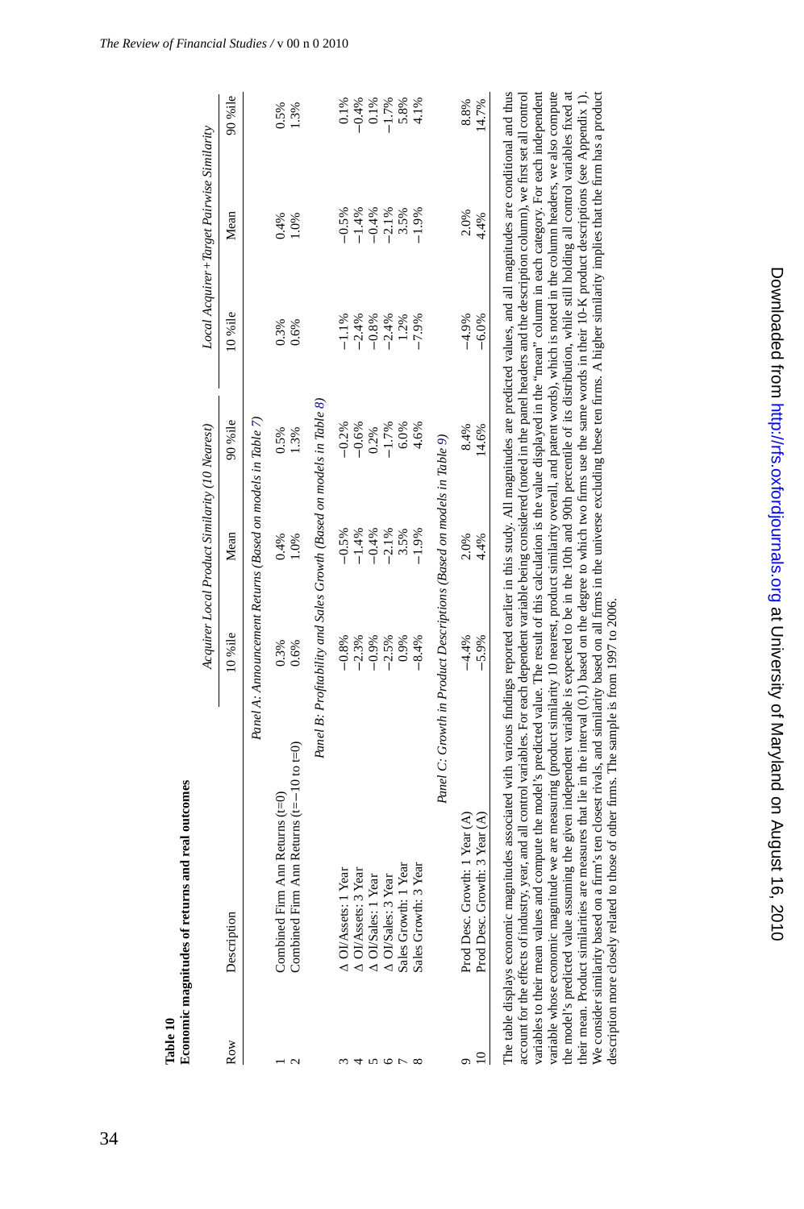**Table 10**
**Economic magnitudes of returns and real outcomes**

| Row | Description | Acquirer Local Product Similarity (10 Nearest) | | | Local Acquirer+Target Pairwise Similarity | | |
|---|---|---|---|---|---|---|---|
| | | 10 %ile | Mean | 90 %ile | 10 %ile | Mean | 90 %ile |
| | *Panel A: Announcement Returns (Based on models in Table 7)* | | | | | | |
| 1 | Combined Firm Ann Returns (t=0) | 0.3% | 0.4% | 0.5% | 0.3% | 0.4% | 0.5% |
| 2 | Combined Firm Ann Returns (t=−10 to t=0) | 0.6% | 1.0% | 1.3% | 0.6% | 1.0% | 1.3% |
| | *Panel B: Profitability and Sales Growth (Based on models in Table 8)* | | | | | | |
| 3 | Δ OI/Assets: 1 Year | −0.8% | −0.5% | −0.2% | −1.1% | −0.5% | 0.1% |
| 4 | Δ OI/Assets: 3 Year | −2.3% | −1.4% | −0.6% | −2.4% | −1.4% | −0.4% |
| 5 | Δ OI/Sales: 1 Year | −0.9% | −0.4% | 0.2% | −0.8% | −0.4% | 0.1% |
| 6 | Δ OI/Sales: 3 Year | −2.5% | −2.1% | −1.7% | −2.4% | −2.1% | −1.7% |
| 7 | Sales Growth: 1 Year | 0.9% | 3.5% | 6.0% | 1.2% | 3.5% | 5.8% |
| 8 | Sales Growth: 3 Year | −8.4% | −1.9% | 4.6% | −7.9% | −1.9% | 4.1% |
| | *Panel C: Growth in Product Descriptions (Based on models in Table 9)* | | | | | | |
| 9 | Prod Desc. Growth: 1 Year (A) | −4.4% | 2.0% | 8.4% | −4.9% | 2.0% | 8.8% |
| 10 | Prod Desc. Growth: 3 Year (A) | −5.9% | 4.4% | 14.6% | −6.0% | 4.4% | 14.7% |

The table displays economic magnitudes associated with various findings reported earlier in this study. All magnitudes are predicted values, and all magnitudes are conditional and thus account for the effects of industry, year, and all control variables. For each dependent variable being considered (noted in the panel headers and the description column), we first set all control variables to their mean values and compute the model's predicted value. The result of this calculation is the value displayed in the "mean" column in each category. For each independent variable whose economic magnitude we are measuring (product similarity 10 nearest, product similarity overall, and patent words), which is noted in the column headers, we also compute the model's predicted value assuming the given independent variable is expected to be in the 10th and 90th percentile of its distribution, while still holding all control variables fixed at their mean. Product similarities are measures that lie in the interval (0,1) based on the degree to which two firms use the same words in their 10-K product descriptions (see Appendix 1). We consider similarity based on a firm's ten closest rivals, and similarity based on all firms in the universe excluding these ten firms. A higher similarity implies that the firm has a product description more closely related to those of other firms. The sample is from 1997 to 2006.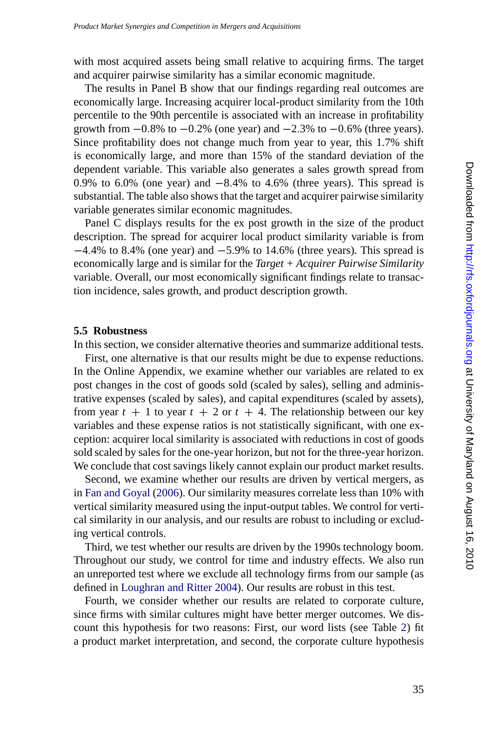with most acquired assets being small relative to acquiring firms. The target and acquirer pairwise similarity has a similar economic magnitude.

The results in Panel B show that our findings regarding real outcomes are economically large. Increasing acquirer local-product similarity from the 10th percentile to the 90th percentile is associated with an increase in profitability growth from −0.8% to −0.2% (one year) and −2.3% to −0.6% (three years). Since profitability does not change much from year to year, this 1.7% shift is economically large, and more than 15% of the standard deviation of the dependent variable. This variable also generates a sales growth spread from 0.9% to 6.0% (one year) and −8.4% to 4.6% (three years). This spread is substantial. The table also shows that the target and acquirer pairwise similarity variable generates similar economic magnitudes.

Panel C displays results for the ex post growth in the size of the product description. The spread for acquirer local product similarity variable is from −4.4% to 8.4% (one year) and −5.9% to 14.6% (three years). This spread is economically large and is similar for the *Target + Acquirer Pairwise Similarity* variable. Overall, our most economically significant findings relate to transaction incidence, sales growth, and product description growth.

### 5.5 Robustness

In this section, we consider alternative theories and summarize additional tests.

First, one alternative is that our results might be due to expense reductions. In the Online Appendix, we examine whether our variables are related to ex post changes in the cost of goods sold (scaled by sales), selling and administrative expenses (scaled by sales), and capital expenditures (scaled by assets), from year $t + 1$ to year $t + 2$ or $t + 4$. The relationship between our key variables and these expense ratios is not statistically significant, with one exception: acquirer local similarity is associated with reductions in cost of goods sold scaled by sales for the one-year horizon, but not for the three-year horizon. We conclude that cost savings likely cannot explain our product market results.

Second, we examine whether our results are driven by vertical mergers, as in Fan and Goyal (2006). Our similarity measures correlate less than 10% with vertical similarity measured using the input-output tables. We control for vertical similarity in our analysis, and our results are robust to including or excluding vertical controls.

Third, we test whether our results are driven by the 1990s technology boom. Throughout our study, we control for time and industry effects. We also run an unreported test where we exclude all technology firms from our sample (as defined in Loughran and Ritter 2004). Our results are robust in this test.

Fourth, we consider whether our results are related to corporate culture, since firms with similar cultures might have better merger outcomes. We discount this hypothesis for two reasons: First, our word lists (see Table 2) fit a product market interpretation, and second, the corporate culture hypothesis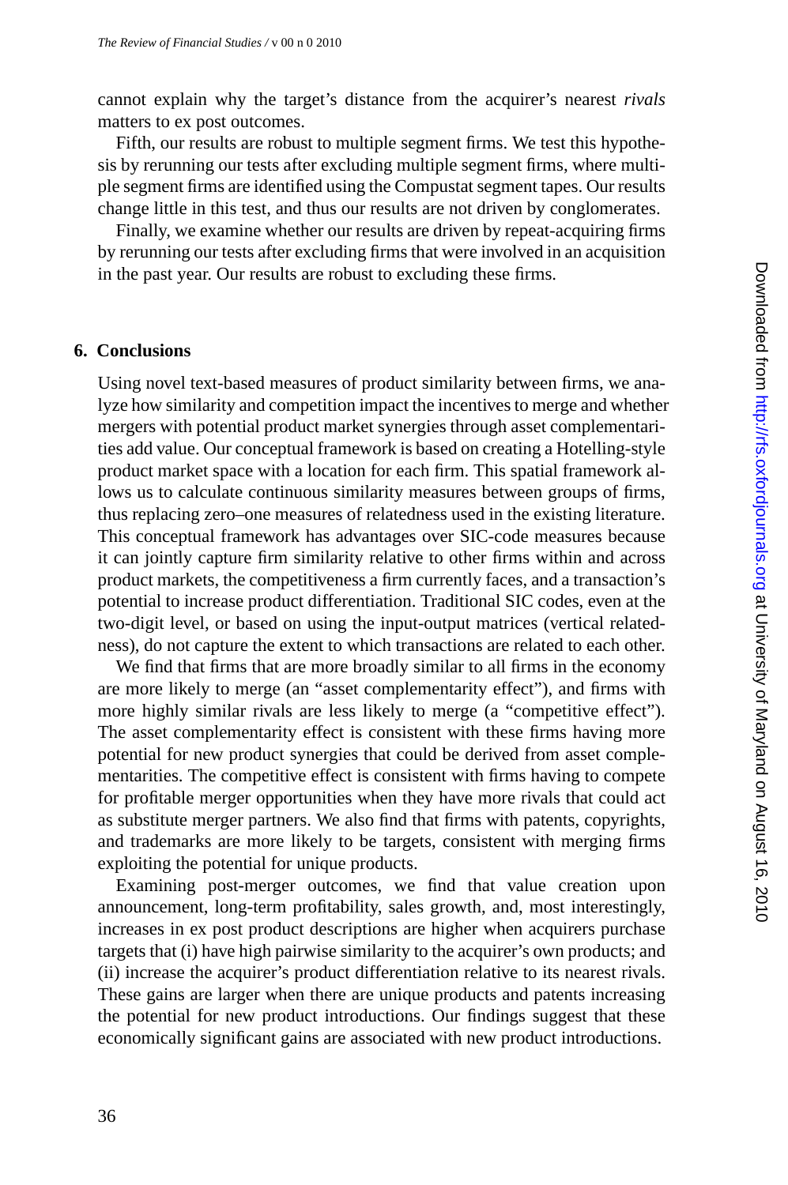cannot explain why the target's distance from the acquirer's nearest *rivals* matters to ex post outcomes.

Fifth, our results are robust to multiple segment firms. We test this hypothesis by rerunning our tests after excluding multiple segment firms, where multiple segment firms are identified using the Compustat segment tapes. Our results change little in this test, and thus our results are not driven by conglomerates.

Finally, we examine whether our results are driven by repeat-acquiring firms by rerunning our tests after excluding firms that were involved in an acquisition in the past year. Our results are robust to excluding these firms.

## 6. Conclusions

Using novel text-based measures of product similarity between firms, we analyze how similarity and competition impact the incentives to merge and whether mergers with potential product market synergies through asset complementarities add value. Our conceptual framework is based on creating a Hotelling-style product market space with a location for each firm. This spatial framework allows us to calculate continuous similarity measures between groups of firms, thus replacing zero–one measures of relatedness used in the existing literature. This conceptual framework has advantages over SIC-code measures because it can jointly capture firm similarity relative to other firms within and across product markets, the competitiveness a firm currently faces, and a transaction's potential to increase product differentiation. Traditional SIC codes, even at the two-digit level, or based on using the input-output matrices (vertical relatedness), do not capture the extent to which transactions are related to each other.

We find that firms that are more broadly similar to all firms in the economy are more likely to merge (an "asset complementarity effect"), and firms with more highly similar rivals are less likely to merge (a "competitive effect"). The asset complementarity effect is consistent with these firms having more potential for new product synergies that could be derived from asset complementarities. The competitive effect is consistent with firms having to compete for profitable merger opportunities when they have more rivals that could act as substitute merger partners. We also find that firms with patents, copyrights, and trademarks are more likely to be targets, consistent with merging firms exploiting the potential for unique products.

Examining post-merger outcomes, we find that value creation upon announcement, long-term profitability, sales growth, and, most interestingly, increases in ex post product descriptions are higher when acquirers purchase targets that (i) have high pairwise similarity to the acquirer's own products; and (ii) increase the acquirer's product differentiation relative to its nearest rivals. These gains are larger when there are unique products and patents increasing the potential for new product introductions. Our findings suggest that these economically significant gains are associated with new product introductions.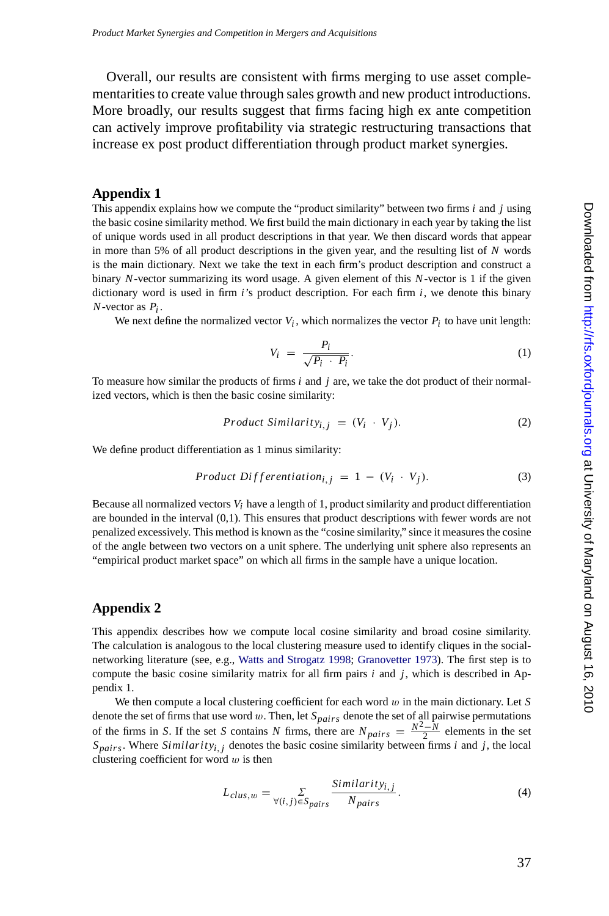Overall, our results are consistent with firms merging to use asset complementarities to create value through sales growth and new product introductions. More broadly, our results suggest that firms facing high ex ante competition can actively improve profitability via strategic restructuring transactions that increase ex post product differentiation through product market synergies.

## Appendix 1

This appendix explains how we compute the "product similarity" between two firms $i$ and $j$ using the basic cosine similarity method. We first build the main dictionary in each year by taking the list of unique words used in all product descriptions in that year. We then discard words that appear in more than 5% of all product descriptions in the given year, and the resulting list of $N$ words is the main dictionary. Next we take the text in each firm's product description and construct a binary $N$-vector summarizing its word usage. A given element of this $N$-vector is 1 if the given dictionary word is used in firm $i$'s product description. For each firm $i$, we denote this binary $N$-vector as $P_i$.

We next define the normalized vector $V_i$, which normalizes the vector $P_i$ to have unit length:

$$V_i = \frac{P_i}{\sqrt{P_i \cdot P_i}}. \tag{1}$$

To measure how similar the products of firms $i$ and $j$ are, we take the dot product of their normalized vectors, which is then the basic cosine similarity:

$$Product\ Similarity_{i,j} = (V_i \cdot V_j). \tag{2}$$

We define product differentiation as 1 minus similarity:

$$Product\ Differentiation_{i,j} = 1 - (V_i \cdot V_j). \tag{3}$$

Because all normalized vectors $V_i$ have a length of 1, product similarity and product differentiation are bounded in the interval (0,1). This ensures that product descriptions with fewer words are not penalized excessively. This method is known as the "cosine similarity," since it measures the cosine of the angle between two vectors on a unit sphere. The underlying unit sphere also represents an "empirical product market space" on which all firms in the sample have a unique location.

## Appendix 2

This appendix describes how we compute local cosine similarity and broad cosine similarity. The calculation is analogous to the local clustering measure used to identify cliques in the social-networking literature (see, e.g., Watts and Strogatz 1998; Granovetter 1973). The first step is to compute the basic cosine similarity matrix for all firm pairs $i$ and $j$, which is described in Appendix 1.

We then compute a local clustering coefficient for each word $w$ in the main dictionary. Let $S$ denote the set of firms that use word $w$. Then, let $S_{pairs}$ denote the set of all pairwise permutations of the firms in $S$. If the set $S$ contains $N$ firms, there are $N_{pairs} = \frac{N^2 - N}{2}$ elements in the set $S_{pairs}$. Where $Similarity_{i,j}$ denotes the basic cosine similarity between firms $i$ and $j$, the local clustering coefficient for word $w$ is then

$$L_{clus,w} = \sum_{\forall (i,j) \in S_{pairs}} \frac{Similarity_{i,j}}{N_{pairs}}. \tag{4}$$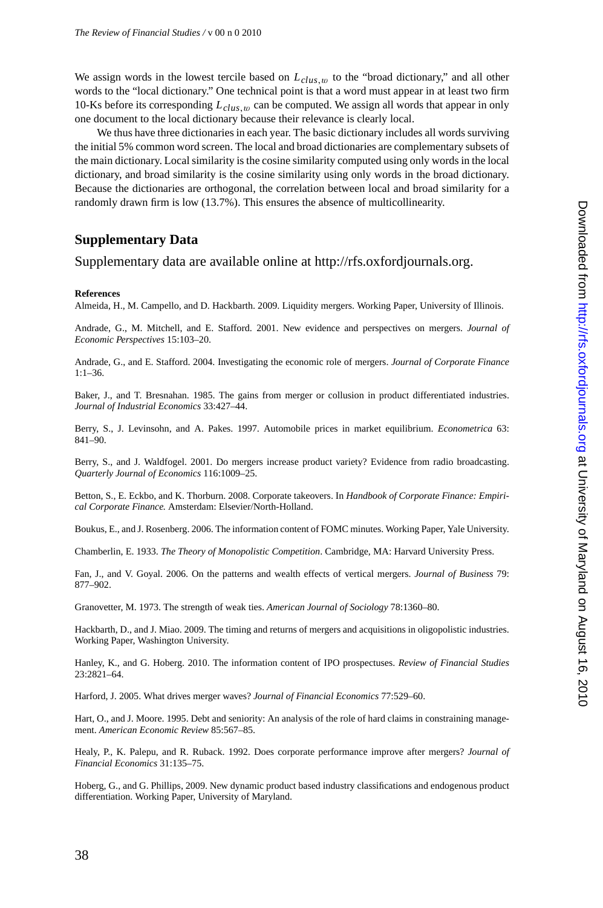We assign words in the lowest tercile based on $L_{clus,w}$ to the "broad dictionary," and all other words to the "local dictionary." One technical point is that a word must appear in at least two firm 10-Ks before its corresponding $L_{clus,w}$ can be computed. We assign all words that appear in only one document to the local dictionary because their relevance is clearly local.

We thus have three dictionaries in each year. The basic dictionary includes all words surviving the initial 5% common word screen. The local and broad dictionaries are complementary subsets of the main dictionary. Local similarity is the cosine similarity computed using only words in the local dictionary, and broad similarity is the cosine similarity using only words in the broad dictionary. Because the dictionaries are orthogonal, the correlation between local and broad similarity for a randomly drawn firm is low (13.7%). This ensures the absence of multicollinearity.

## Supplementary Data

Supplementary data are available online at http://rfs.oxfordjournals.org.

### References

Almeida, H., M. Campello, and D. Hackbarth. 2009. Liquidity mergers. Working Paper, University of Illinois.

Andrade, G., M. Mitchell, and E. Stafford. 2001. New evidence and perspectives on mergers. *Journal of Economic Perspectives* 15:103–20.

Andrade, G., and E. Stafford. 2004. Investigating the economic role of mergers. *Journal of Corporate Finance* 1:1–36.

Baker, J., and T. Bresnahan. 1985. The gains from merger or collusion in product differentiated industries. *Journal of Industrial Economics* 33:427–44.

Berry, S., J. Levinsohn, and A. Pakes. 1997. Automobile prices in market equilibrium. *Econometrica* 63: 841–90.

Berry, S., and J. Waldfogel. 2001. Do mergers increase product variety? Evidence from radio broadcasting. *Quarterly Journal of Economics* 116:1009–25.

Betton, S., E. Eckbo, and K. Thorburn. 2008. Corporate takeovers. In *Handbook of Corporate Finance: Empirical Corporate Finance.* Amsterdam: Elsevier/North-Holland.

Boukus, E., and J. Rosenberg. 2006. The information content of FOMC minutes. Working Paper, Yale University.

Chamberlin, E. 1933. *The Theory of Monopolistic Competition*. Cambridge, MA: Harvard University Press.

Fan, J., and V. Goyal. 2006. On the patterns and wealth effects of vertical mergers. *Journal of Business* 79: 877–902.

Granovetter, M. 1973. The strength of weak ties. *American Journal of Sociology* 78:1360–80.

Hackbarth, D., and J. Miao. 2009. The timing and returns of mergers and acquisitions in oligopolistic industries. Working Paper, Washington University.

Hanley, K., and G. Hoberg. 2010. The information content of IPO prospectuses. *Review of Financial Studies* 23:2821–64.

Harford, J. 2005. What drives merger waves? *Journal of Financial Economics* 77:529–60.

Hart, O., and J. Moore. 1995. Debt and seniority: An analysis of the role of hard claims in constraining management. *American Economic Review* 85:567–85.

Healy, P., K. Palepu, and R. Ruback. 1992. Does corporate performance improve after mergers? *Journal of Financial Economics* 31:135–75.

Hoberg, G., and G. Phillips, 2009. New dynamic product based industry classifications and endogenous product differentiation. Working Paper, University of Maryland.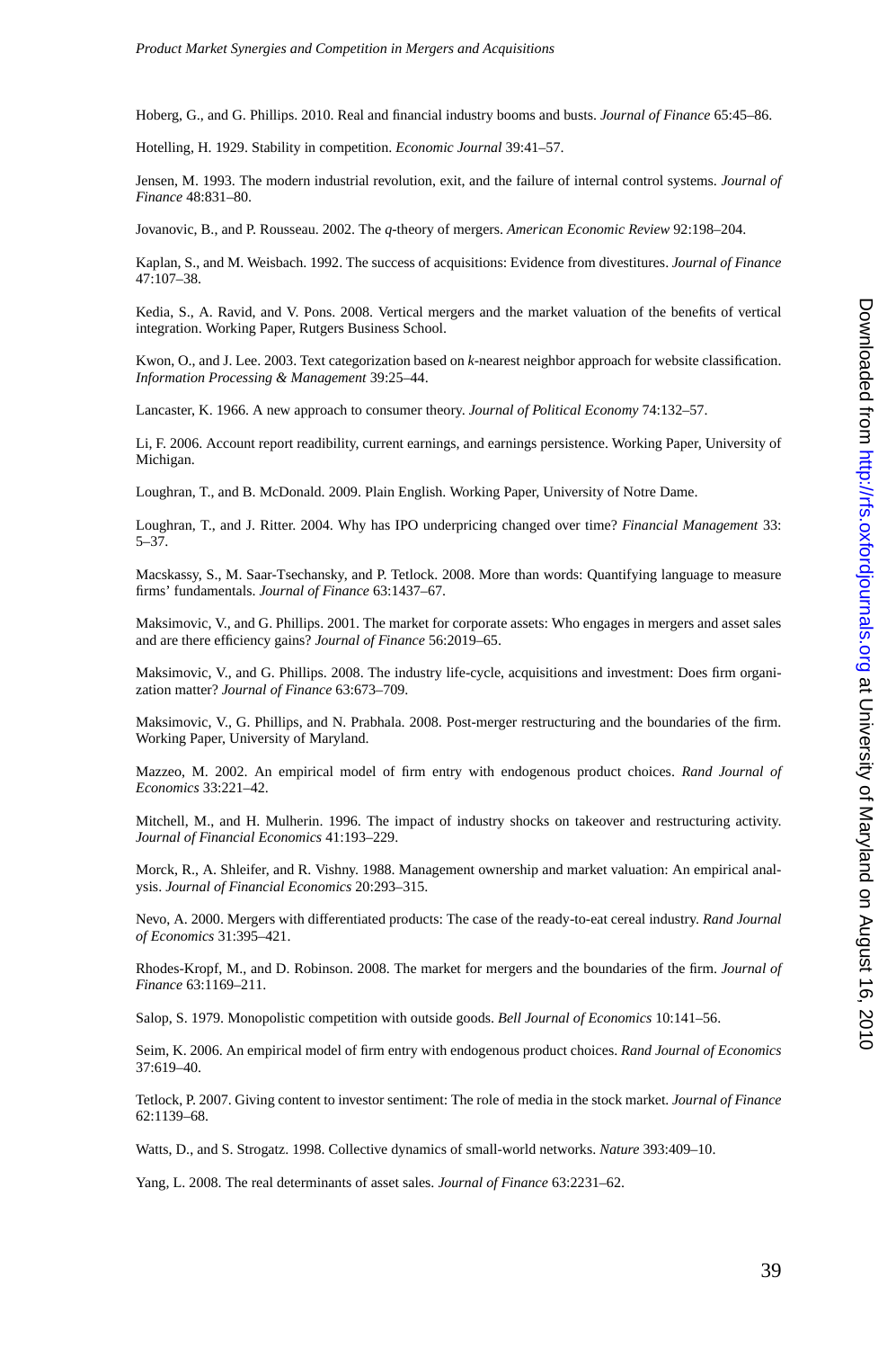Hoberg, G., and G. Phillips. 2010. Real and financial industry booms and busts. *Journal of Finance* 65:45–86.

Hotelling, H. 1929. Stability in competition. *Economic Journal* 39:41–57.

Jensen, M. 1993. The modern industrial revolution, exit, and the failure of internal control systems. *Journal of Finance* 48:831–80.

Jovanovic, B., and P. Rousseau. 2002. The *q*-theory of mergers. *American Economic Review* 92:198–204.

Kaplan, S., and M. Weisbach. 1992. The success of acquisitions: Evidence from divestitures. *Journal of Finance* 47:107–38.

Kedia, S., A. Ravid, and V. Pons. 2008. Vertical mergers and the market valuation of the benefits of vertical integration. Working Paper, Rutgers Business School.

Kwon, O., and J. Lee. 2003. Text categorization based on *k*-nearest neighbor approach for website classification. *Information Processing & Management* 39:25–44.

Lancaster, K. 1966. A new approach to consumer theory. *Journal of Political Economy* 74:132–57.

Li, F. 2006. Account report readibility, current earnings, and earnings persistence. Working Paper, University of Michigan.

Loughran, T., and B. McDonald. 2009. Plain English. Working Paper, University of Notre Dame.

Loughran, T., and J. Ritter. 2004. Why has IPO underpricing changed over time? *Financial Management* 33: 5–37.

Macskassy, S., M. Saar-Tsechansky, and P. Tetlock. 2008. More than words: Quantifying language to measure firms' fundamentals. *Journal of Finance* 63:1437–67.

Maksimovic, V., and G. Phillips. 2001. The market for corporate assets: Who engages in mergers and asset sales and are there efficiency gains? *Journal of Finance* 56:2019–65.

Maksimovic, V., and G. Phillips. 2008. The industry life-cycle, acquisitions and investment: Does firm organization matter? *Journal of Finance* 63:673–709.

Maksimovic, V., G. Phillips, and N. Prabhala. 2008. Post-merger restructuring and the boundaries of the firm. Working Paper, University of Maryland.

Mazzeo, M. 2002. An empirical model of firm entry with endogenous product choices. *Rand Journal of Economics* 33:221–42.

Mitchell, M., and H. Mulherin. 1996. The impact of industry shocks on takeover and restructuring activity. *Journal of Financial Economics* 41:193–229.

Morck, R., A. Shleifer, and R. Vishny. 1988. Management ownership and market valuation: An empirical analysis. *Journal of Financial Economics* 20:293–315.

Nevo, A. 2000. Mergers with differentiated products: The case of the ready-to-eat cereal industry. *Rand Journal of Economics* 31:395–421.

Rhodes-Kropf, M., and D. Robinson. 2008. The market for mergers and the boundaries of the firm. *Journal of Finance* 63:1169–211.

Salop, S. 1979. Monopolistic competition with outside goods. *Bell Journal of Economics* 10:141–56.

Seim, K. 2006. An empirical model of firm entry with endogenous product choices. *Rand Journal of Economics* 37:619–40.

Tetlock, P. 2007. Giving content to investor sentiment: The role of media in the stock market. *Journal of Finance* 62:1139–68.

Watts, D., and S. Strogatz. 1998. Collective dynamics of small-world networks. *Nature* 393:409–10.

Yang, L. 2008. The real determinants of asset sales. *Journal of Finance* 63:2231–62.